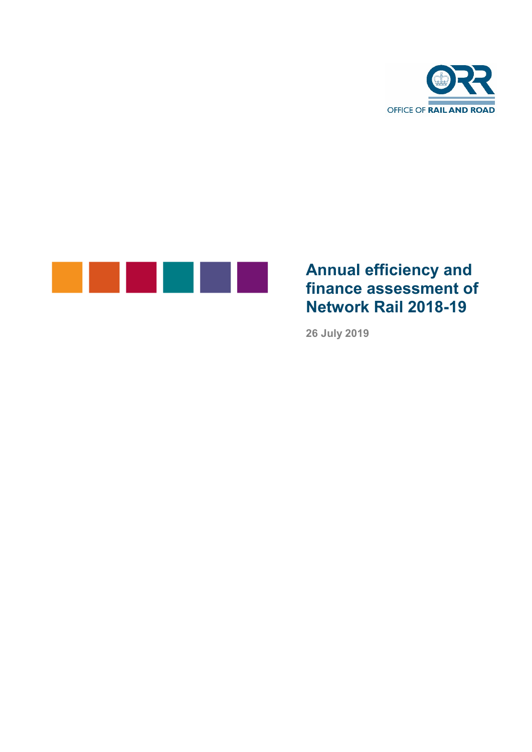# Annual efficiency and finance assessment of Network Rail 2018-19

26 July 2019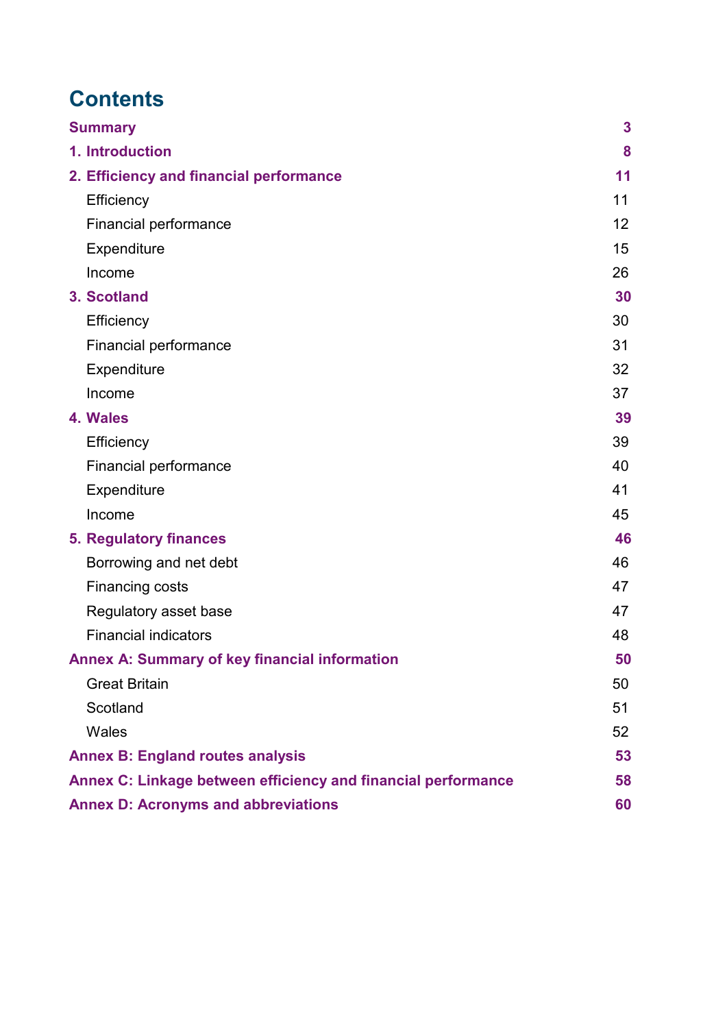# Contents

| | |
|---|---|
| **Summary** | **3** |
| **1. Introduction** | **8** |
| **2. Efficiency and financial performance** | **11** |
| Efficiency | 11 |
| Financial performance | 12 |
| Expenditure | 15 |
| Income | 26 |
| **3. Scotland** | **30** |
| Efficiency | 30 |
| Financial performance | 31 |
| Expenditure | 32 |
| Income | 37 |
| **4. Wales** | **39** |
| Efficiency | 39 |
| Financial performance | 40 |
| Expenditure | 41 |
| Income | 45 |
| **5. Regulatory finances** | **46** |
| Borrowing and net debt | 46 |
| Financing costs | 47 |
| Regulatory asset base | 47 |
| Financial indicators | 48 |
| **Annex A: Summary of key financial information** | **50** |
| Great Britain | 50 |
| Scotland | 51 |
| Wales | 52 |
| **Annex B: England routes analysis** | **53** |
| **Annex C: Linkage between efficiency and financial performance** | **58** |
| **Annex D: Acronyms and abbreviations** | **60** |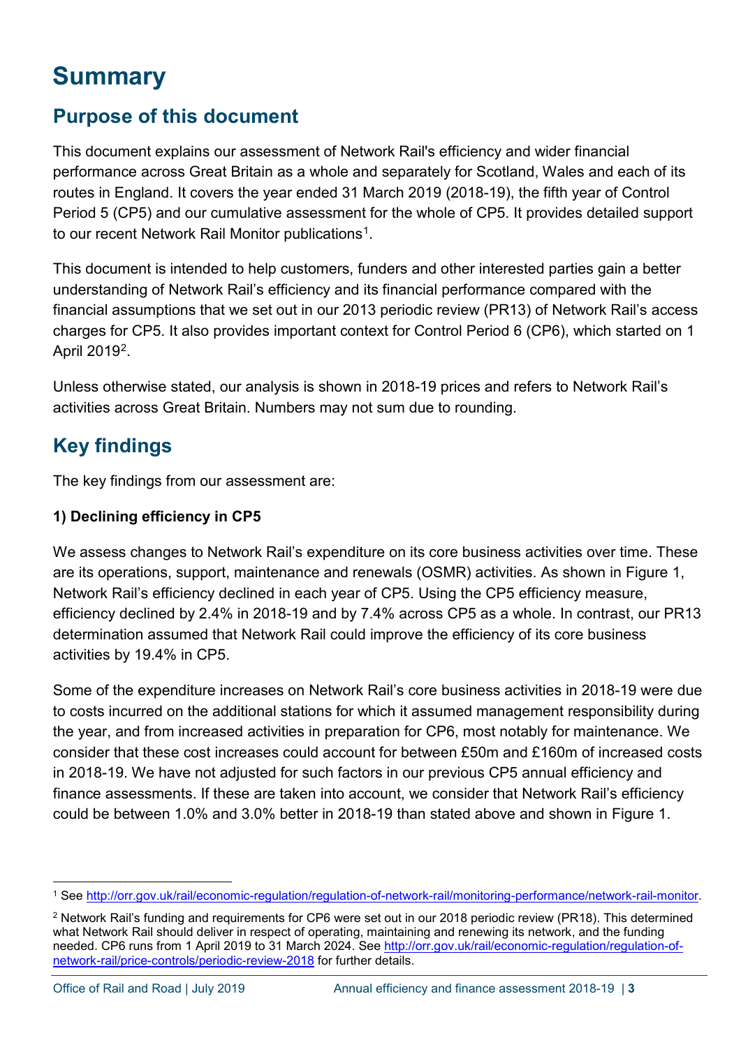# Summary

## Purpose of this document

This document explains our assessment of Network Rail's efficiency and wider financial performance across Great Britain as a whole and separately for Scotland, Wales and each of its routes in England. It covers the year ended 31 March 2019 (2018-19), the fifth year of Control Period 5 (CP5) and our cumulative assessment for the whole of CP5. It provides detailed support to our recent Network Rail Monitor publications[1].

This document is intended to help customers, funders and other interested parties gain a better understanding of Network Rail's efficiency and its financial performance compared with the financial assumptions that we set out in our 2013 periodic review (PR13) of Network Rail's access charges for CP5. It also provides important context for Control Period 6 (CP6), which started on 1 April 2019[2].

Unless otherwise stated, our analysis is shown in 2018-19 prices and refers to Network Rail's activities across Great Britain. Numbers may not sum due to rounding.

## Key findings

The key findings from our assessment are:

**1) Declining efficiency in CP5**

We assess changes to Network Rail's expenditure on its core business activities over time. These are its operations, support, maintenance and renewals (OSMR) activities. As shown in Figure 1, Network Rail's efficiency declined in each year of CP5. Using the CP5 efficiency measure, efficiency declined by 2.4% in 2018-19 and by 7.4% across CP5 as a whole. In contrast, our PR13 determination assumed that Network Rail could improve the efficiency of its core business activities by 19.4% in CP5.

Some of the expenditure increases on Network Rail's core business activities in 2018-19 were due to costs incurred on the additional stations for which it assumed management responsibility during the year, and from increased activities in preparation for CP6, most notably for maintenance. We consider that these cost increases could account for between £50m and £160m of increased costs in 2018-19. We have not adjusted for such factors in our previous CP5 annual efficiency and finance assessments. If these are taken into account, we consider that Network Rail's efficiency could be between 1.0% and 3.0% better in 2018-19 than stated above and shown in Figure 1.

---

[1] See http://orr.gov.uk/rail/economic-regulation/regulation-of-network-rail/monitoring-performance/network-rail-monitor.

[2] Network Rail's funding and requirements for CP6 were set out in our 2018 periodic review (PR18). This determined what Network Rail should deliver in respect of operating, maintaining and renewing its network, and the funding needed. CP6 runs from 1 April 2019 to 31 March 2024. See http://orr.gov.uk/rail/economic-regulation/regulation-of-network-rail/price-controls/periodic-review-2018 for further details.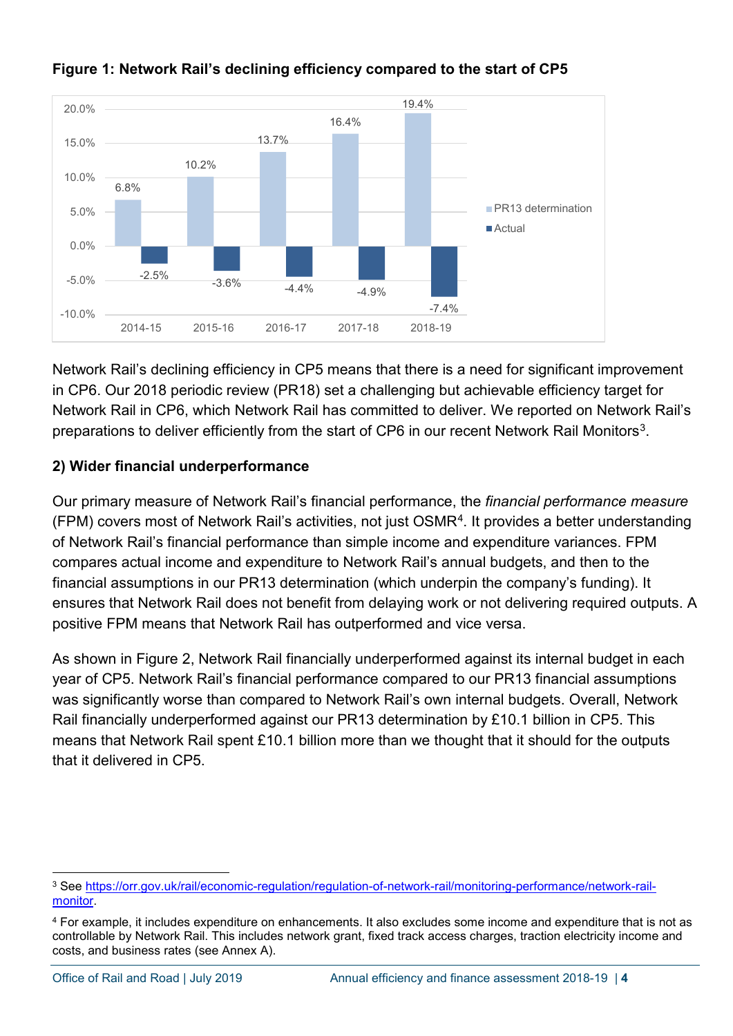**Figure 1: Network Rail's declining efficiency compared to the start of CP5**

| | 2014-15 | 2015-16 | 2016-17 | 2017-18 | 2018-19 |
|---|---|---|---|---|---|
| PR13 determination | 6.8% | 10.2% | 13.7% | 16.4% | 19.4% |
| Actual | -2.5% | -3.6% | -4.4% | -4.9% | -7.4% |

Network Rail's declining efficiency in CP5 means that there is a need for significant improvement in CP6. Our 2018 periodic review (PR18) set a challenging but achievable efficiency target for Network Rail in CP6, which Network Rail has committed to deliver. We reported on Network Rail's preparations to deliver efficiently from the start of CP6 in our recent Network Rail Monitors[3].

**2) Wider financial underperformance**

Our primary measure of Network Rail's financial performance, the *financial performance measure* (FPM) covers most of Network Rail's activities, not just OSMR[4]. It provides a better understanding of Network Rail's financial performance than simple income and expenditure variances. FPM compares actual income and expenditure to Network Rail's annual budgets, and then to the financial assumptions in our PR13 determination (which underpin the company's funding). It ensures that Network Rail does not benefit from delaying work or not delivering required outputs. A positive FPM means that Network Rail has outperformed and vice versa.

As shown in Figure 2, Network Rail financially underperformed against its internal budget in each year of CP5. Network Rail's financial performance compared to our PR13 financial assumptions was significantly worse than compared to Network Rail's own internal budgets. Overall, Network Rail financially underperformed against our PR13 determination by £10.1 billion in CP5. This means that Network Rail spent £10.1 billion more than we thought that it should for the outputs that it delivered in CP5.

---

[3] See https://orr.gov.uk/rail/economic-regulation/regulation-of-network-rail/monitoring-performance/network-rail-monitor.

[4] For example, it includes expenditure on enhancements. It also excludes some income and expenditure that is not as controllable by Network Rail. This includes network grant, fixed track access charges, traction electricity income and costs, and business rates (see Annex A).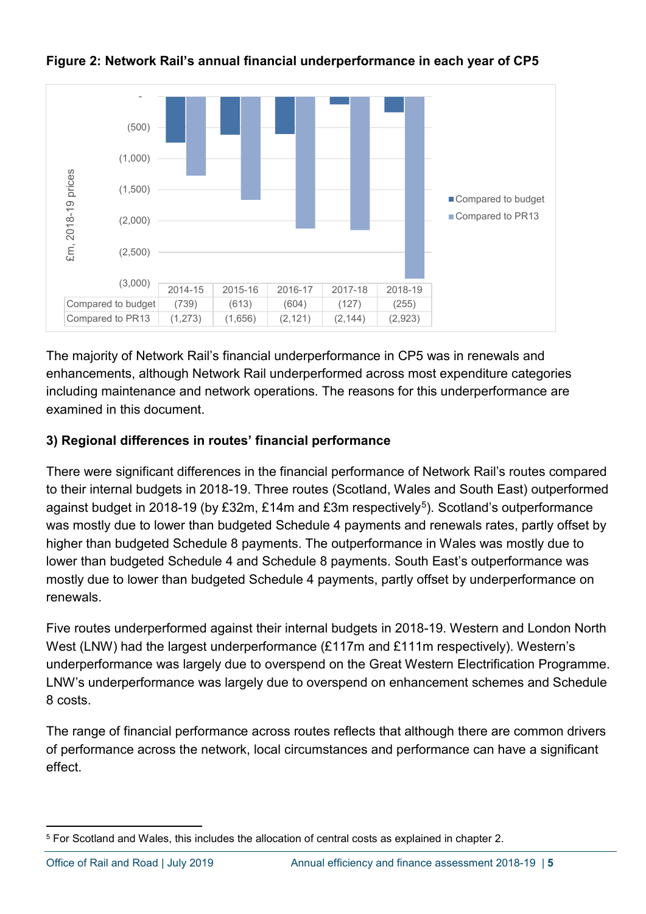**Figure 2: Network Rail's annual financial underperformance in each year of CP5**

| £m, 2018-19 prices | 2014-15 | 2015-16 | 2016-17 | 2017-18 | 2018-19 |
|---|---|---|---|---|---|
| Compared to budget | (739) | (613) | (604) | (127) | (255) |
| Compared to PR13 | (1,273) | (1,656) | (2,121) | (2,144) | (2,923) |

The majority of Network Rail's financial underperformance in CP5 was in renewals and enhancements, although Network Rail underperformed across most expenditure categories including maintenance and network operations. The reasons for this underperformance are examined in this document.

### 3) Regional differences in routes' financial performance

There were significant differences in the financial performance of Network Rail's routes compared to their internal budgets in 2018-19. Three routes (Scotland, Wales and South East) outperformed against budget in 2018-19 (by £32m, £14m and £3m respectively[5]). Scotland's outperformance was mostly due to lower than budgeted Schedule 4 payments and renewals rates, partly offset by higher than budgeted Schedule 8 payments. The outperformance in Wales was mostly due to lower than budgeted Schedule 4 and Schedule 8 payments. South East's outperformance was mostly due to lower than budgeted Schedule 4 payments, partly offset by underperformance on renewals.

Five routes underperformed against their internal budgets in 2018-19. Western and London North West (LNW) had the largest underperformance (£117m and £111m respectively). Western's underperformance was largely due to overspend on the Great Western Electrification Programme. LNW's underperformance was largely due to overspend on enhancement schemes and Schedule 8 costs.

The range of financial performance across routes reflects that although there are common drivers of performance across the network, local circumstances and performance can have a significant effect.

[5] For Scotland and Wales, this includes the allocation of central costs as explained in chapter 2.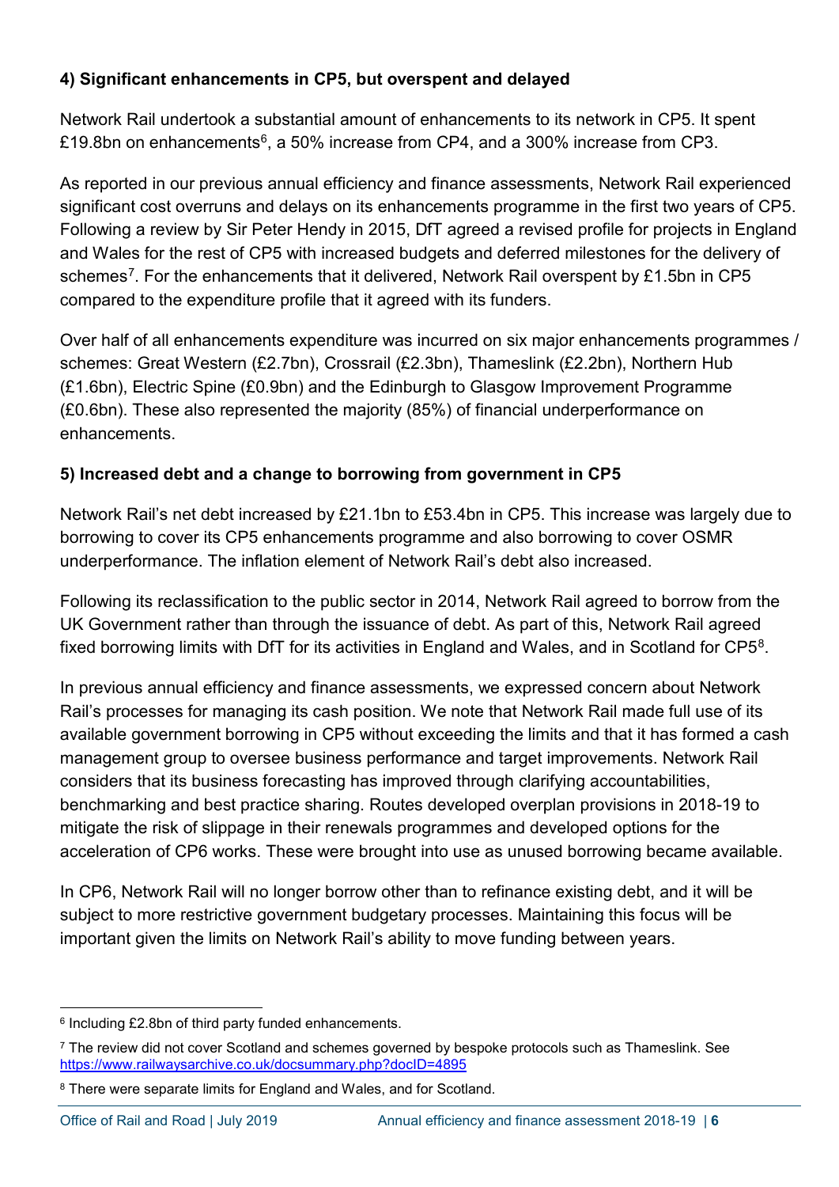**4) Significant enhancements in CP5, but overspent and delayed**

Network Rail undertook a substantial amount of enhancements to its network in CP5. It spent £19.8bn on enhancements[6], a 50% increase from CP4, and a 300% increase from CP3.

As reported in our previous annual efficiency and finance assessments, Network Rail experienced significant cost overruns and delays on its enhancements programme in the first two years of CP5. Following a review by Sir Peter Hendy in 2015, DfT agreed a revised profile for projects in England and Wales for the rest of CP5 with increased budgets and deferred milestones for the delivery of schemes[7]. For the enhancements that it delivered, Network Rail overspent by £1.5bn in CP5 compared to the expenditure profile that it agreed with its funders.

Over half of all enhancements expenditure was incurred on six major enhancements programmes / schemes: Great Western (£2.7bn), Crossrail (£2.3bn), Thameslink (£2.2bn), Northern Hub (£1.6bn), Electric Spine (£0.9bn) and the Edinburgh to Glasgow Improvement Programme (£0.6bn). These also represented the majority (85%) of financial underperformance on enhancements.

**5) Increased debt and a change to borrowing from government in CP5**

Network Rail's net debt increased by £21.1bn to £53.4bn in CP5. This increase was largely due to borrowing to cover its CP5 enhancements programme and also borrowing to cover OSMR underperformance. The inflation element of Network Rail's debt also increased.

Following its reclassification to the public sector in 2014, Network Rail agreed to borrow from the UK Government rather than through the issuance of debt. As part of this, Network Rail agreed fixed borrowing limits with DfT for its activities in England and Wales, and in Scotland for CP5[8].

In previous annual efficiency and finance assessments, we expressed concern about Network Rail's processes for managing its cash position. We note that Network Rail made full use of its available government borrowing in CP5 without exceeding the limits and that it has formed a cash management group to oversee business performance and target improvements. Network Rail considers that its business forecasting has improved through clarifying accountabilities, benchmarking and best practice sharing. Routes developed overplan provisions in 2018-19 to mitigate the risk of slippage in their renewals programmes and developed options for the acceleration of CP6 works. These were brought into use as unused borrowing became available.

In CP6, Network Rail will no longer borrow other than to refinance existing debt, and it will be subject to more restrictive government budgetary processes. Maintaining this focus will be important given the limits on Network Rail's ability to move funding between years.

---

[6] Including £2.8bn of third party funded enhancements.

[7] The review did not cover Scotland and schemes governed by bespoke protocols such as Thameslink. See https://www.railwaysarchive.co.uk/docsummary.php?docID=4895

[8] There were separate limits for England and Wales, and for Scotland.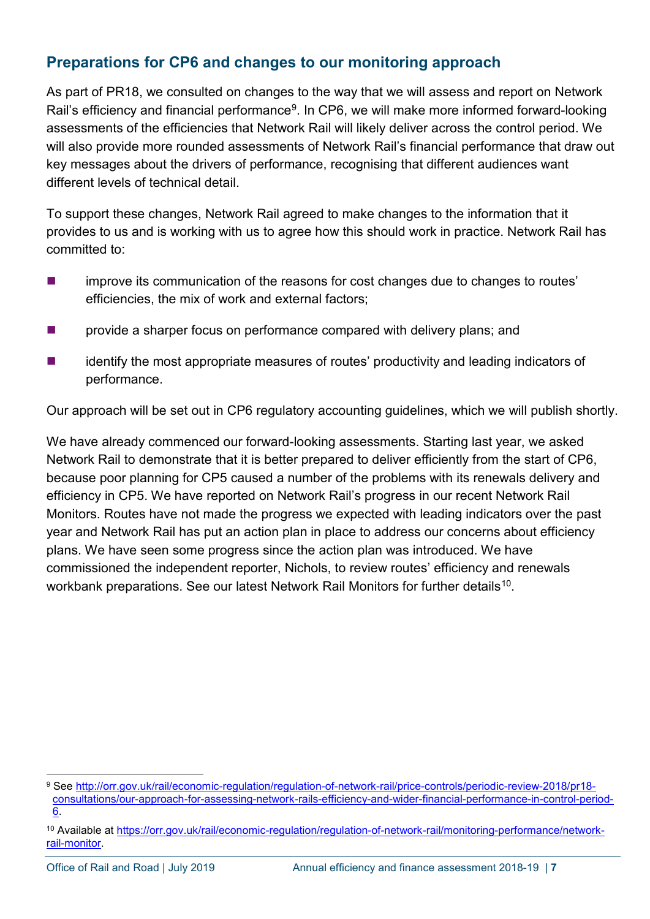## Preparations for CP6 and changes to our monitoring approach

As part of PR18, we consulted on changes to the way that we will assess and report on Network Rail's efficiency and financial performance[9]. In CP6, we will make more informed forward-looking assessments of the efficiencies that Network Rail will likely deliver across the control period. We will also provide more rounded assessments of Network Rail's financial performance that draw out key messages about the drivers of performance, recognising that different audiences want different levels of technical detail.

To support these changes, Network Rail agreed to make changes to the information that it provides to us and is working with us to agree how this should work in practice. Network Rail has committed to:

- improve its communication of the reasons for cost changes due to changes to routes' efficiencies, the mix of work and external factors;
- provide a sharper focus on performance compared with delivery plans; and
- identify the most appropriate measures of routes' productivity and leading indicators of performance.

Our approach will be set out in CP6 regulatory accounting guidelines, which we will publish shortly.

We have already commenced our forward-looking assessments. Starting last year, we asked Network Rail to demonstrate that it is better prepared to deliver efficiently from the start of CP6, because poor planning for CP5 caused a number of the problems with its renewals delivery and efficiency in CP5. We have reported on Network Rail's progress in our recent Network Rail Monitors. Routes have not made the progress we expected with leading indicators over the past year and Network Rail has put an action plan in place to address our concerns about efficiency plans. We have seen some progress since the action plan was introduced. We have commissioned the independent reporter, Nichols, to review routes' efficiency and renewals workbank preparations. See our latest Network Rail Monitors for further details[10].

---

[9] See http://orr.gov.uk/rail/economic-regulation/regulation-of-network-rail/price-controls/periodic-review-2018/pr18-consultations/our-approach-for-assessing-network-rails-efficiency-and-wider-financial-performance-in-control-period-6.

[10] Available at https://orr.gov.uk/rail/economic-regulation/regulation-of-network-rail/monitoring-performance/network-rail-monitor.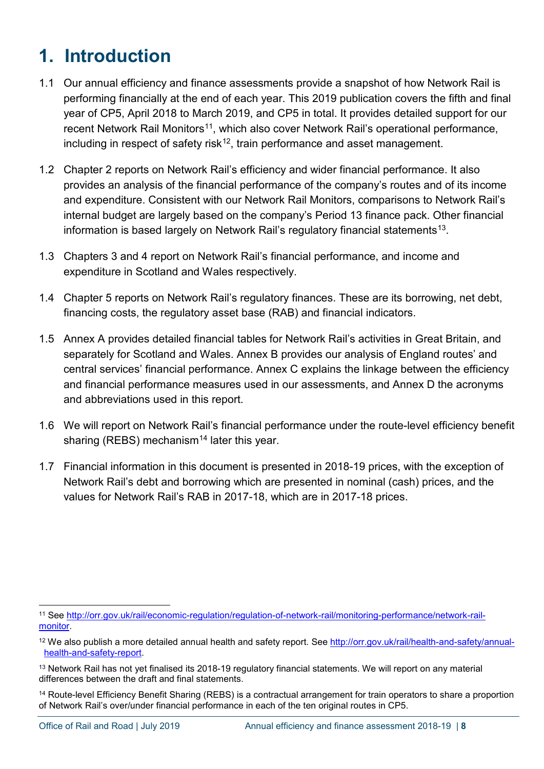# 1. Introduction

1.1 Our annual efficiency and finance assessments provide a snapshot of how Network Rail is performing financially at the end of each year. This 2019 publication covers the fifth and final year of CP5, April 2018 to March 2019, and CP5 in total. It provides detailed support for our recent Network Rail Monitors[11], which also cover Network Rail's operational performance, including in respect of safety risk[12], train performance and asset management.

1.2 Chapter 2 reports on Network Rail's efficiency and wider financial performance. It also provides an analysis of the financial performance of the company's routes and of its income and expenditure. Consistent with our Network Rail Monitors, comparisons to Network Rail's internal budget are largely based on the company's Period 13 finance pack. Other financial information is based largely on Network Rail's regulatory financial statements[13].

1.3 Chapters 3 and 4 report on Network Rail's financial performance, and income and expenditure in Scotland and Wales respectively.

1.4 Chapter 5 reports on Network Rail's regulatory finances. These are its borrowing, net debt, financing costs, the regulatory asset base (RAB) and financial indicators.

1.5 Annex A provides detailed financial tables for Network Rail's activities in Great Britain, and separately for Scotland and Wales. Annex B provides our analysis of England routes' and central services' financial performance. Annex C explains the linkage between the efficiency and financial performance measures used in our assessments, and Annex D the acronyms and abbreviations used in this report.

1.6 We will report on Network Rail's financial performance under the route-level efficiency benefit sharing (REBS) mechanism[14] later this year.

1.7 Financial information in this document is presented in 2018-19 prices, with the exception of Network Rail's debt and borrowing which are presented in nominal (cash) prices, and the values for Network Rail's RAB in 2017-18, which are in 2017-18 prices.

---

[11] See http://orr.gov.uk/rail/economic-regulation/regulation-of-network-rail/monitoring-performance/network-rail-monitor.

[12] We also publish a more detailed annual health and safety report. See http://orr.gov.uk/rail/health-and-safety/annual-health-and-safety-report.

[13] Network Rail has not yet finalised its 2018-19 regulatory financial statements. We will report on any material differences between the draft and final statements.

[14] Route-level Efficiency Benefit Sharing (REBS) is a contractual arrangement for train operators to share a proportion of Network Rail's over/under financial performance in each of the ten original routes in CP5.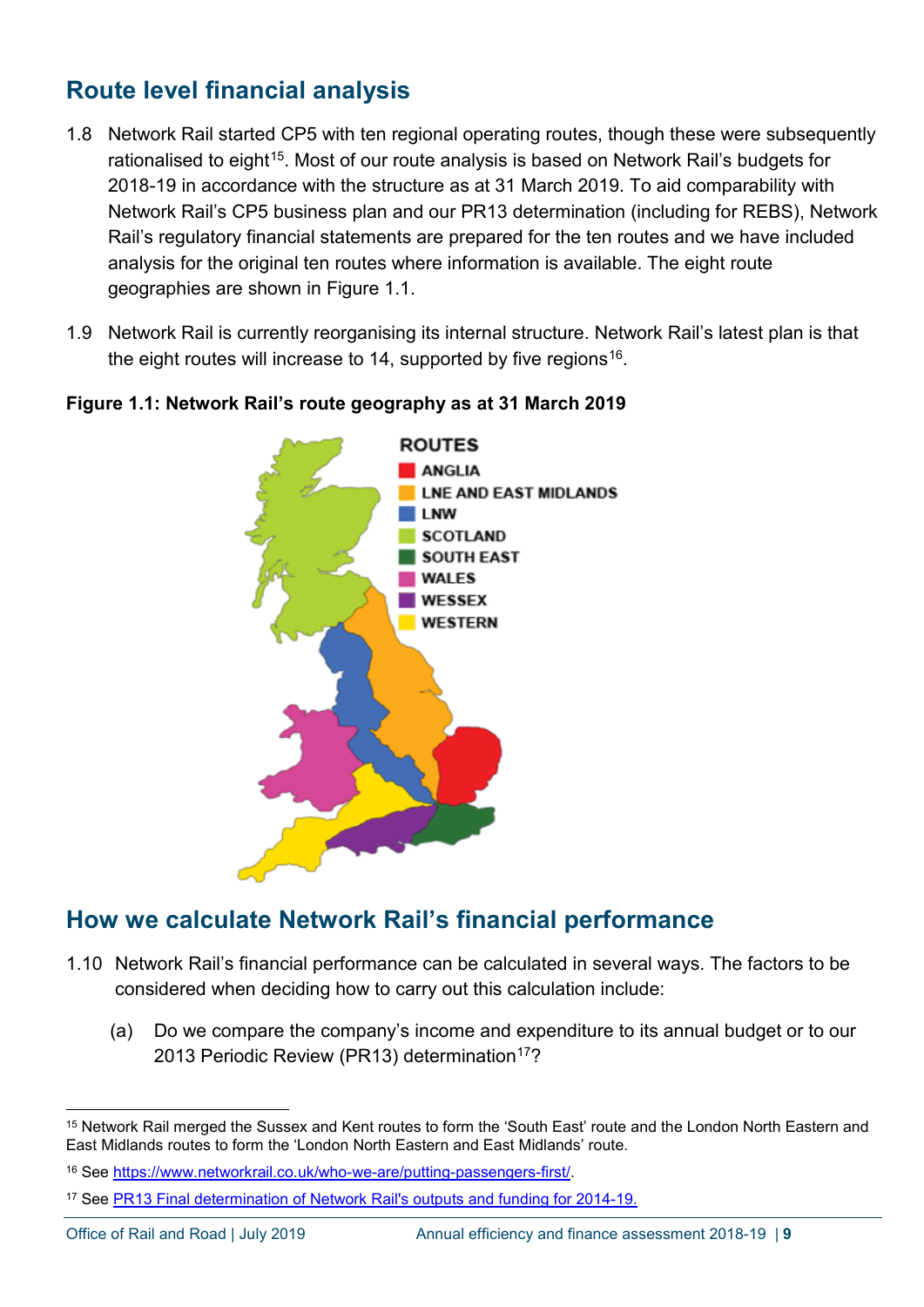## Route level financial analysis

1.8 Network Rail started CP5 with ten regional operating routes, though these were subsequently rationalised to eight[15]. Most of our route analysis is based on Network Rail's budgets for 2018-19 in accordance with the structure as at 31 March 2019. To aid comparability with Network Rail's CP5 business plan and our PR13 determination (including for REBS), Network Rail's regulatory financial statements are prepared for the ten routes and we have included analysis for the original ten routes where information is available. The eight route geographies are shown in Figure 1.1.

1.9 Network Rail is currently reorganising its internal structure. Network Rail's latest plan is that the eight routes will increase to 14, supported by five regions[16].

**Figure 1.1: Network Rail's route geography as at 31 March 2019**

ROUTES
- ANGLIA
- LNE AND EAST MIDLANDS
- LNW
- SCOTLAND
- SOUTH EAST
- WALES
- WESSEX
- WESTERN

## How we calculate Network Rail's financial performance

1.10 Network Rail's financial performance can be calculated in several ways. The factors to be considered when deciding how to carry out this calculation include:

(a) Do we compare the company's income and expenditure to its annual budget or to our 2013 Periodic Review (PR13) determination[17]?

---

[15] Network Rail merged the Sussex and Kent routes to form the 'South East' route and the London North Eastern and East Midlands routes to form the 'London North Eastern and East Midlands' route.

[16] See https://www.networkrail.co.uk/who-we-are/putting-passengers-first/.

[17] See PR13 Final determination of Network Rail's outputs and funding for 2014-19.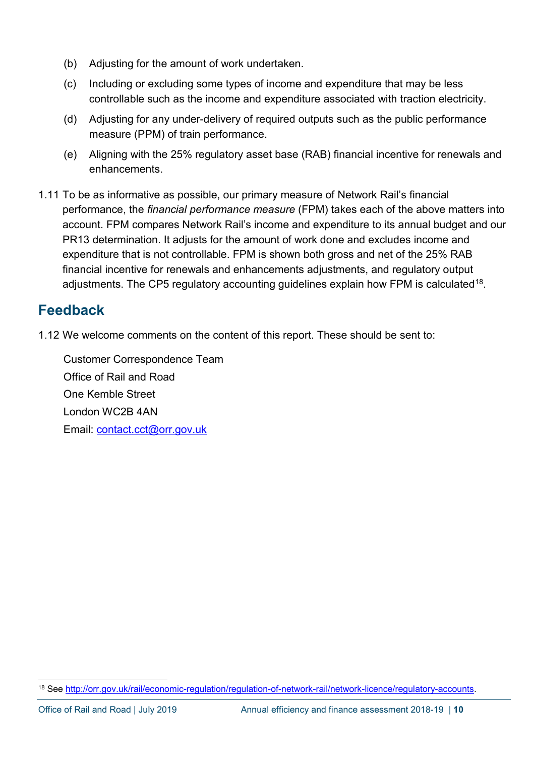(b) Adjusting for the amount of work undertaken.

(c) Including or excluding some types of income and expenditure that may be less controllable such as the income and expenditure associated with traction electricity.

(d) Adjusting for any under-delivery of required outputs such as the public performance measure (PPM) of train performance.

(e) Aligning with the 25% regulatory asset base (RAB) financial incentive for renewals and enhancements.

1.11 To be as informative as possible, our primary measure of Network Rail's financial performance, the *financial performance measure* (FPM) takes each of the above matters into account. FPM compares Network Rail's income and expenditure to its annual budget and our PR13 determination. It adjusts for the amount of work done and excludes income and expenditure that is not controllable. FPM is shown both gross and net of the 25% RAB financial incentive for renewals and enhancements adjustments, and regulatory output adjustments. The CP5 regulatory accounting guidelines explain how FPM is calculated[18].

## Feedback

1.12 We welcome comments on the content of this report. These should be sent to:

Customer Correspondence Team
Office of Rail and Road
One Kemble Street
London WC2B 4AN
Email: contact.cct@orr.gov.uk

[18] See http://orr.gov.uk/rail/economic-regulation/regulation-of-network-rail/network-licence/regulatory-accounts.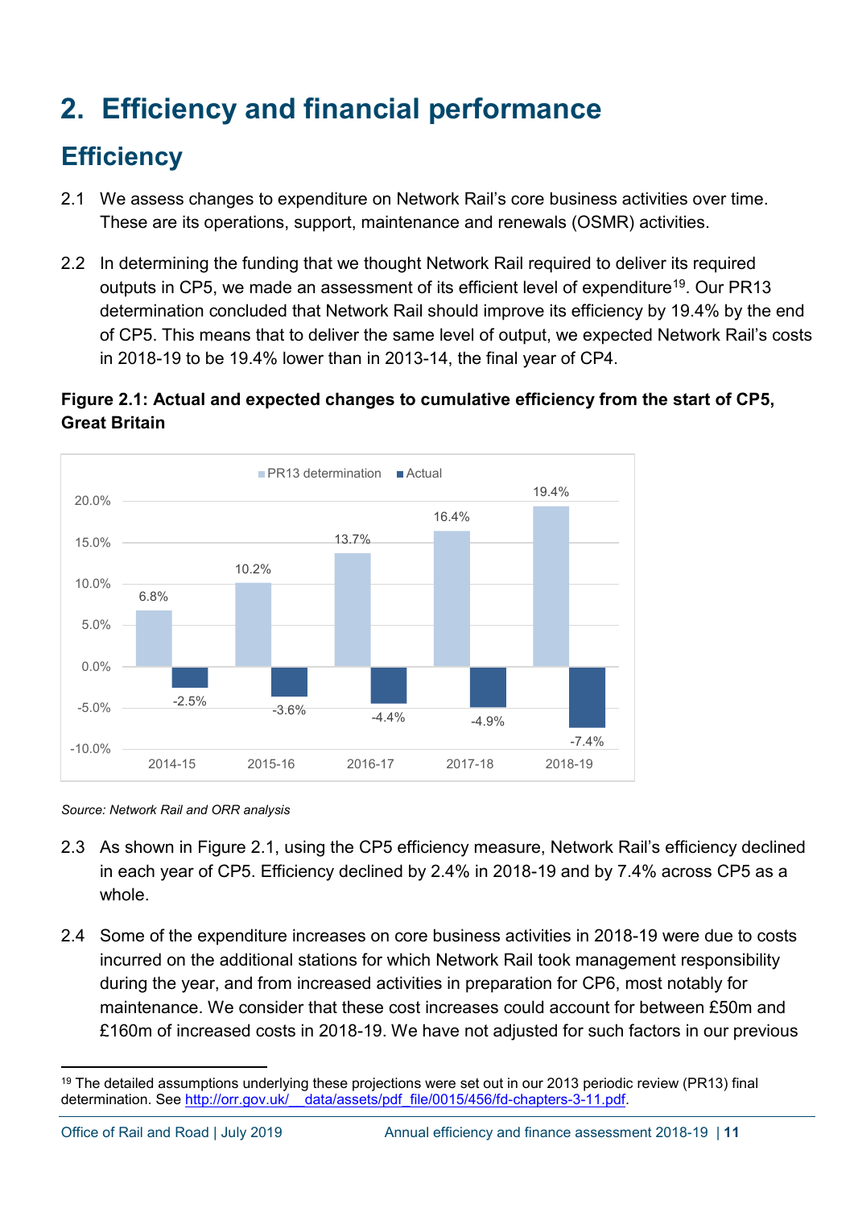# 2. Efficiency and financial performance

## Efficiency

2.1 We assess changes to expenditure on Network Rail's core business activities over time. These are its operations, support, maintenance and renewals (OSMR) activities.

2.2 In determining the funding that we thought Network Rail required to deliver its required outputs in CP5, we made an assessment of its efficient level of expenditure[19]. Our PR13 determination concluded that Network Rail should improve its efficiency by 19.4% by the end of CP5. This means that to deliver the same level of output, we expected Network Rail's costs in 2018-19 to be 19.4% lower than in 2013-14, the final year of CP4.

**Figure 2.1: Actual and expected changes to cumulative efficiency from the start of CP5, Great Britain**

| | PR13 determination | Actual |
|---|---|---|
| 2014-15 | 6.8% | -2.5% |
| 2015-16 | 10.2% | -3.6% |
| 2016-17 | 13.7% | -4.4% |
| 2017-18 | 16.4% | -4.9% |
| 2018-19 | 19.4% | -7.4% |

*Source: Network Rail and ORR analysis*

2.3 As shown in Figure 2.1, using the CP5 efficiency measure, Network Rail's efficiency declined in each year of CP5. Efficiency declined by 2.4% in 2018-19 and by 7.4% across CP5 as a whole.

2.4 Some of the expenditure increases on core business activities in 2018-19 were due to costs incurred on the additional stations for which Network Rail took management responsibility during the year, and from increased activities in preparation for CP6, most notably for maintenance. We consider that these cost increases could account for between £50m and £160m of increased costs in 2018-19. We have not adjusted for such factors in our previous

---

[19] The detailed assumptions underlying these projections were set out in our 2013 periodic review (PR13) final determination. See http://orr.gov.uk/__data/assets/pdf_file/0015/456/fd-chapters-3-11.pdf.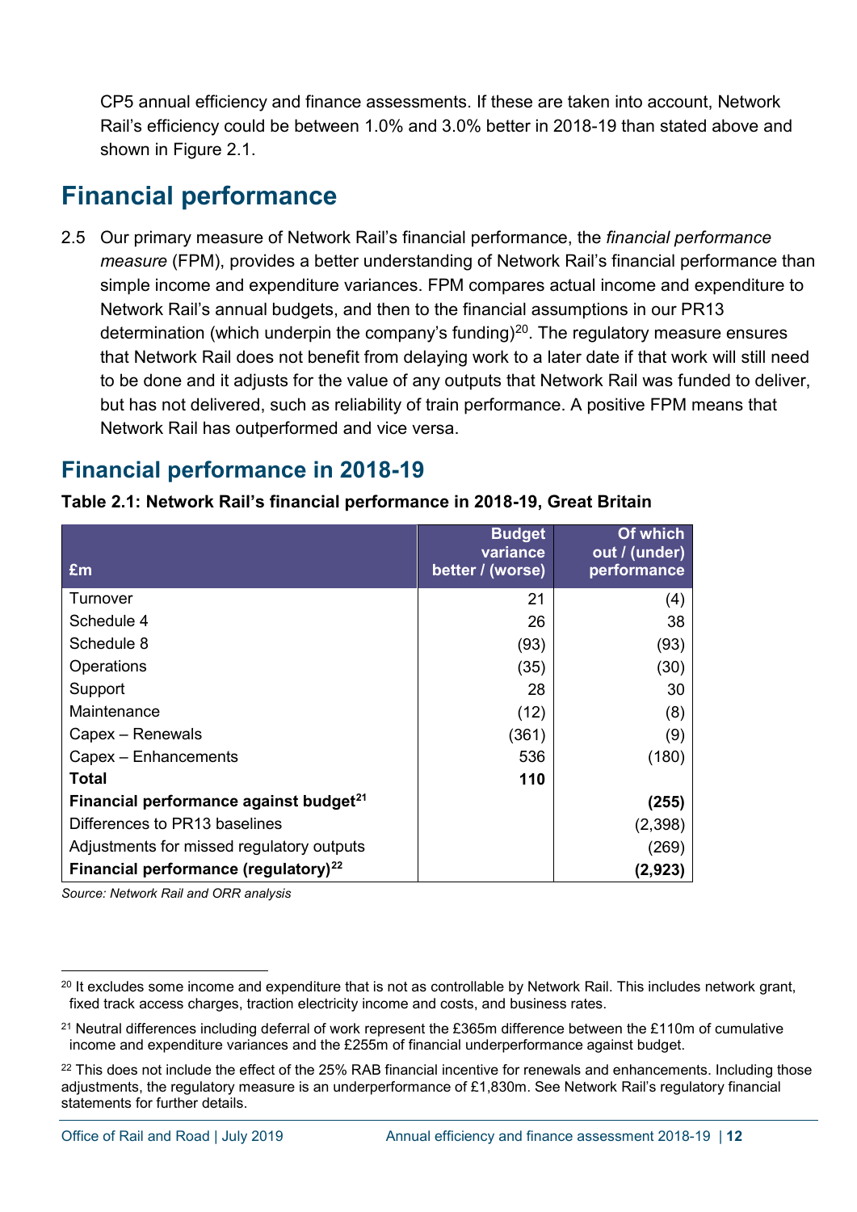CP5 annual efficiency and finance assessments. If these are taken into account, Network Rail's efficiency could be between 1.0% and 3.0% better in 2018-19 than stated above and shown in Figure 2.1.

## Financial performance

2.5 Our primary measure of Network Rail's financial performance, the *financial performance measure* (FPM), provides a better understanding of Network Rail's financial performance than simple income and expenditure variances. FPM compares actual income and expenditure to Network Rail's annual budgets, and then to the financial assumptions in our PR13 determination (which underpin the company's funding)[20]. The regulatory measure ensures that Network Rail does not benefit from delaying work to a later date if that work will still need to be done and it adjusts for the value of any outputs that Network Rail was funded to deliver, but has not delivered, such as reliability of train performance. A positive FPM means that Network Rail has outperformed and vice versa.

### Financial performance in 2018-19

**Table 2.1: Network Rail's financial performance in 2018-19, Great Britain**

| £m | Budget variance better / (worse) | Of which out / (under) performance |
|---|---|---|
| Turnover | 21 | (4) |
| Schedule 4 | 26 | 38 |
| Schedule 8 | (93) | (93) |
| Operations | (35) | (30) |
| Support | 28 | 30 |
| Maintenance | (12) | (8) |
| Capex – Renewals | (361) | (9) |
| Capex – Enhancements | 536 | (180) |
| **Total** | **110** | |
| **Financial performance against budget[21]** | | **(255)** |
| Differences to PR13 baselines | | (2,398) |
| Adjustments for missed regulatory outputs | | (269) |
| **Financial performance (regulatory)[22]** | | **(2,923)** |

*Source: Network Rail and ORR analysis*

[20] It excludes some income and expenditure that is not as controllable by Network Rail. This includes network grant, fixed track access charges, traction electricity income and costs, and business rates.

[21] Neutral differences including deferral of work represent the £365m difference between the £110m of cumulative income and expenditure variances and the £255m of financial underperformance against budget.

[22] This does not include the effect of the 25% RAB financial incentive for renewals and enhancements. Including those adjustments, the regulatory measure is an underperformance of £1,830m. See Network Rail's regulatory financial statements for further details.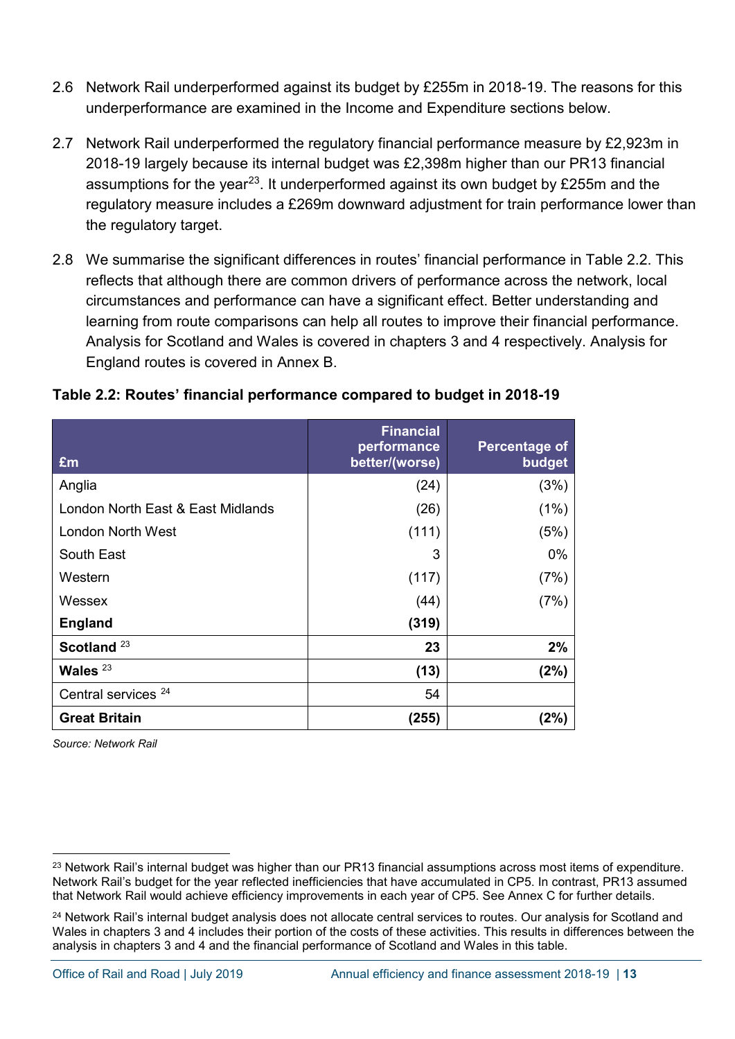2.6 Network Rail underperformed against its budget by £255m in 2018-19. The reasons for this underperformance are examined in the Income and Expenditure sections below.

2.7 Network Rail underperformed the regulatory financial performance measure by £2,923m in 2018-19 largely because its internal budget was £2,398m higher than our PR13 financial assumptions for the year[23]. It underperformed against its own budget by £255m and the regulatory measure includes a £269m downward adjustment for train performance lower than the regulatory target.

2.8 We summarise the significant differences in routes' financial performance in Table 2.2. This reflects that although there are common drivers of performance across the network, local circumstances and performance can have a significant effect. Better understanding and learning from route comparisons can help all routes to improve their financial performance. Analysis for Scotland and Wales is covered in chapters 3 and 4 respectively. Analysis for England routes is covered in Annex B.

**Table 2.2: Routes' financial performance compared to budget in 2018-19**

| £m | Financial performance better/(worse) | Percentage of budget |
|---|---:|---:|
| Anglia | (24) | (3%) |
| London North East & East Midlands | (26) | (1%) |
| London North West | (111) | (5%) |
| South East | 3 | 0% |
| Western | (117) | (7%) |
| Wessex | (44) | (7%) |
| **England** | **(319)** | |
| **Scotland** [23] | **23** | **2%** |
| **Wales** [23] | **(13)** | **(2%)** |
| Central services [24] | 54 | |
| **Great Britain** | **(255)** | **(2%)** |

*Source: Network Rail*

[23] Network Rail's internal budget was higher than our PR13 financial assumptions across most items of expenditure. Network Rail's budget for the year reflected inefficiencies that have accumulated in CP5. In contrast, PR13 assumed that Network Rail would achieve efficiency improvements in each year of CP5. See Annex C for further details.

[24] Network Rail's internal budget analysis does not allocate central services to routes. Our analysis for Scotland and Wales in chapters 3 and 4 includes their portion of the costs of these activities. This results in differences between the analysis in chapters 3 and 4 and the financial performance of Scotland and Wales in this table.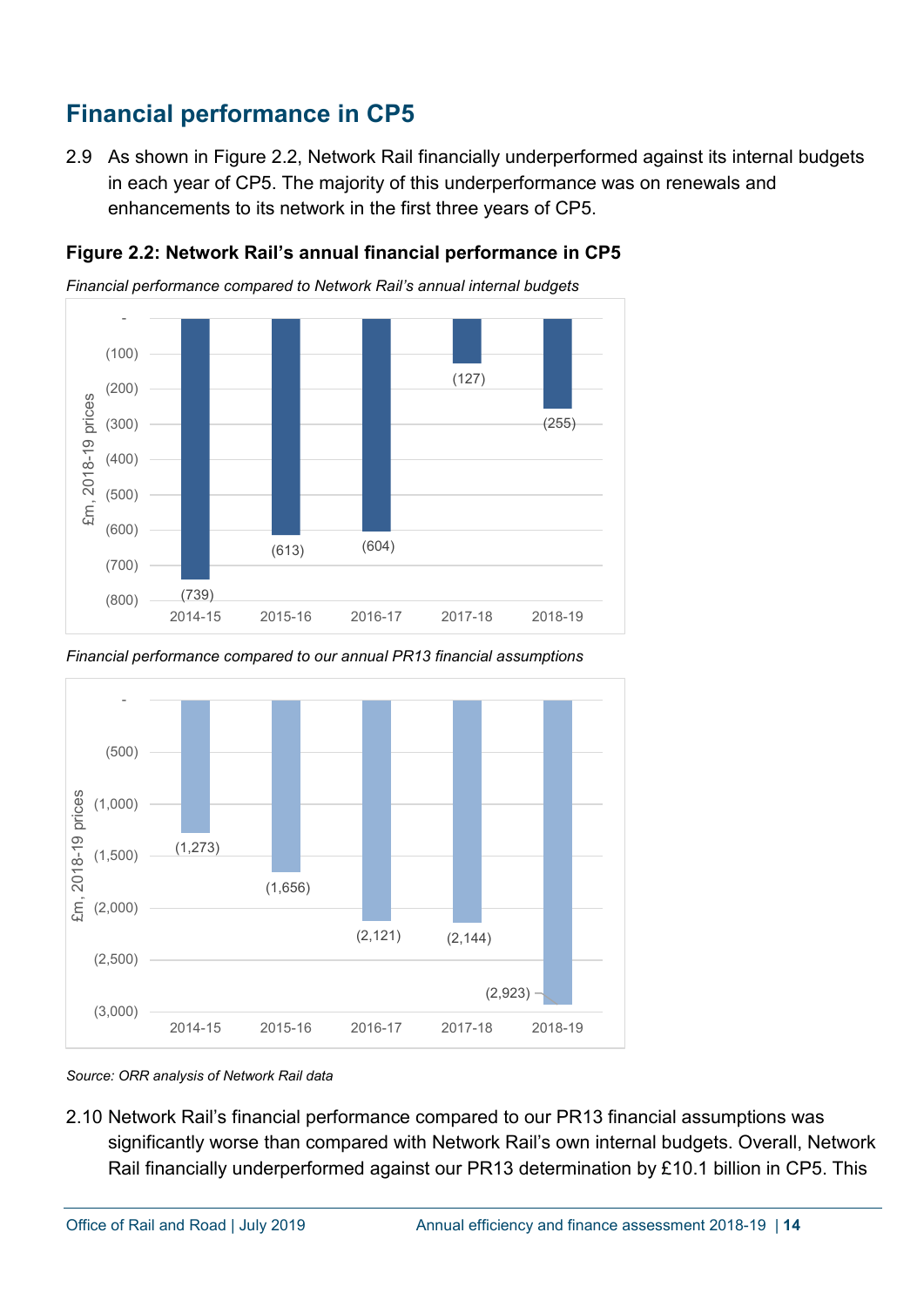## Financial performance in CP5

2.9 As shown in Figure 2.2, Network Rail financially underperformed against its internal budgets in each year of CP5. The majority of this underperformance was on renewals and enhancements to its network in the first three years of CP5.

**Figure 2.2: Network Rail's annual financial performance in CP5**

*Financial performance compared to Network Rail's annual internal budgets*

| £m, 2018-19 prices | 2014-15 | 2015-16 | 2016-17 | 2017-18 | 2018-19 |
|---|---|---|---|---|---|
| Financial performance | (739) | (613) | (604) | (127) | (255) |

*Financial performance compared to our annual PR13 financial assumptions*

| £m, 2018-19 prices | 2014-15 | 2015-16 | 2016-17 | 2017-18 | 2018-19 |
|---|---|---|---|---|---|
| Financial performance | (1,273) | (1,656) | (2,121) | (2,144) | (2,923) |

*Source: ORR analysis of Network Rail data*

2.10 Network Rail's financial performance compared to our PR13 financial assumptions was significantly worse than compared with Network Rail's own internal budgets. Overall, Network Rail financially underperformed against our PR13 determination by £10.1 billion in CP5. This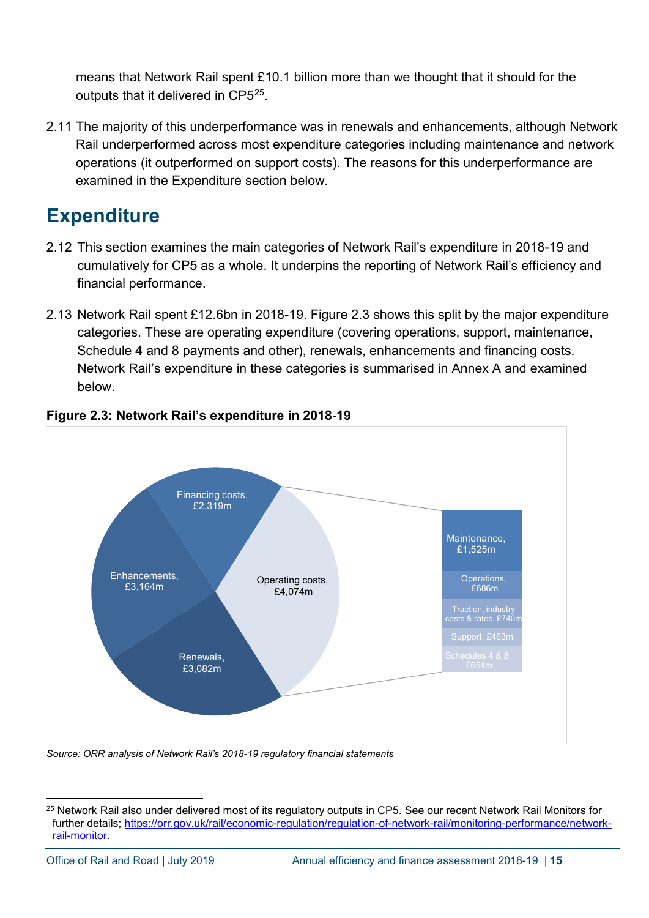means that Network Rail spent £10.1 billion more than we thought that it should for the outputs that it delivered in CP5[25].

2.11 The majority of this underperformance was in renewals and enhancements, although Network Rail underperformed across most expenditure categories including maintenance and network operations (it outperformed on support costs). The reasons for this underperformance are examined in the Expenditure section below.

## Expenditure

2.12 This section examines the main categories of Network Rail's expenditure in 2018-19 and cumulatively for CP5 as a whole. It underpins the reporting of Network Rail's efficiency and financial performance.

2.13 Network Rail spent £12.6bn in 2018-19. Figure 2.3 shows this split by the major expenditure categories. These are operating expenditure (covering operations, support, maintenance, Schedule 4 and 8 payments and other), renewals, enhancements and financing costs. Network Rail's expenditure in these categories is summarised in Annex A and examined below.

**Figure 2.3: Network Rail's expenditure in 2018-19**

Financing costs, £2,319m

Enhancements, £3,164m

Renewals, £3,082m

Operating costs, £4,074m

Maintenance, £1,525m

Operations, £686m

Traction, industry costs & rates, £746m

Support, £463m

Schedules 4 & 8, £654m

*Source: ORR analysis of Network Rail's 2018-19 regulatory financial statements*

---

[25] Network Rail also under delivered most of its regulatory outputs in CP5. See our recent Network Rail Monitors for further details; [https://orr.gov.uk/rail/economic-regulation/regulation-of-network-rail/monitoring-performance/network-rail-monitor](https://orr.gov.uk/rail/economic-regulation/regulation-of-network-rail/monitoring-performance/network-rail-monitor).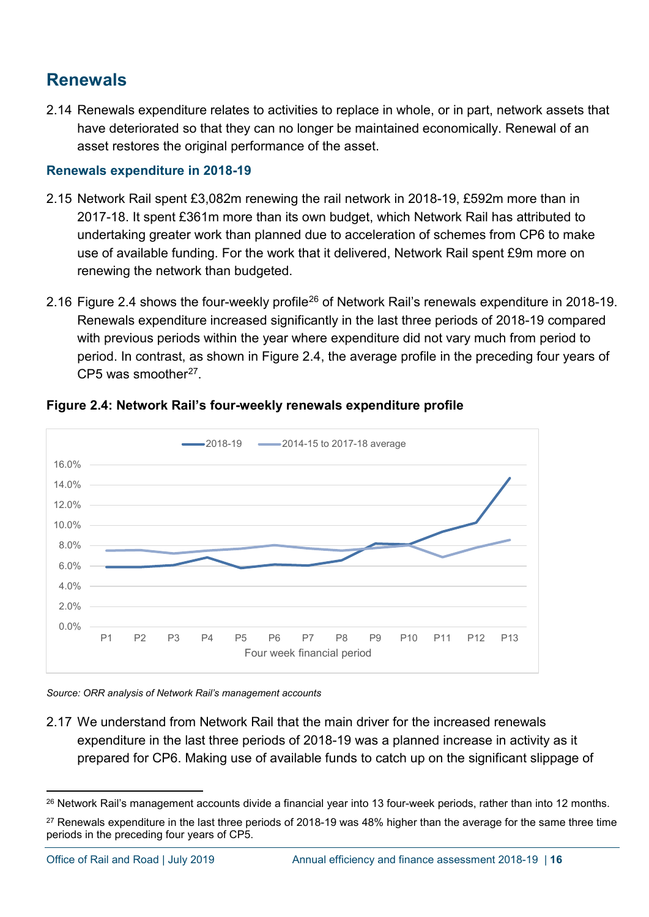## Renewals

2.14 Renewals expenditure relates to activities to replace in whole, or in part, network assets that have deteriorated so that they can no longer be maintained economically. Renewal of an asset restores the original performance of the asset.

### Renewals expenditure in 2018-19

2.15 Network Rail spent £3,082m renewing the rail network in 2018-19, £592m more than in 2017-18. It spent £361m more than its own budget, which Network Rail has attributed to undertaking greater work than planned due to acceleration of schemes from CP6 to make use of available funding. For the work that it delivered, Network Rail spent £9m more on renewing the network than budgeted.

2.16 Figure 2.4 shows the four-weekly profile[26] of Network Rail's renewals expenditure in 2018-19. Renewals expenditure increased significantly in the last three periods of 2018-19 compared with previous periods within the year where expenditure did not vary much from period to period. In contrast, as shown in Figure 2.4, the average profile in the preceding four years of CP5 was smoother[27].

**Figure 2.4: Network Rail's four-weekly renewals expenditure profile**

*Source: ORR analysis of Network Rail's management accounts*

2.17 We understand from Network Rail that the main driver for the increased renewals expenditure in the last three periods of 2018-19 was a planned increase in activity as it prepared for CP6. Making use of available funds to catch up on the significant slippage of

---

[26] Network Rail's management accounts divide a financial year into 13 four-week periods, rather than into 12 months.

[27] Renewals expenditure in the last three periods of 2018-19 was 48% higher than the average for the same three time periods in the preceding four years of CP5.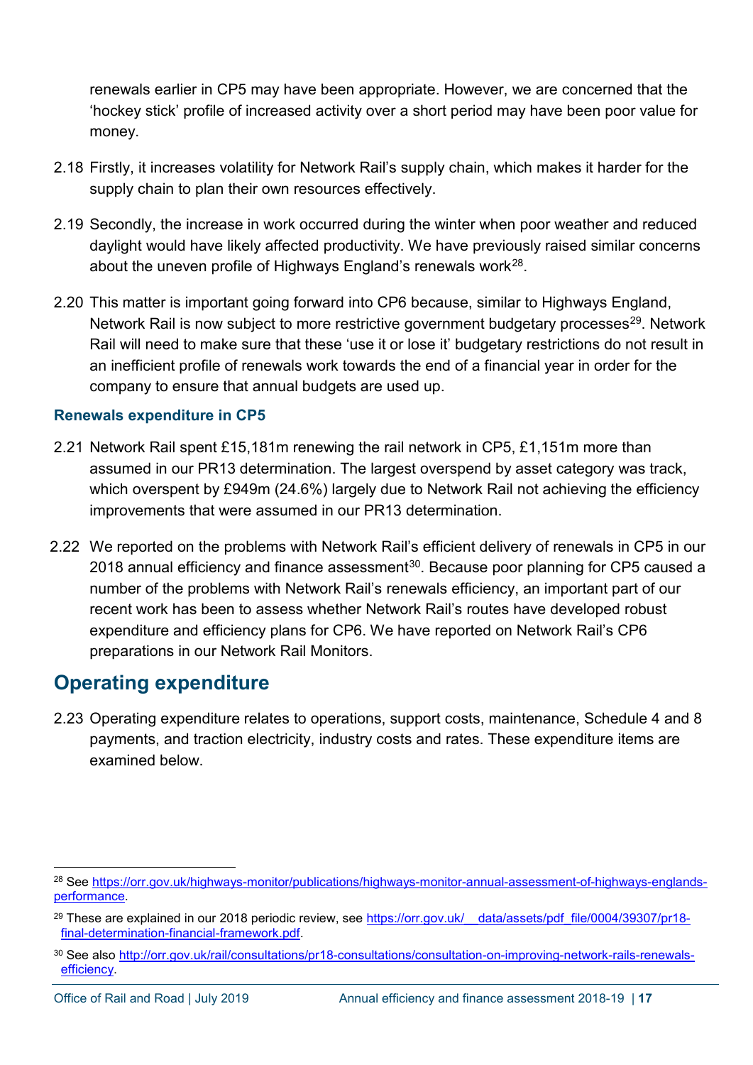renewals earlier in CP5 may have been appropriate. However, we are concerned that the 'hockey stick' profile of increased activity over a short period may have been poor value for money.

2.18 Firstly, it increases volatility for Network Rail's supply chain, which makes it harder for the supply chain to plan their own resources effectively.

2.19 Secondly, the increase in work occurred during the winter when poor weather and reduced daylight would have likely affected productivity. We have previously raised similar concerns about the uneven profile of Highways England's renewals work[28].

2.20 This matter is important going forward into CP6 because, similar to Highways England, Network Rail is now subject to more restrictive government budgetary processes[29]. Network Rail will need to make sure that these 'use it or lose it' budgetary restrictions do not result in an inefficient profile of renewals work towards the end of a financial year in order for the company to ensure that annual budgets are used up.

### Renewals expenditure in CP5

2.21 Network Rail spent £15,181m renewing the rail network in CP5, £1,151m more than assumed in our PR13 determination. The largest overspend by asset category was track, which overspent by £949m (24.6%) largely due to Network Rail not achieving the efficiency improvements that were assumed in our PR13 determination.

2.22 We reported on the problems with Network Rail's efficient delivery of renewals in CP5 in our 2018 annual efficiency and finance assessment[30]. Because poor planning for CP5 caused a number of the problems with Network Rail's renewals efficiency, an important part of our recent work has been to assess whether Network Rail's routes have developed robust expenditure and efficiency plans for CP6. We have reported on Network Rail's CP6 preparations in our Network Rail Monitors.

## Operating expenditure

2.23 Operating expenditure relates to operations, support costs, maintenance, Schedule 4 and 8 payments, and traction electricity, industry costs and rates. These expenditure items are examined below.

---

[28] See https://orr.gov.uk/highways-monitor/publications/highways-monitor-annual-assessment-of-highways-englands-performance.

[29] These are explained in our 2018 periodic review, see https://orr.gov.uk/__data/assets/pdf_file/0004/39307/pr18-final-determination-financial-framework.pdf.

[30] See also http://orr.gov.uk/rail/consultations/pr18-consultations/consultation-on-improving-network-rails-renewals-efficiency.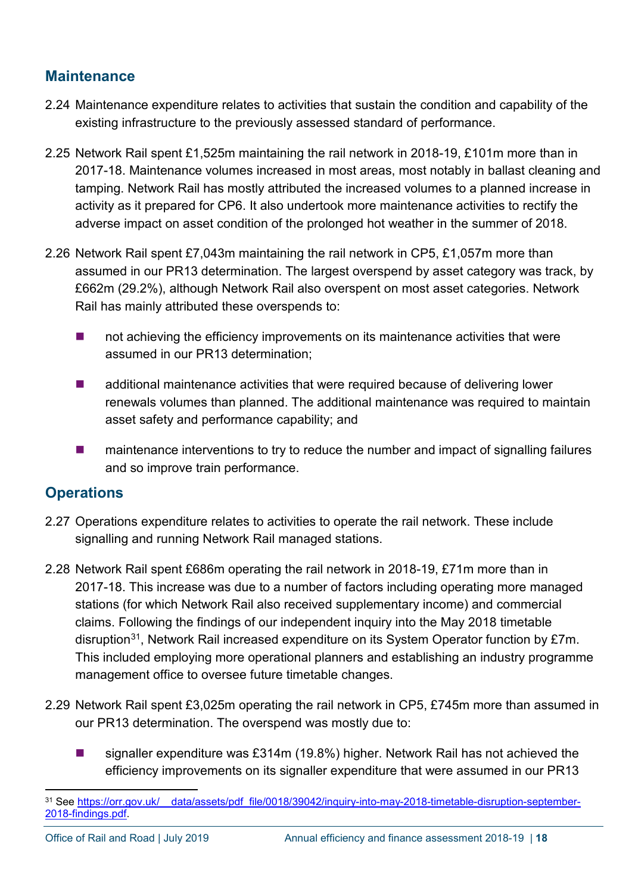## Maintenance

2.24 Maintenance expenditure relates to activities that sustain the condition and capability of the existing infrastructure to the previously assessed standard of performance.

2.25 Network Rail spent £1,525m maintaining the rail network in 2018-19, £101m more than in 2017-18. Maintenance volumes increased in most areas, most notably in ballast cleaning and tamping. Network Rail has mostly attributed the increased volumes to a planned increase in activity as it prepared for CP6. It also undertook more maintenance activities to rectify the adverse impact on asset condition of the prolonged hot weather in the summer of 2018.

2.26 Network Rail spent £7,043m maintaining the rail network in CP5, £1,057m more than assumed in our PR13 determination. The largest overspend by asset category was track, by £662m (29.2%), although Network Rail also overspent on most asset categories. Network Rail has mainly attributed these overspends to:

- not achieving the efficiency improvements on its maintenance activities that were assumed in our PR13 determination;
- additional maintenance activities that were required because of delivering lower renewals volumes than planned. The additional maintenance was required to maintain asset safety and performance capability; and
- maintenance interventions to try to reduce the number and impact of signalling failures and so improve train performance.

## Operations

2.27 Operations expenditure relates to activities to operate the rail network. These include signalling and running Network Rail managed stations.

2.28 Network Rail spent £686m operating the rail network in 2018-19, £71m more than in 2017-18. This increase was due to a number of factors including operating more managed stations (for which Network Rail also received supplementary income) and commercial claims. Following the findings of our independent inquiry into the May 2018 timetable disruption[31], Network Rail increased expenditure on its System Operator function by £7m. This included employing more operational planners and establishing an industry programme management office to oversee future timetable changes.

2.29 Network Rail spent £3,025m operating the rail network in CP5, £745m more than assumed in our PR13 determination. The overspend was mostly due to:

- signaller expenditure was £314m (19.8%) higher. Network Rail has not achieved the efficiency improvements on its signaller expenditure that were assumed in our PR13

[31] See https://orr.gov.uk/__data/assets/pdf_file/0018/39042/inquiry-into-may-2018-timetable-disruption-september-2018-findings.pdf.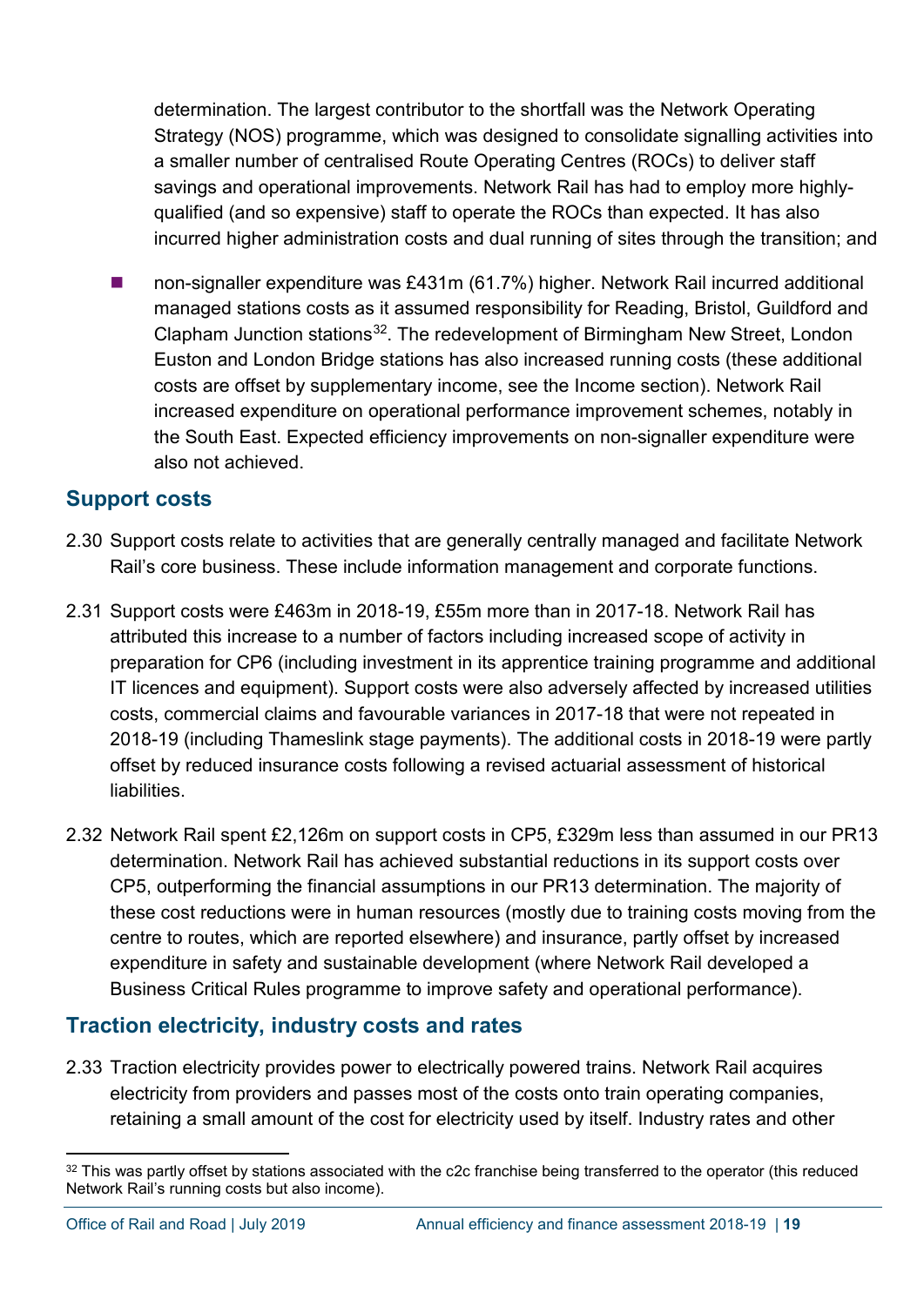determination. The largest contributor to the shortfall was the Network Operating Strategy (NOS) programme, which was designed to consolidate signalling activities into a smaller number of centralised Route Operating Centres (ROCs) to deliver staff savings and operational improvements. Network Rail has had to employ more highly-qualified (and so expensive) staff to operate the ROCs than expected. It has also incurred higher administration costs and dual running of sites through the transition; and

- non-signaller expenditure was £431m (61.7%) higher. Network Rail incurred additional managed stations costs as it assumed responsibility for Reading, Bristol, Guildford and Clapham Junction stations[32]. The redevelopment of Birmingham New Street, London Euston and London Bridge stations has also increased running costs (these additional costs are offset by supplementary income, see the Income section). Network Rail increased expenditure on operational performance improvement schemes, notably in the South East. Expected efficiency improvements on non-signaller expenditure were also not achieved.

## Support costs

2.30 Support costs relate to activities that are generally centrally managed and facilitate Network Rail's core business. These include information management and corporate functions.

2.31 Support costs were £463m in 2018-19, £55m more than in 2017-18. Network Rail has attributed this increase to a number of factors including increased scope of activity in preparation for CP6 (including investment in its apprentice training programme and additional IT licences and equipment). Support costs were also adversely affected by increased utilities costs, commercial claims and favourable variances in 2017-18 that were not repeated in 2018-19 (including Thameslink stage payments). The additional costs in 2018-19 were partly offset by reduced insurance costs following a revised actuarial assessment of historical liabilities.

2.32 Network Rail spent £2,126m on support costs in CP5, £329m less than assumed in our PR13 determination. Network Rail has achieved substantial reductions in its support costs over CP5, outperforming the financial assumptions in our PR13 determination. The majority of these cost reductions were in human resources (mostly due to training costs moving from the centre to routes, which are reported elsewhere) and insurance, partly offset by increased expenditure in safety and sustainable development (where Network Rail developed a Business Critical Rules programme to improve safety and operational performance).

## Traction electricity, industry costs and rates

2.33 Traction electricity provides power to electrically powered trains. Network Rail acquires electricity from providers and passes most of the costs onto train operating companies, retaining a small amount of the cost for electricity used by itself. Industry rates and other

[32] This was partly offset by stations associated with the c2c franchise being transferred to the operator (this reduced Network Rail's running costs but also income).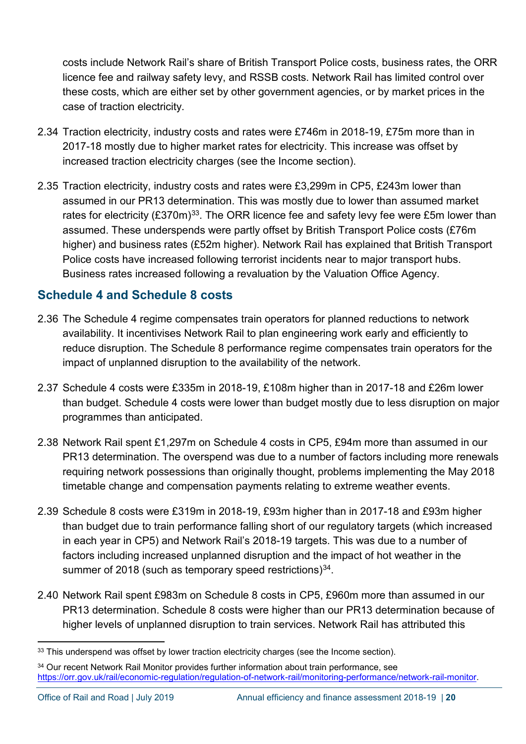costs include Network Rail's share of British Transport Police costs, business rates, the ORR licence fee and railway safety levy, and RSSB costs. Network Rail has limited control over these costs, which are either set by other government agencies, or by market prices in the case of traction electricity.

2.34 Traction electricity, industry costs and rates were £746m in 2018-19, £75m more than in 2017-18 mostly due to higher market rates for electricity. This increase was offset by increased traction electricity charges (see the Income section).

2.35 Traction electricity, industry costs and rates were £3,299m in CP5, £243m lower than assumed in our PR13 determination. This was mostly due to lower than assumed market rates for electricity (£370m)[33]. The ORR licence fee and safety levy fee were £5m lower than assumed. These underspends were partly offset by British Transport Police costs (£76m higher) and business rates (£52m higher). Network Rail has explained that British Transport Police costs have increased following terrorist incidents near to major transport hubs. Business rates increased following a revaluation by the Valuation Office Agency.

## Schedule 4 and Schedule 8 costs

2.36 The Schedule 4 regime compensates train operators for planned reductions to network availability. It incentivises Network Rail to plan engineering work early and efficiently to reduce disruption. The Schedule 8 performance regime compensates train operators for the impact of unplanned disruption to the availability of the network.

2.37 Schedule 4 costs were £335m in 2018-19, £108m higher than in 2017-18 and £26m lower than budget. Schedule 4 costs were lower than budget mostly due to less disruption on major programmes than anticipated.

2.38 Network Rail spent £1,297m on Schedule 4 costs in CP5, £94m more than assumed in our PR13 determination. The overspend was due to a number of factors including more renewals requiring network possessions than originally thought, problems implementing the May 2018 timetable change and compensation payments relating to extreme weather events.

2.39 Schedule 8 costs were £319m in 2018-19, £93m higher than in 2017-18 and £93m higher than budget due to train performance falling short of our regulatory targets (which increased in each year in CP5) and Network Rail's 2018-19 targets. This was due to a number of factors including increased unplanned disruption and the impact of hot weather in the summer of 2018 (such as temporary speed restrictions)[34].

2.40 Network Rail spent £983m on Schedule 8 costs in CP5, £960m more than assumed in our PR13 determination. Schedule 8 costs were higher than our PR13 determination because of higher levels of unplanned disruption to train services. Network Rail has attributed this

---

[33] This underspend was offset by lower traction electricity charges (see the Income section).

[34] Our recent Network Rail Monitor provides further information about train performance, see https://orr.gov.uk/rail/economic-regulation/regulation-of-network-rail/monitoring-performance/network-rail-monitor.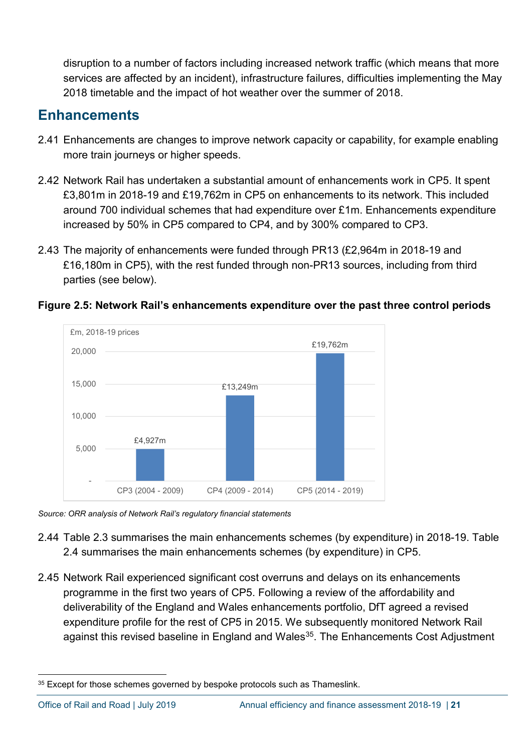disruption to a number of factors including increased network traffic (which means that more services are affected by an incident), infrastructure failures, difficulties implementing the May 2018 timetable and the impact of hot weather over the summer of 2018.

## Enhancements

2.41 Enhancements are changes to improve network capacity or capability, for example enabling more train journeys or higher speeds.

2.42 Network Rail has undertaken a substantial amount of enhancements work in CP5. It spent £3,801m in 2018-19 and £19,762m in CP5 on enhancements to its network. This included around 700 individual schemes that had expenditure over £1m. Enhancements expenditure increased by 50% in CP5 compared to CP4, and by 300% compared to CP3.

2.43 The majority of enhancements were funded through PR13 (£2,964m in 2018-19 and £16,180m in CP5), with the rest funded through non-PR13 sources, including from third parties (see below).

**Figure 2.5: Network Rail's enhancements expenditure over the past three control periods**

£m, 2018-19 prices

| Control period | Expenditure |
|---|---|
| CP3 (2004 - 2009) | £4,927m |
| CP4 (2009 - 2014) | £13,249m |
| CP5 (2014 - 2019) | £19,762m |

*Source: ORR analysis of Network Rail's regulatory financial statements*

2.44 Table 2.3 summarises the main enhancements schemes (by expenditure) in 2018-19. Table 2.4 summarises the main enhancements schemes (by expenditure) in CP5.

2.45 Network Rail experienced significant cost overruns and delays on its enhancements programme in the first two years of CP5. Following a review of the affordability and deliverability of the England and Wales enhancements portfolio, DfT agreed a revised expenditure profile for the rest of CP5 in 2015. We subsequently monitored Network Rail against this revised baseline in England and Wales[35]. The Enhancements Cost Adjustment

[35] Except for those schemes governed by bespoke protocols such as Thameslink.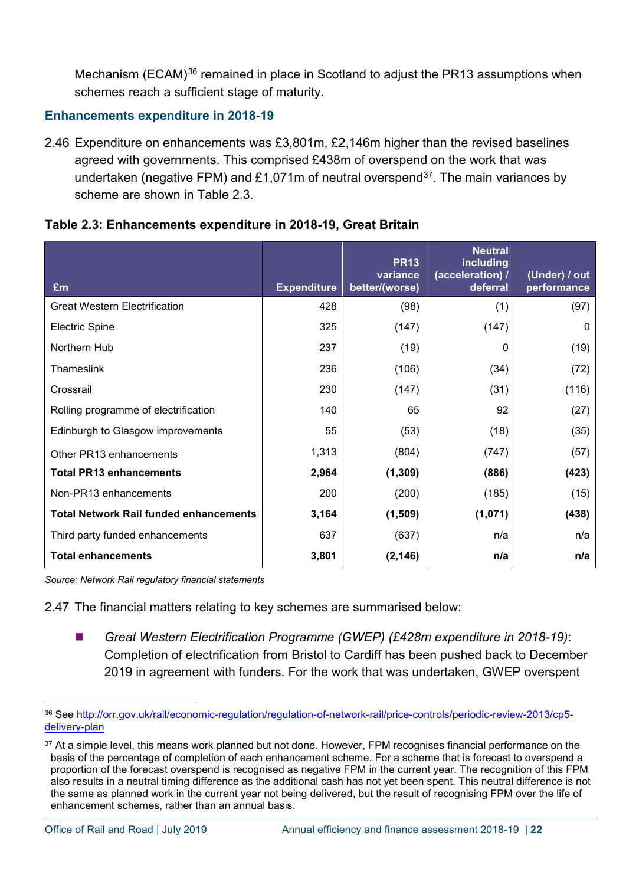Mechanism (ECAM)[36] remained in place in Scotland to adjust the PR13 assumptions when schemes reach a sufficient stage of maturity.

### Enhancements expenditure in 2018-19

2.46 Expenditure on enhancements was £3,801m, £2,146m higher than the revised baselines agreed with governments. This comprised £438m of overspend on the work that was undertaken (negative FPM) and £1,071m of neutral overspend[37]. The main variances by scheme are shown in Table 2.3.

**Table 2.3: Enhancements expenditure in 2018-19, Great Britain**

| £m | Expenditure | PR13 variance better/(worse) | Neutral including (acceleration) / deferral | (Under) / out performance |
|---|---|---|---|---|
| Great Western Electrification | 428 | (98) | (1) | (97) |
| Electric Spine | 325 | (147) | (147) | 0 |
| Northern Hub | 237 | (19) | 0 | (19) |
| Thameslink | 236 | (106) | (34) | (72) |
| Crossrail | 230 | (147) | (31) | (116) |
| Rolling programme of electrification | 140 | 65 | 92 | (27) |
| Edinburgh to Glasgow improvements | 55 | (53) | (18) | (35) |
| Other PR13 enhancements | 1,313 | (804) | (747) | (57) |
| **Total PR13 enhancements** | **2,964** | **(1,309)** | **(886)** | **(423)** |
| Non-PR13 enhancements | 200 | (200) | (185) | (15) |
| **Total Network Rail funded enhancements** | **3,164** | **(1,509)** | **(1,071)** | **(438)** |
| Third party funded enhancements | 637 | (637) | n/a | n/a |
| **Total enhancements** | **3,801** | **(2,146)** | **n/a** | **n/a** |

*Source: Network Rail regulatory financial statements*

2.47 The financial matters relating to key schemes are summarised below:

- *Great Western Electrification Programme (GWEP) (£428m expenditure in 2018-19)*: Completion of electrification from Bristol to Cardiff has been pushed back to December 2019 in agreement with funders. For the work that was undertaken, GWEP overspent

---

[36] See http://orr.gov.uk/rail/economic-regulation/regulation-of-network-rail/price-controls/periodic-review-2013/cp5-delivery-plan

[37] At a simple level, this means work planned but not done. However, FPM recognises financial performance on the basis of the percentage of completion of each enhancement scheme. For a scheme that is forecast to overspend a proportion of the forecast overspend is recognised as negative FPM in the current year. The recognition of this FPM also results in a neutral timing difference as the additional cash has not yet been spent. This neutral difference is not the same as planned work in the current year not being delivered, but the result of recognising FPM over the life of enhancement schemes, rather than an annual basis.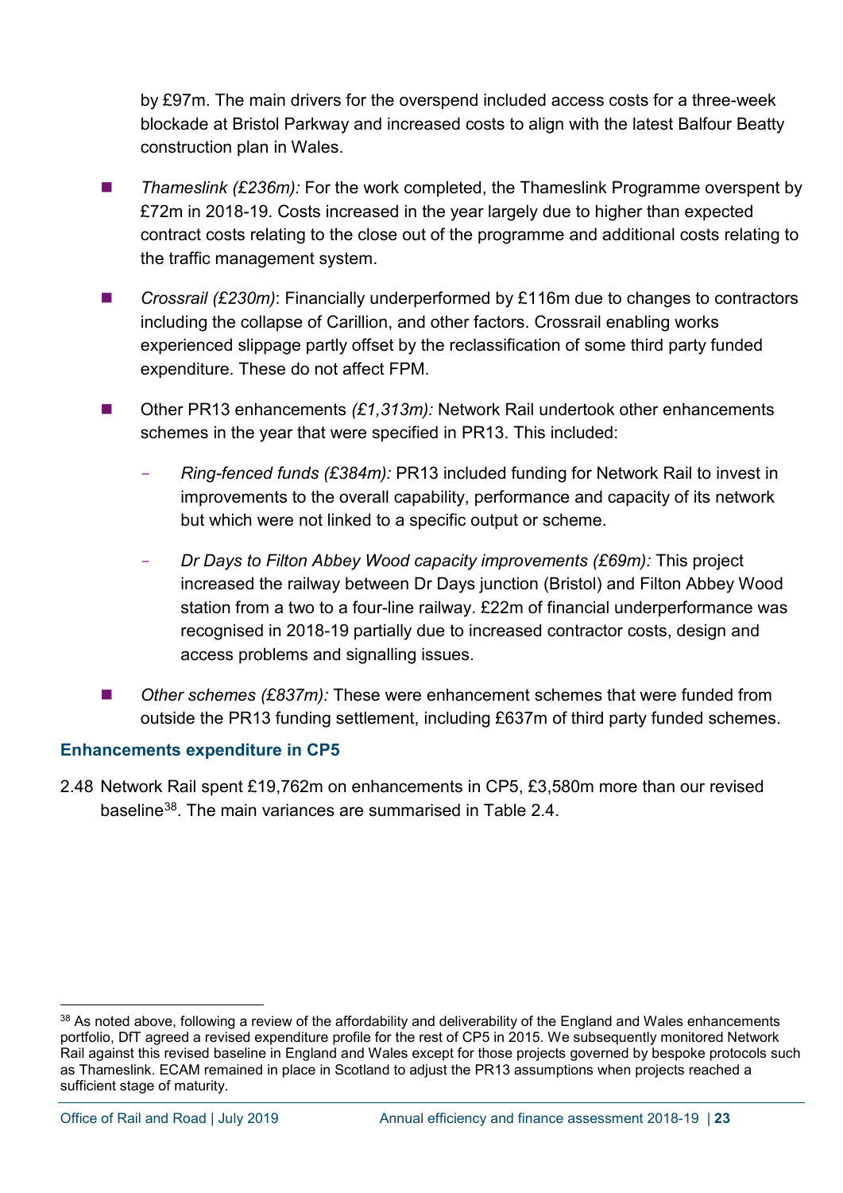by £97m. The main drivers for the overspend included access costs for a three-week blockade at Bristol Parkway and increased costs to align with the latest Balfour Beatty construction plan in Wales.

- *Thameslink (£236m):* For the work completed, the Thameslink Programme overspent by £72m in 2018-19. Costs increased in the year largely due to higher than expected contract costs relating to the close out of the programme and additional costs relating to the traffic management system.
- *Crossrail (£230m)*: Financially underperformed by £116m due to changes to contractors including the collapse of Carillion, and other factors. Crossrail enabling works experienced slippage partly offset by the reclassification of some third party funded expenditure. These do not affect FPM.
- Other PR13 enhancements *(£1,313m):* Network Rail undertook other enhancements schemes in the year that were specified in PR13. This included:
  - *Ring-fenced funds (£384m):* PR13 included funding for Network Rail to invest in improvements to the overall capability, performance and capacity of its network but which were not linked to a specific output or scheme.
  - *Dr Days to Filton Abbey Wood capacity improvements (£69m):* This project increased the railway between Dr Days junction (Bristol) and Filton Abbey Wood station from a two to a four-line railway. £22m of financial underperformance was recognised in 2018-19 partially due to increased contractor costs, design and access problems and signalling issues.
- *Other schemes (£837m):* These were enhancement schemes that were funded from outside the PR13 funding settlement, including £637m of third party funded schemes.

### Enhancements expenditure in CP5

2.48 Network Rail spent £19,762m on enhancements in CP5, £3,580m more than our revised baseline[38]. The main variances are summarised in Table 2.4.

[38] As noted above, following a review of the affordability and deliverability of the England and Wales enhancements portfolio, DfT agreed a revised expenditure profile for the rest of CP5 in 2015. We subsequently monitored Network Rail against this revised baseline in England and Wales except for those projects governed by bespoke protocols such as Thameslink. ECAM remained in place in Scotland to adjust the PR13 assumptions when projects reached a sufficient stage of maturity.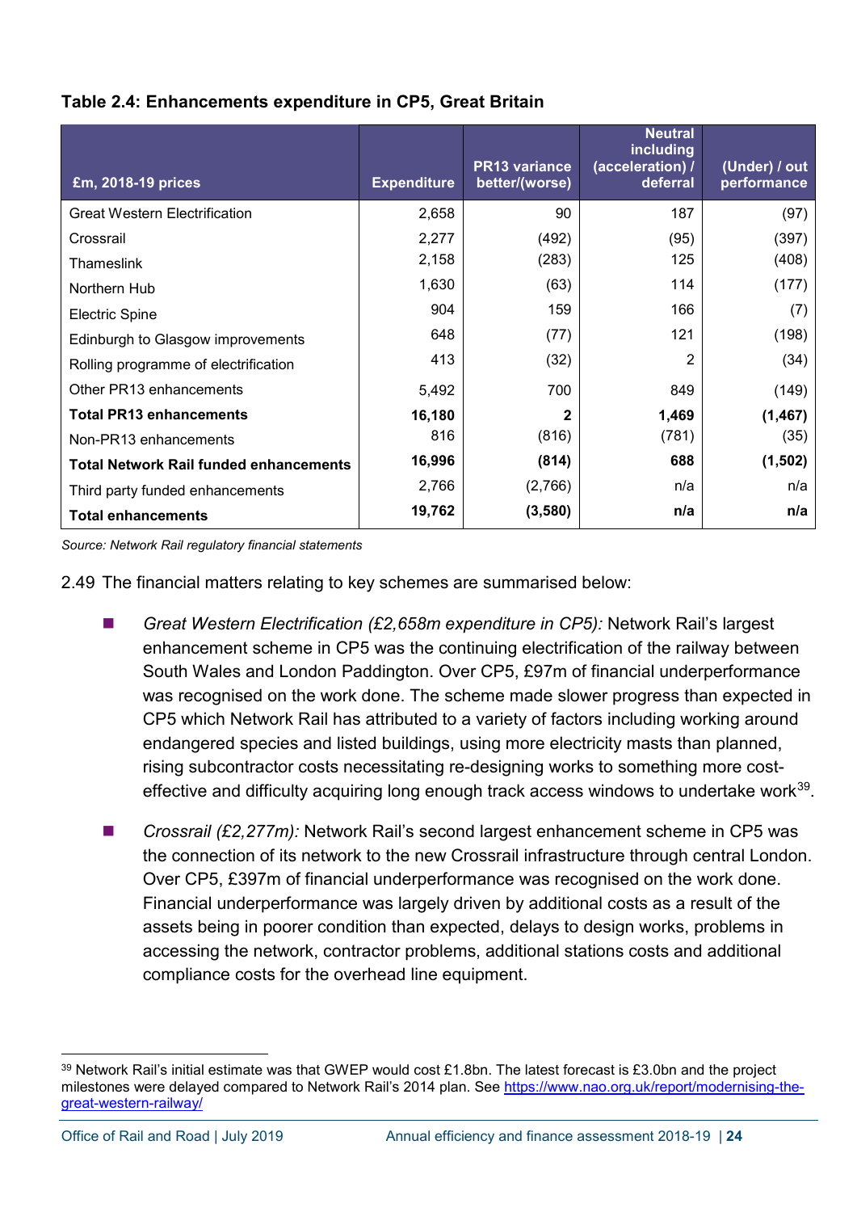**Table 2.4: Enhancements expenditure in CP5, Great Britain**

| £m, 2018-19 prices | Expenditure | PR13 variance better/(worse) | Neutral including (acceleration) / deferral | (Under) / out performance |
|---|---|---|---|---|
| Great Western Electrification | 2,658 | 90 | 187 | (97) |
| Crossrail | 2,277 | (492) | (95) | (397) |
| Thameslink | 2,158 | (283) | 125 | (408) |
| Northern Hub | 1,630 | (63) | 114 | (177) |
| Electric Spine | 904 | 159 | 166 | (7) |
| Edinburgh to Glasgow improvements | 648 | (77) | 121 | (198) |
| Rolling programme of electrification | 413 | (32) | 2 | (34) |
| Other PR13 enhancements | 5,492 | 700 | 849 | (149) |
| **Total PR13 enhancements** | **16,180** | **2** | **1,469** | **(1,467)** |
| Non-PR13 enhancements | 816 | (816) | (781) | (35) |
| **Total Network Rail funded enhancements** | **16,996** | **(814)** | **688** | **(1,502)** |
| Third party funded enhancements | 2,766 | (2,766) | n/a | n/a |
| **Total enhancements** | **19,762** | **(3,580)** | **n/a** | **n/a** |

*Source: Network Rail regulatory financial statements*

2.49 The financial matters relating to key schemes are summarised below:

- *Great Western Electrification (£2,658m expenditure in CP5):* Network Rail's largest enhancement scheme in CP5 was the continuing electrification of the railway between South Wales and London Paddington. Over CP5, £97m of financial underperformance was recognised on the work done. The scheme made slower progress than expected in CP5 which Network Rail has attributed to a variety of factors including working around endangered species and listed buildings, using more electricity masts than planned, rising subcontractor costs necessitating re-designing works to something more cost-effective and difficulty acquiring long enough track access windows to undertake work[39].

- *Crossrail (£2,277m):* Network Rail's second largest enhancement scheme in CP5 was the connection of its network to the new Crossrail infrastructure through central London. Over CP5, £397m of financial underperformance was recognised on the work done. Financial underperformance was largely driven by additional costs as a result of the assets being in poorer condition than expected, delays to design works, problems in accessing the network, contractor problems, additional stations costs and additional compliance costs for the overhead line equipment.

---

[39] Network Rail's initial estimate was that GWEP would cost £1.8bn. The latest forecast is £3.0bn and the project milestones were delayed compared to Network Rail's 2014 plan. See https://www.nao.org.uk/report/modernising-the-great-western-railway/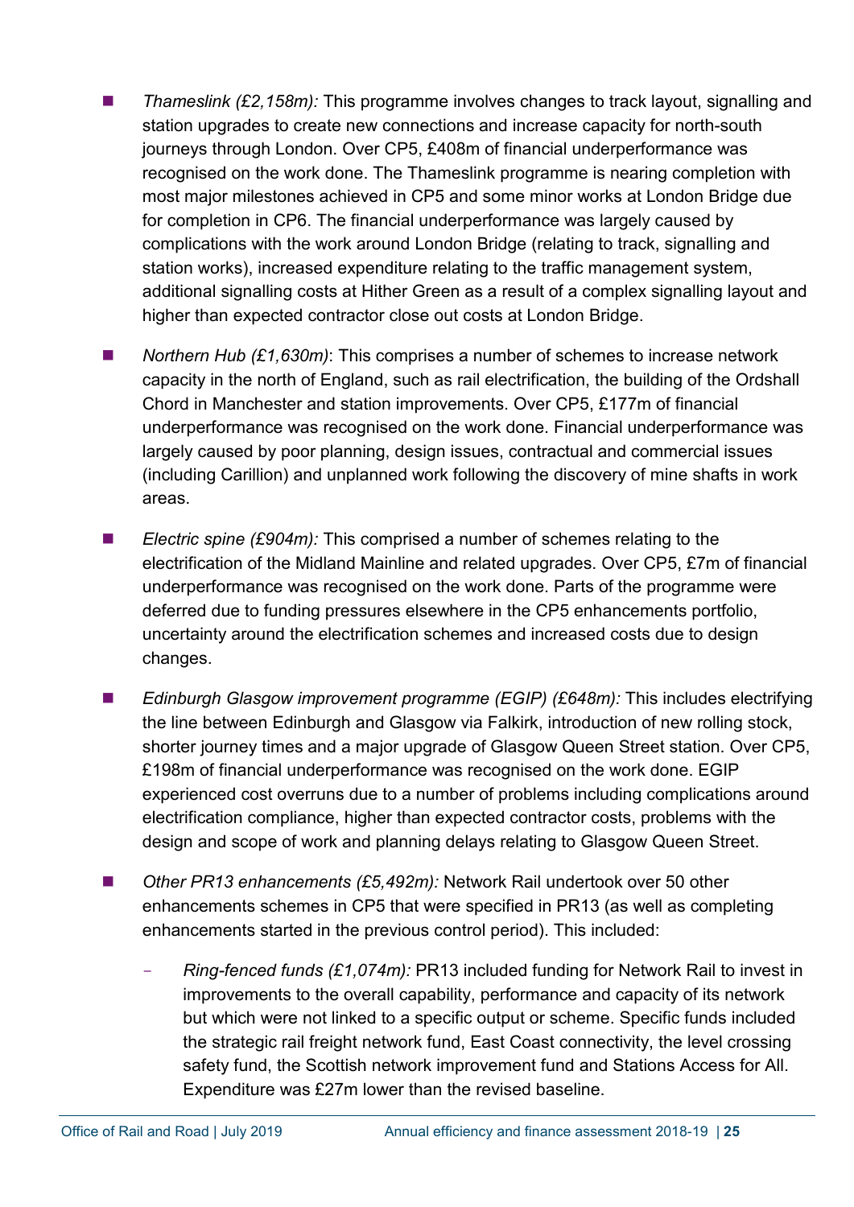- *Thameslink (£2,158m):* This programme involves changes to track layout, signalling and station upgrades to create new connections and increase capacity for north-south journeys through London. Over CP5, £408m of financial underperformance was recognised on the work done. The Thameslink programme is nearing completion with most major milestones achieved in CP5 and some minor works at London Bridge due for completion in CP6. The financial underperformance was largely caused by complications with the work around London Bridge (relating to track, signalling and station works), increased expenditure relating to the traffic management system, additional signalling costs at Hither Green as a result of a complex signalling layout and higher than expected contractor close out costs at London Bridge.

- *Northern Hub (£1,630m)*: This comprises a number of schemes to increase network capacity in the north of England, such as rail electrification, the building of the Ordshall Chord in Manchester and station improvements. Over CP5, £177m of financial underperformance was recognised on the work done. Financial underperformance was largely caused by poor planning, design issues, contractual and commercial issues (including Carillion) and unplanned work following the discovery of mine shafts in work areas.

- *Electric spine (£904m):* This comprised a number of schemes relating to the electrification of the Midland Mainline and related upgrades. Over CP5, £7m of financial underperformance was recognised on the work done. Parts of the programme were deferred due to funding pressures elsewhere in the CP5 enhancements portfolio, uncertainty around the electrification schemes and increased costs due to design changes.

- *Edinburgh Glasgow improvement programme (EGIP) (£648m):* This includes electrifying the line between Edinburgh and Glasgow via Falkirk, introduction of new rolling stock, shorter journey times and a major upgrade of Glasgow Queen Street station. Over CP5, £198m of financial underperformance was recognised on the work done. EGIP experienced cost overruns due to a number of problems including complications around electrification compliance, higher than expected contractor costs, problems with the design and scope of work and planning delays relating to Glasgow Queen Street.

- *Other PR13 enhancements (£5,492m):* Network Rail undertook over 50 other enhancements schemes in CP5 that were specified in PR13 (as well as completing enhancements started in the previous control period). This included:

  - *Ring-fenced funds (£1,074m):* PR13 included funding for Network Rail to invest in improvements to the overall capability, performance and capacity of its network but which were not linked to a specific output or scheme. Specific funds included the strategic rail freight network fund, East Coast connectivity, the level crossing safety fund, the Scottish network improvement fund and Stations Access for All. Expenditure was £27m lower than the revised baseline.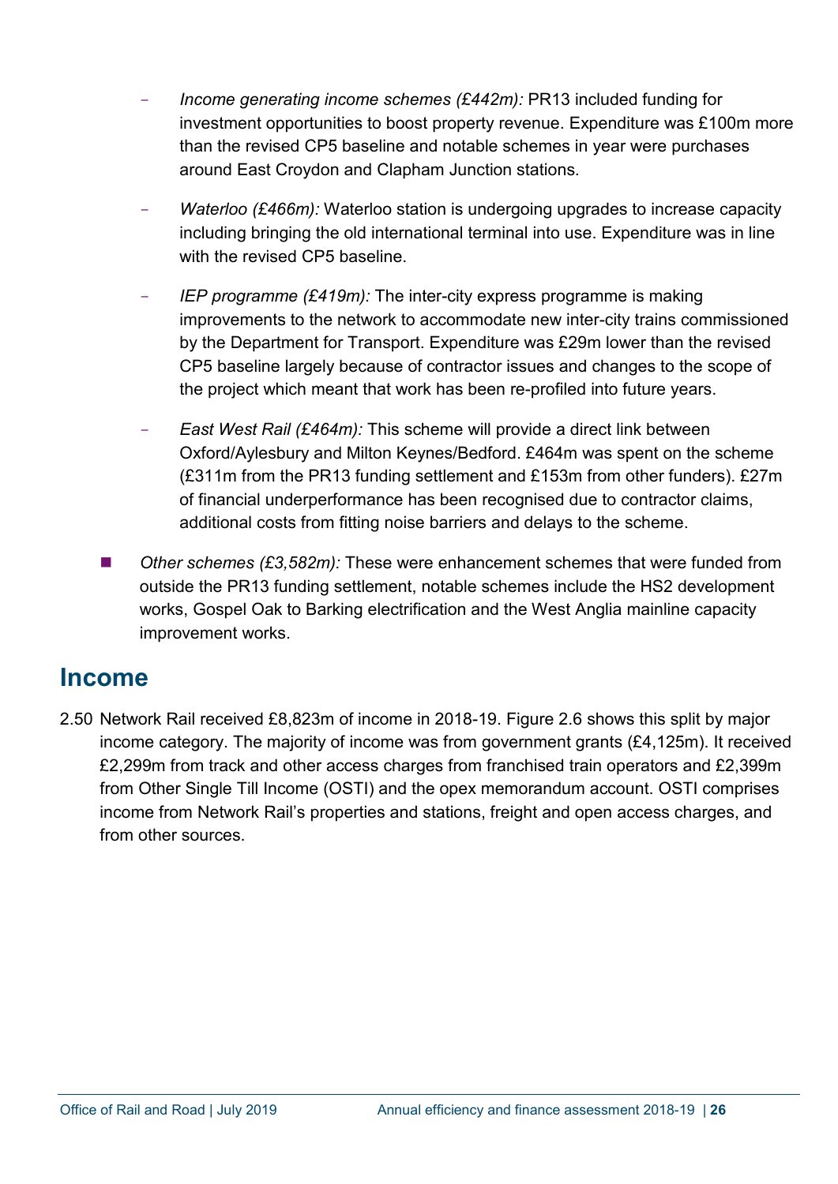- *Income generating income schemes (£442m):* PR13 included funding for investment opportunities to boost property revenue. Expenditure was £100m more than the revised CP5 baseline and notable schemes in year were purchases around East Croydon and Clapham Junction stations.

  - *Waterloo (£466m):* Waterloo station is undergoing upgrades to increase capacity including bringing the old international terminal into use. Expenditure was in line with the revised CP5 baseline.

  - *IEP programme (£419m):* The inter-city express programme is making improvements to the network to accommodate new inter-city trains commissioned by the Department for Transport. Expenditure was £29m lower than the revised CP5 baseline largely because of contractor issues and changes to the scope of the project which meant that work has been re-profiled into future years.

  - *East West Rail (£464m):* This scheme will provide a direct link between Oxford/Aylesbury and Milton Keynes/Bedford. £464m was spent on the scheme (£311m from the PR13 funding settlement and £153m from other funders). £27m of financial underperformance has been recognised due to contractor claims, additional costs from fitting noise barriers and delays to the scheme.

- *Other schemes (£3,582m):* These were enhancement schemes that were funded from outside the PR13 funding settlement, notable schemes include the HS2 development works, Gospel Oak to Barking electrification and the West Anglia mainline capacity improvement works.

## Income

2.50 Network Rail received £8,823m of income in 2018-19. Figure 2.6 shows this split by major income category. The majority of income was from government grants (£4,125m). It received £2,299m from track and other access charges from franchised train operators and £2,399m from Other Single Till Income (OSTI) and the opex memorandum account. OSTI comprises income from Network Rail's properties and stations, freight and open access charges, and from other sources.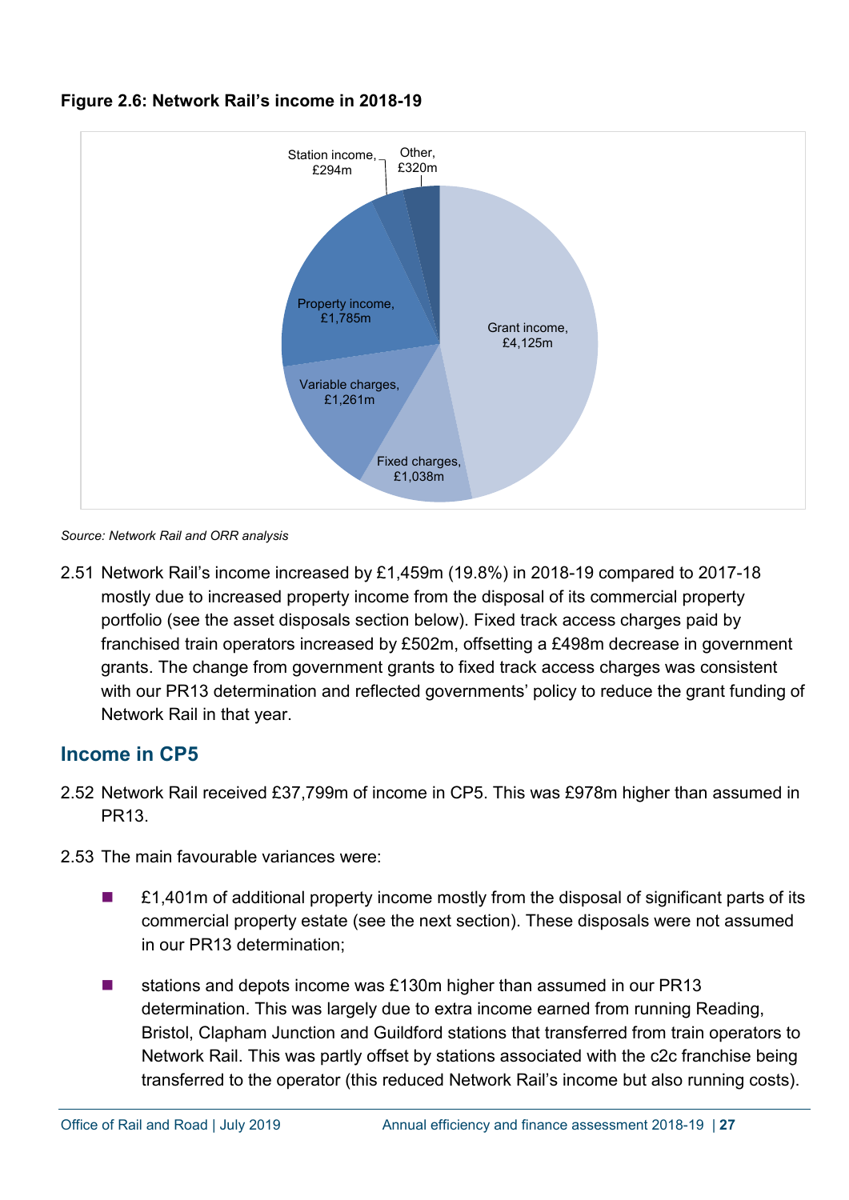**Figure 2.6: Network Rail's income in 2018-19**

Station income, £294m

Other, £320m

Property income, £1,785m

Grant income, £4,125m

Variable charges, £1,261m

Fixed charges, £1,038m

*Source: Network Rail and ORR analysis*

2.51 Network Rail's income increased by £1,459m (19.8%) in 2018-19 compared to 2017-18 mostly due to increased property income from the disposal of its commercial property portfolio (see the asset disposals section below). Fixed track access charges paid by franchised train operators increased by £502m, offsetting a £498m decrease in government grants. The change from government grants to fixed track access charges was consistent with our PR13 determination and reflected governments' policy to reduce the grant funding of Network Rail in that year.

## Income in CP5

2.52 Network Rail received £37,799m of income in CP5. This was £978m higher than assumed in PR13.

2.53 The main favourable variances were:

- £1,401m of additional property income mostly from the disposal of significant parts of its commercial property estate (see the next section). These disposals were not assumed in our PR13 determination;
- stations and depots income was £130m higher than assumed in our PR13 determination. This was largely due to extra income earned from running Reading, Bristol, Clapham Junction and Guildford stations that transferred from train operators to Network Rail. This was partly offset by stations associated with the c2c franchise being transferred to the operator (this reduced Network Rail's income but also running costs).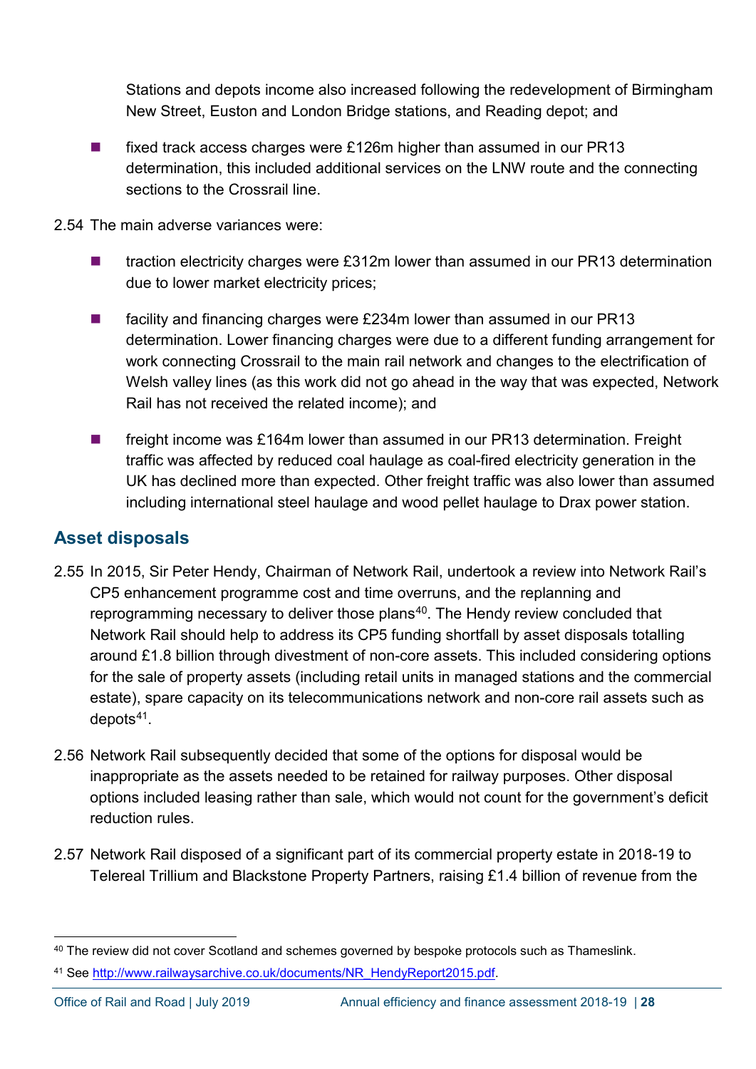Stations and depots income also increased following the redevelopment of Birmingham New Street, Euston and London Bridge stations, and Reading depot; and

- fixed track access charges were £126m higher than assumed in our PR13 determination, this included additional services on the LNW route and the connecting sections to the Crossrail line.

2.54 The main adverse variances were:

- traction electricity charges were £312m lower than assumed in our PR13 determination due to lower market electricity prices;
- facility and financing charges were £234m lower than assumed in our PR13 determination. Lower financing charges were due to a different funding arrangement for work connecting Crossrail to the main rail network and changes to the electrification of Welsh valley lines (as this work did not go ahead in the way that was expected, Network Rail has not received the related income); and
- freight income was £164m lower than assumed in our PR13 determination. Freight traffic was affected by reduced coal haulage as coal-fired electricity generation in the UK has declined more than expected. Other freight traffic was also lower than assumed including international steel haulage and wood pellet haulage to Drax power station.

## Asset disposals

2.55 In 2015, Sir Peter Hendy, Chairman of Network Rail, undertook a review into Network Rail's CP5 enhancement programme cost and time overruns, and the replanning and reprogramming necessary to deliver those plans[40]. The Hendy review concluded that Network Rail should help to address its CP5 funding shortfall by asset disposals totalling around £1.8 billion through divestment of non-core assets. This included considering options for the sale of property assets (including retail units in managed stations and the commercial estate), spare capacity on its telecommunications network and non-core rail assets such as depots[41].

2.56 Network Rail subsequently decided that some of the options for disposal would be inappropriate as the assets needed to be retained for railway purposes. Other disposal options included leasing rather than sale, which would not count for the government's deficit reduction rules.

2.57 Network Rail disposed of a significant part of its commercial property estate in 2018-19 to Telereal Trillium and Blackstone Property Partners, raising £1.4 billion of revenue from the

[40] The review did not cover Scotland and schemes governed by bespoke protocols such as Thameslink.

[41] See http://www.railwaysarchive.co.uk/documents/NR_HendyReport2015.pdf.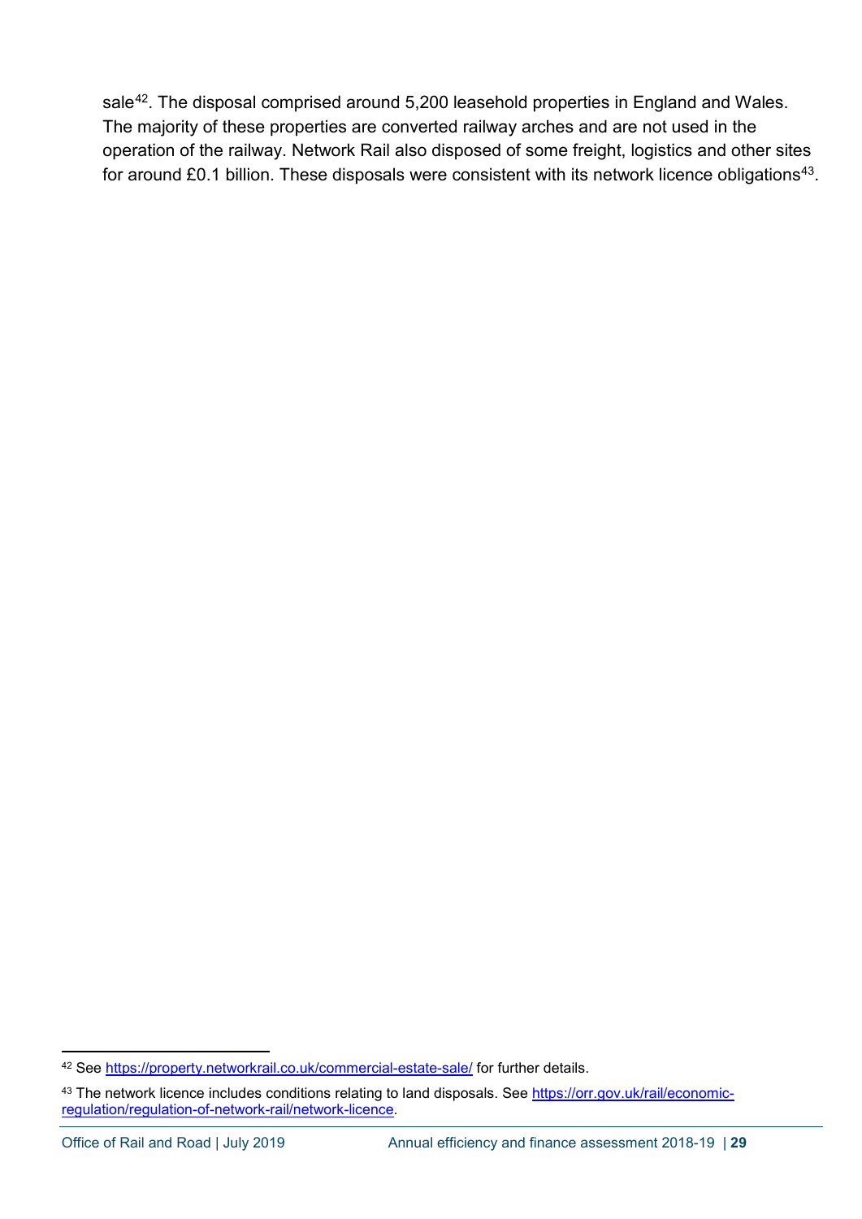sale[42]. The disposal comprised around 5,200 leasehold properties in England and Wales. The majority of these properties are converted railway arches and are not used in the operation of the railway. Network Rail also disposed of some freight, logistics and other sites for around £0.1 billion. These disposals were consistent with its network licence obligations[43].

---

[42] See https://property.networkrail.co.uk/commercial-estate-sale/ for further details.

[43] The network licence includes conditions relating to land disposals. See https://orr.gov.uk/rail/economic-regulation/regulation-of-network-rail/network-licence.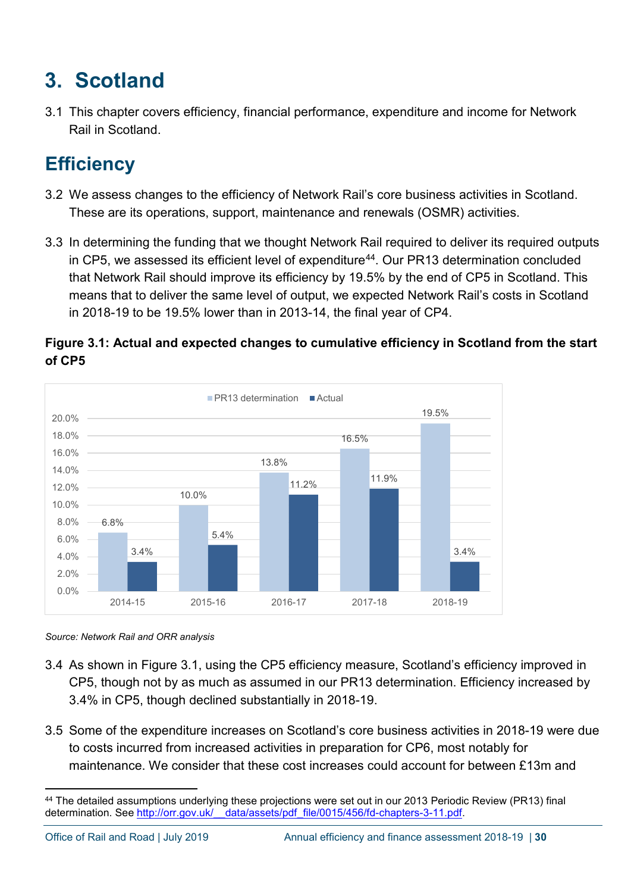# 3. Scotland

3.1 This chapter covers efficiency, financial performance, expenditure and income for Network Rail in Scotland.

## Efficiency

3.2 We assess changes to the efficiency of Network Rail's core business activities in Scotland. These are its operations, support, maintenance and renewals (OSMR) activities.

3.3 In determining the funding that we thought Network Rail required to deliver its required outputs in CP5, we assessed its efficient level of expenditure[44]. Our PR13 determination concluded that Network Rail should improve its efficiency by 19.5% by the end of CP5 in Scotland. This means that to deliver the same level of output, we expected Network Rail's costs in Scotland in 2018-19 to be 19.5% lower than in 2013-14, the final year of CP4.

**Figure 3.1: Actual and expected changes to cumulative efficiency in Scotland from the start of CP5**

| | PR13 determination | Actual |
|---|---|---|
| 2014-15 | 6.8% | 3.4% |
| 2015-16 | 10.0% | 5.4% |
| 2016-17 | 13.8% | 11.2% |
| 2017-18 | 16.5% | 11.9% |
| 2018-19 | 19.5% | 3.4% |

*Source: Network Rail and ORR analysis*

3.4 As shown in Figure 3.1, using the CP5 efficiency measure, Scotland's efficiency improved in CP5, though not by as much as assumed in our PR13 determination. Efficiency increased by 3.4% in CP5, though declined substantially in 2018-19.

3.5 Some of the expenditure increases on Scotland's core business activities in 2018-19 were due to costs incurred from increased activities in preparation for CP6, most notably for maintenance. We consider that these cost increases could account for between £13m and

[44] The detailed assumptions underlying these projections were set out in our 2013 Periodic Review (PR13) final determination. See http://orr.gov.uk/__data/assets/pdf_file/0015/456/fd-chapters-3-11.pdf.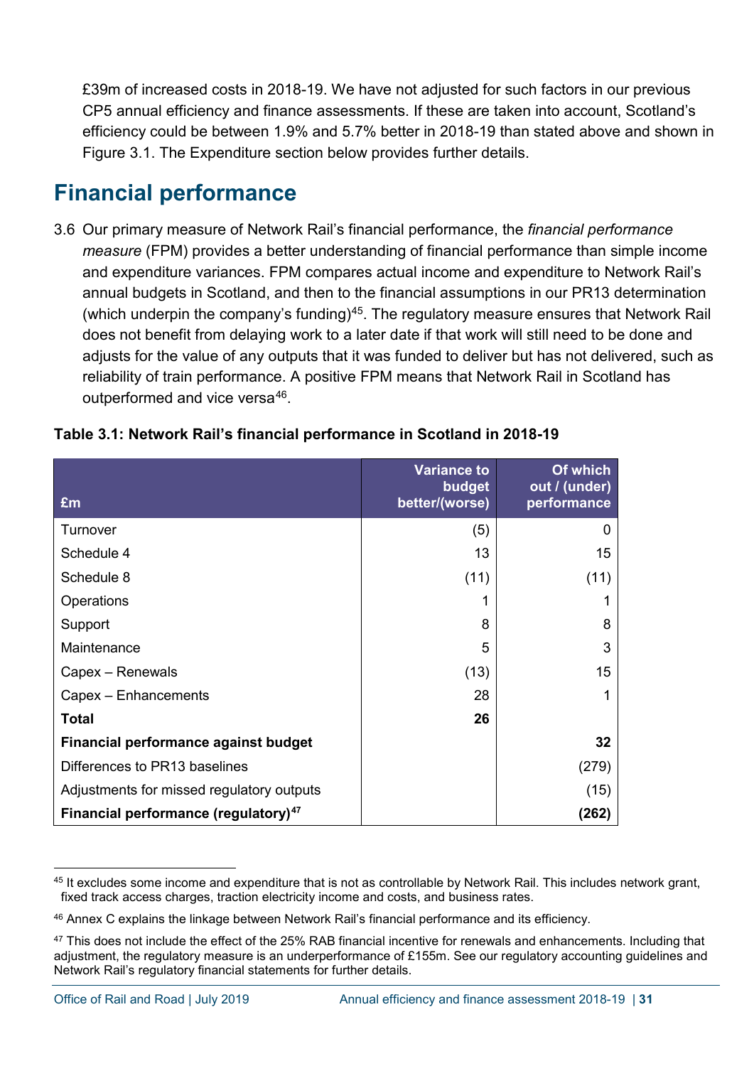£39m of increased costs in 2018-19. We have not adjusted for such factors in our previous CP5 annual efficiency and finance assessments. If these are taken into account, Scotland's efficiency could be between 1.9% and 5.7% better in 2018-19 than stated above and shown in Figure 3.1. The Expenditure section below provides further details.

## Financial performance

3.6 Our primary measure of Network Rail's financial performance, the *financial performance measure* (FPM) provides a better understanding of financial performance than simple income and expenditure variances. FPM compares actual income and expenditure to Network Rail's annual budgets in Scotland, and then to the financial assumptions in our PR13 determination (which underpin the company's funding)[45]. The regulatory measure ensures that Network Rail does not benefit from delaying work to a later date if that work will still need to be done and adjusts for the value of any outputs that it was funded to deliver but has not delivered, such as reliability of train performance. A positive FPM means that Network Rail in Scotland has outperformed and vice versa[46].

**Table 3.1: Network Rail's financial performance in Scotland in 2018-19**

| £m | Variance to budget better/(worse) | Of which out / (under) performance |
|---|---:|---:|
| Turnover | (5) | 0 |
| Schedule 4 | 13 | 15 |
| Schedule 8 | (11) | (11) |
| Operations | 1 | 1 |
| Support | 8 | 8 |
| Maintenance | 5 | 3 |
| Capex – Renewals | (13) | 15 |
| Capex – Enhancements | 28 | 1 |
| **Total** | **26** | |
| **Financial performance against budget** | | **32** |
| Differences to PR13 baselines | | (279) |
| Adjustments for missed regulatory outputs | | (15) |
| **Financial performance (regulatory)[47]** | | **(262)** |

[45] It excludes some income and expenditure that is not as controllable by Network Rail. This includes network grant, fixed track access charges, traction electricity income and costs, and business rates.

[46] Annex C explains the linkage between Network Rail's financial performance and its efficiency.

[47] This does not include the effect of the 25% RAB financial incentive for renewals and enhancements. Including that adjustment, the regulatory measure is an underperformance of £155m. See our regulatory accounting guidelines and Network Rail's regulatory financial statements for further details.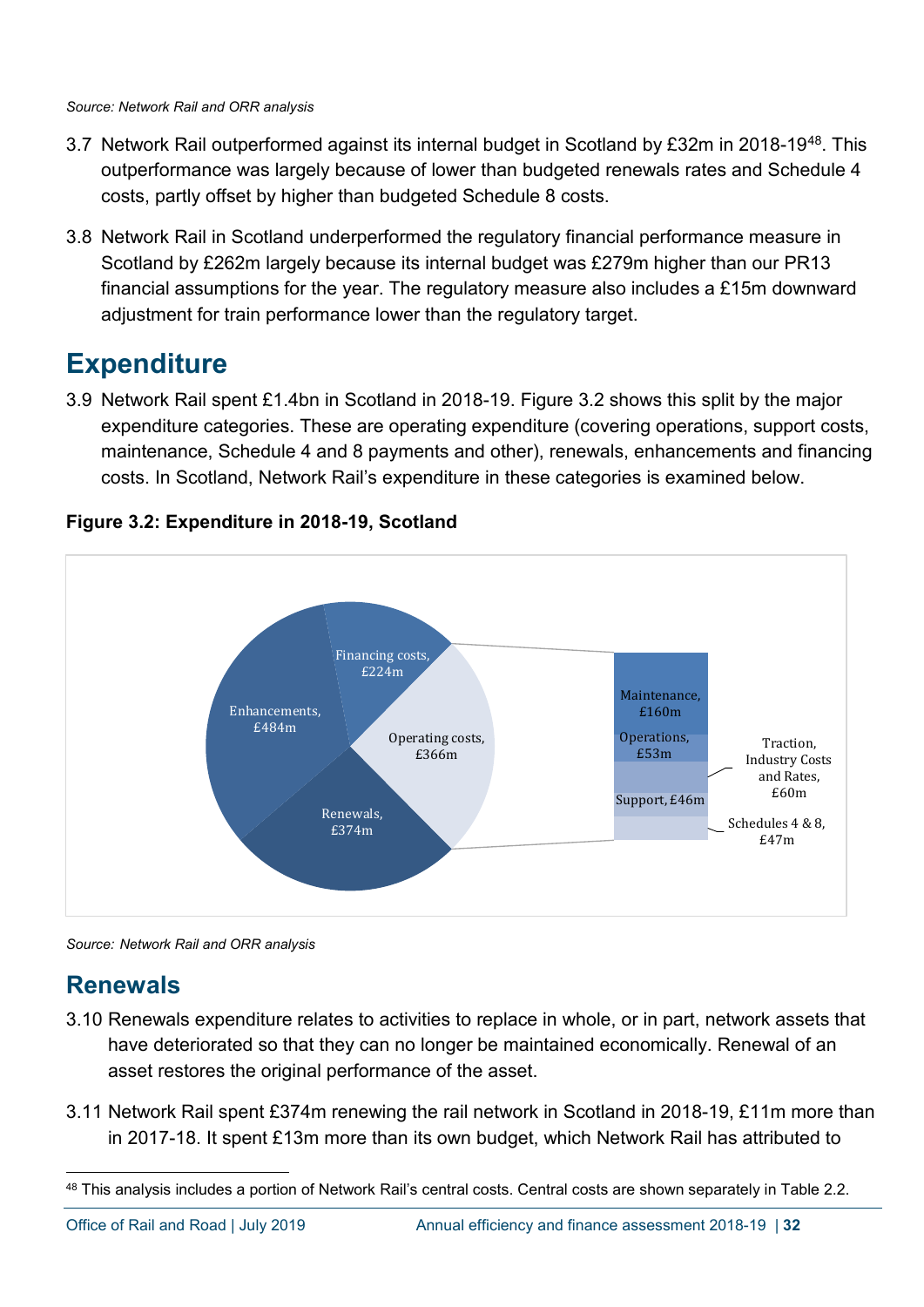*Source: Network Rail and ORR analysis*

3.7 Network Rail outperformed against its internal budget in Scotland by £32m in 2018-19[48]. This outperformance was largely because of lower than budgeted renewals rates and Schedule 4 costs, partly offset by higher than budgeted Schedule 8 costs.

3.8 Network Rail in Scotland underperformed the regulatory financial performance measure in Scotland by £262m largely because its internal budget was £279m higher than our PR13 financial assumptions for the year. The regulatory measure also includes a £15m downward adjustment for train performance lower than the regulatory target.

## Expenditure

3.9 Network Rail spent £1.4bn in Scotland in 2018-19. Figure 3.2 shows this split by the major expenditure categories. These are operating expenditure (covering operations, support costs, maintenance, Schedule 4 and 8 payments and other), renewals, enhancements and financing costs. In Scotland, Network Rail's expenditure in these categories is examined below.

**Figure 3.2: Expenditure in 2018-19, Scotland**

| Category | Amount |
|---|---|
| Financing costs | £224m |
| Enhancements | £484m |
| Renewals | £374m |
| Operating costs | £366m |
| – Maintenance | £160m |
| – Operations | £53m |
| – Traction, Industry Costs and Rates | £60m |
| – Support | £46m |
| – Schedules 4 & 8 | £47m |

*Source: Network Rail and ORR analysis*

## Renewals

3.10 Renewals expenditure relates to activities to replace in whole, or in part, network assets that have deteriorated so that they can no longer be maintained economically. Renewal of an asset restores the original performance of the asset.

3.11 Network Rail spent £374m renewing the rail network in Scotland in 2018-19, £11m more than in 2017-18. It spent £13m more than its own budget, which Network Rail has attributed to

[48] This analysis includes a portion of Network Rail's central costs. Central costs are shown separately in Table 2.2.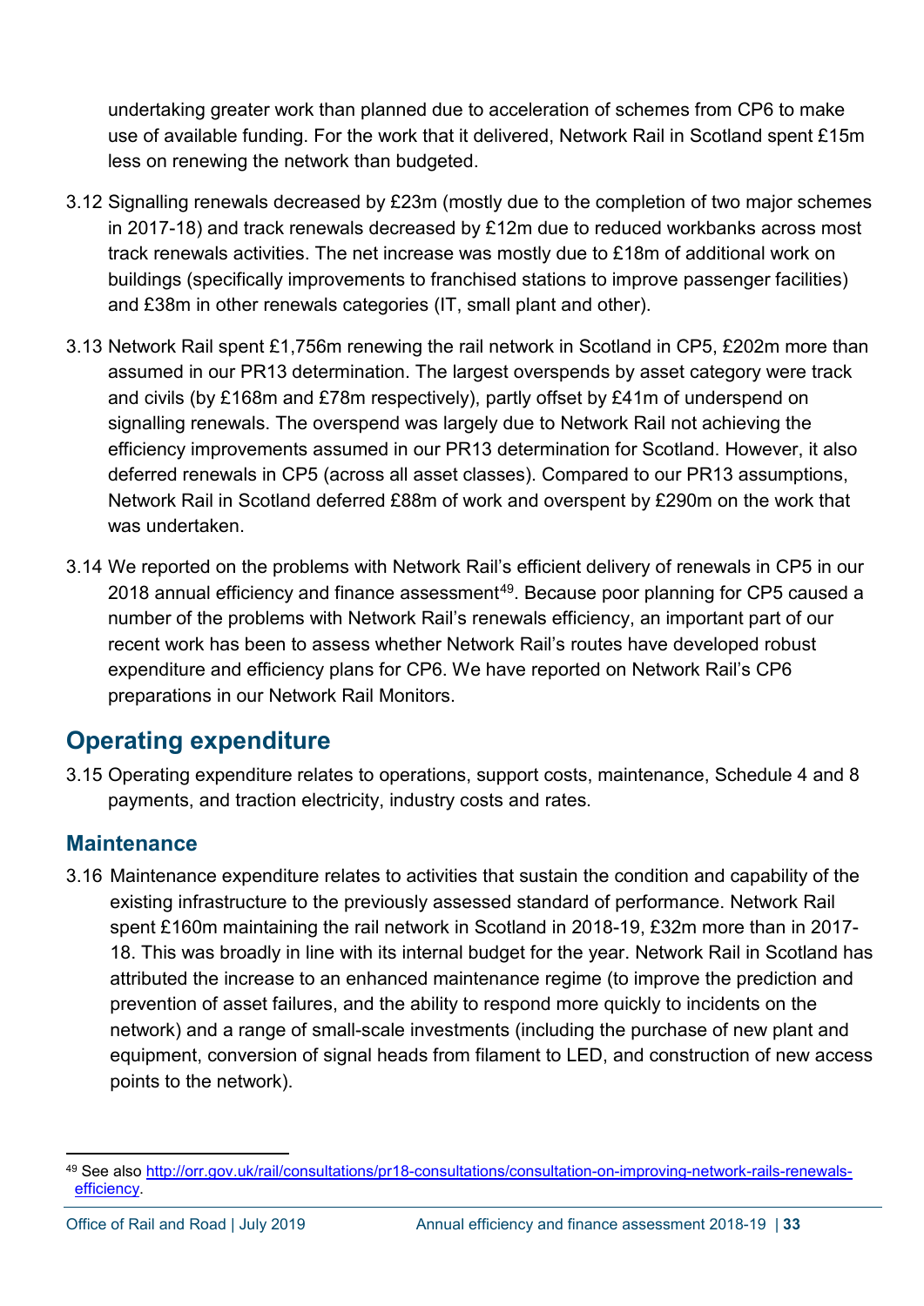undertaking greater work than planned due to acceleration of schemes from CP6 to make use of available funding. For the work that it delivered, Network Rail in Scotland spent £15m less on renewing the network than budgeted.

3.12 Signalling renewals decreased by £23m (mostly due to the completion of two major schemes in 2017-18) and track renewals decreased by £12m due to reduced workbanks across most track renewals activities. The net increase was mostly due to £18m of additional work on buildings (specifically improvements to franchised stations to improve passenger facilities) and £38m in other renewals categories (IT, small plant and other).

3.13 Network Rail spent £1,756m renewing the rail network in Scotland in CP5, £202m more than assumed in our PR13 determination. The largest overspends by asset category were track and civils (by £168m and £78m respectively), partly offset by £41m of underspend on signalling renewals. The overspend was largely due to Network Rail not achieving the efficiency improvements assumed in our PR13 determination for Scotland. However, it also deferred renewals in CP5 (across all asset classes). Compared to our PR13 assumptions, Network Rail in Scotland deferred £88m of work and overspent by £290m on the work that was undertaken.

3.14 We reported on the problems with Network Rail's efficient delivery of renewals in CP5 in our 2018 annual efficiency and finance assessment[49]. Because poor planning for CP5 caused a number of the problems with Network Rail's renewals efficiency, an important part of our recent work has been to assess whether Network Rail's routes have developed robust expenditure and efficiency plans for CP6. We have reported on Network Rail's CP6 preparations in our Network Rail Monitors.

## Operating expenditure

3.15 Operating expenditure relates to operations, support costs, maintenance, Schedule 4 and 8 payments, and traction electricity, industry costs and rates.

### Maintenance

3.16 Maintenance expenditure relates to activities that sustain the condition and capability of the existing infrastructure to the previously assessed standard of performance. Network Rail spent £160m maintaining the rail network in Scotland in 2018-19, £32m more than in 2017-18. This was broadly in line with its internal budget for the year. Network Rail in Scotland has attributed the increase to an enhanced maintenance regime (to improve the prediction and prevention of asset failures, and the ability to respond more quickly to incidents on the network) and a range of small-scale investments (including the purchase of new plant and equipment, conversion of signal heads from filament to LED, and construction of new access points to the network).

[49] See also http://orr.gov.uk/rail/consultations/pr18-consultations/consultation-on-improving-network-rails-renewals-efficiency.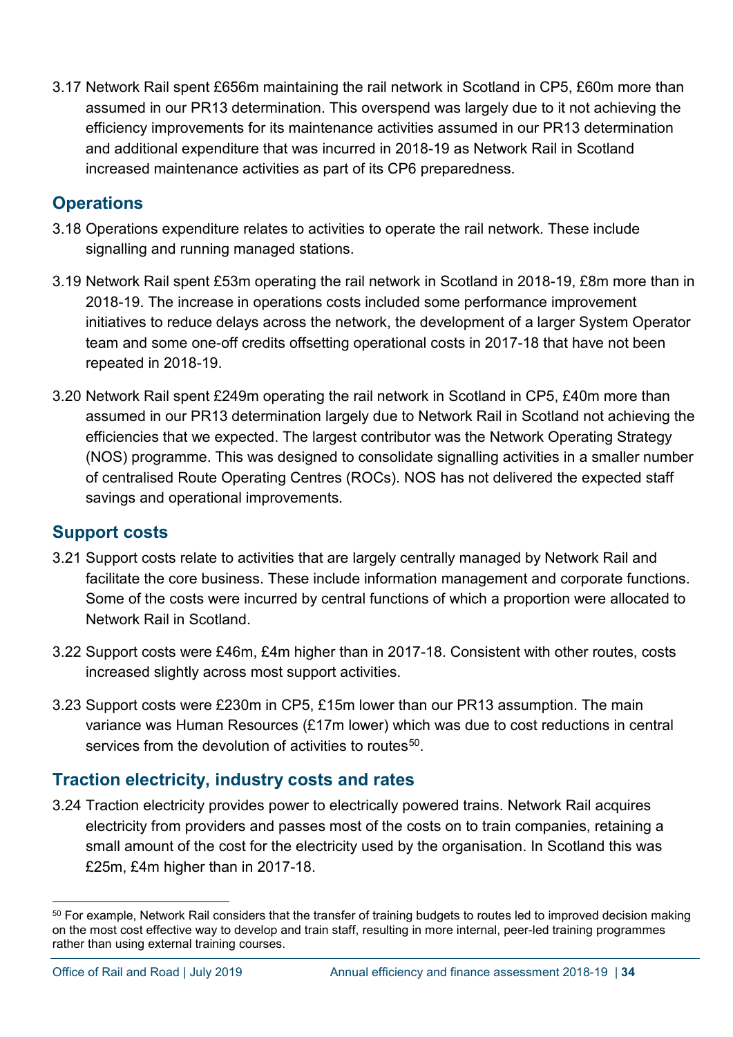3.17 Network Rail spent £656m maintaining the rail network in Scotland in CP5, £60m more than assumed in our PR13 determination. This overspend was largely due to it not achieving the efficiency improvements for its maintenance activities assumed in our PR13 determination and additional expenditure that was incurred in 2018-19 as Network Rail in Scotland increased maintenance activities as part of its CP6 preparedness.

## Operations

3.18 Operations expenditure relates to activities to operate the rail network. These include signalling and running managed stations.

3.19 Network Rail spent £53m operating the rail network in Scotland in 2018-19, £8m more than in 2018-19. The increase in operations costs included some performance improvement initiatives to reduce delays across the network, the development of a larger System Operator team and some one-off credits offsetting operational costs in 2017-18 that have not been repeated in 2018-19.

3.20 Network Rail spent £249m operating the rail network in Scotland in CP5, £40m more than assumed in our PR13 determination largely due to Network Rail in Scotland not achieving the efficiencies that we expected. The largest contributor was the Network Operating Strategy (NOS) programme. This was designed to consolidate signalling activities in a smaller number of centralised Route Operating Centres (ROCs). NOS has not delivered the expected staff savings and operational improvements.

## Support costs

3.21 Support costs relate to activities that are largely centrally managed by Network Rail and facilitate the core business. These include information management and corporate functions. Some of the costs were incurred by central functions of which a proportion were allocated to Network Rail in Scotland.

3.22 Support costs were £46m, £4m higher than in 2017-18. Consistent with other routes, costs increased slightly across most support activities.

3.23 Support costs were £230m in CP5, £15m lower than our PR13 assumption. The main variance was Human Resources (£17m lower) which was due to cost reductions in central services from the devolution of activities to routes[50].

## Traction electricity, industry costs and rates

3.24 Traction electricity provides power to electrically powered trains. Network Rail acquires electricity from providers and passes most of the costs on to train companies, retaining a small amount of the cost for the electricity used by the organisation. In Scotland this was £25m, £4m higher than in 2017-18.

---

[50] For example, Network Rail considers that the transfer of training budgets to routes led to improved decision making on the most cost effective way to develop and train staff, resulting in more internal, peer-led training programmes rather than using external training courses.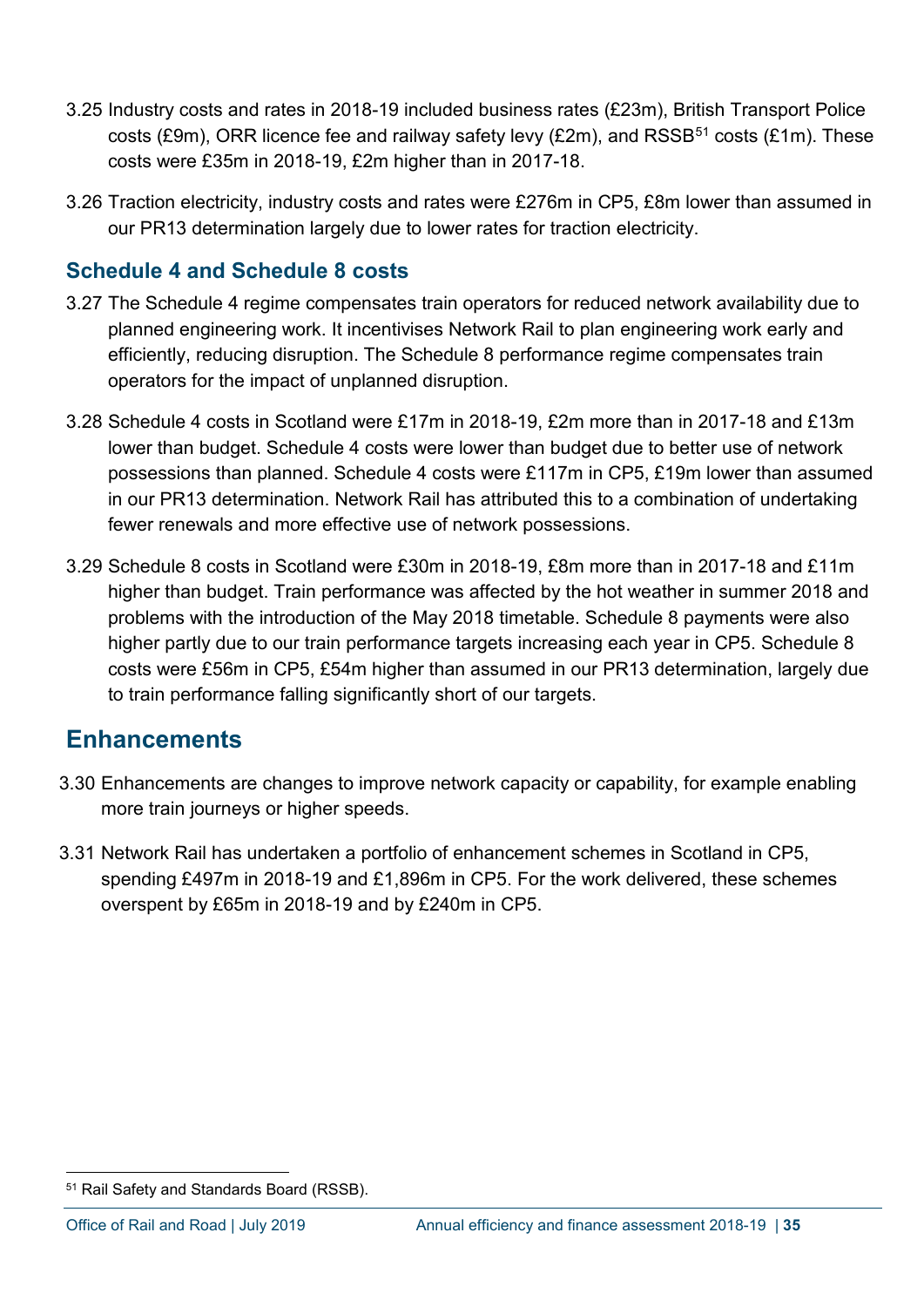3.25 Industry costs and rates in 2018-19 included business rates (£23m), British Transport Police costs (£9m), ORR licence fee and railway safety levy (£2m), and RSSB[51] costs (£1m). These costs were £35m in 2018-19, £2m higher than in 2017-18.

3.26 Traction electricity, industry costs and rates were £276m in CP5, £8m lower than assumed in our PR13 determination largely due to lower rates for traction electricity.

### Schedule 4 and Schedule 8 costs

3.27 The Schedule 4 regime compensates train operators for reduced network availability due to planned engineering work. It incentivises Network Rail to plan engineering work early and efficiently, reducing disruption. The Schedule 8 performance regime compensates train operators for the impact of unplanned disruption.

3.28 Schedule 4 costs in Scotland were £17m in 2018-19, £2m more than in 2017-18 and £13m lower than budget. Schedule 4 costs were lower than budget due to better use of network possessions than planned. Schedule 4 costs were £117m in CP5, £19m lower than assumed in our PR13 determination. Network Rail has attributed this to a combination of undertaking fewer renewals and more effective use of network possessions.

3.29 Schedule 8 costs in Scotland were £30m in 2018-19, £8m more than in 2017-18 and £11m higher than budget. Train performance was affected by the hot weather in summer 2018 and problems with the introduction of the May 2018 timetable. Schedule 8 payments were also higher partly due to our train performance targets increasing each year in CP5. Schedule 8 costs were £56m in CP5, £54m higher than assumed in our PR13 determination, largely due to train performance falling significantly short of our targets.

## Enhancements

3.30 Enhancements are changes to improve network capacity or capability, for example enabling more train journeys or higher speeds.

3.31 Network Rail has undertaken a portfolio of enhancement schemes in Scotland in CP5, spending £497m in 2018-19 and £1,896m in CP5. For the work delivered, these schemes overspent by £65m in 2018-19 and by £240m in CP5.

[51] Rail Safety and Standards Board (RSSB).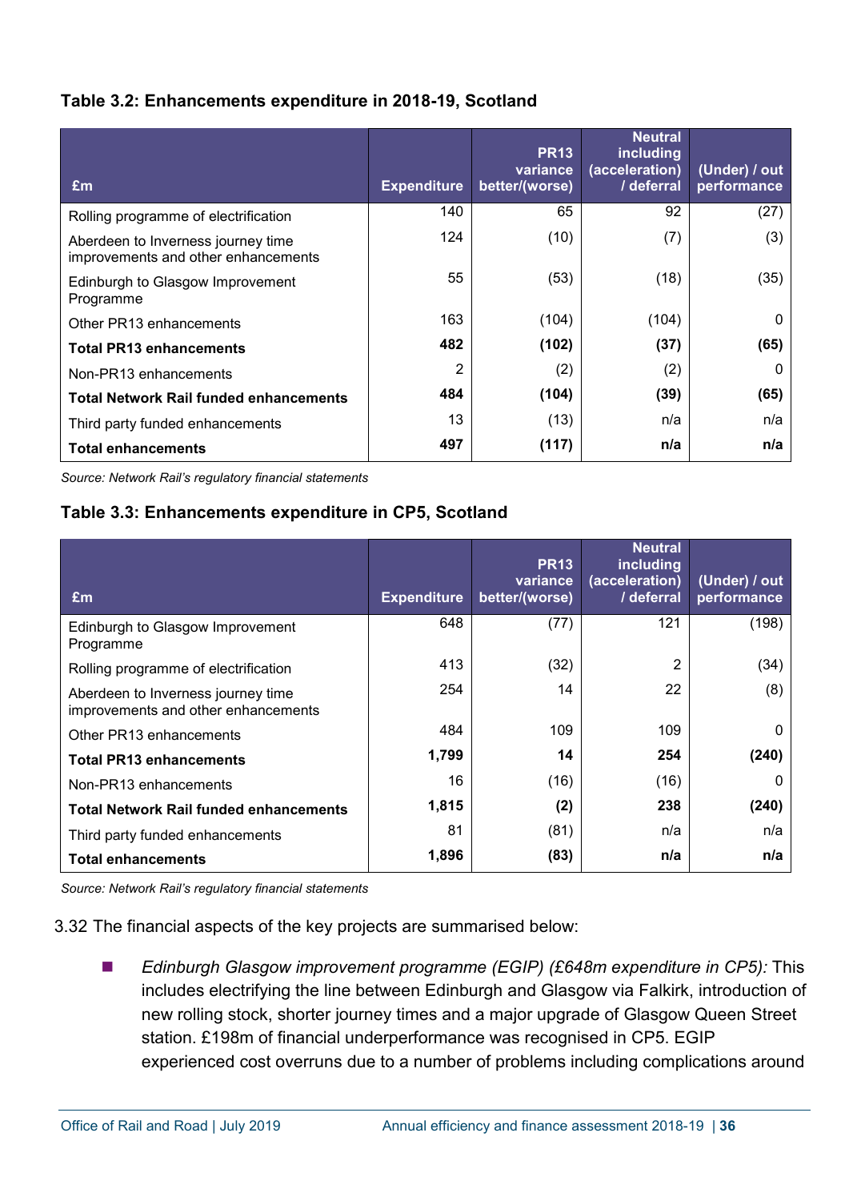**Table 3.2: Enhancements expenditure in 2018-19, Scotland**

| £m | Expenditure | PR13 variance better/(worse) | Neutral including (acceleration) / deferral | (Under) / out performance |
|---|---|---|---|---|
| Rolling programme of electrification | 140 | 65 | 92 | (27) |
| Aberdeen to Inverness journey time improvements and other enhancements | 124 | (10) | (7) | (3) |
| Edinburgh to Glasgow Improvement Programme | 55 | (53) | (18) | (35) |
| Other PR13 enhancements | 163 | (104) | (104) | 0 |
| **Total PR13 enhancements** | **482** | **(102)** | **(37)** | **(65)** |
| Non-PR13 enhancements | 2 | (2) | (2) | 0 |
| **Total Network Rail funded enhancements** | **484** | **(104)** | **(39)** | **(65)** |
| Third party funded enhancements | 13 | (13) | n/a | n/a |
| **Total enhancements** | **497** | **(117)** | **n/a** | **n/a** |

*Source: Network Rail's regulatory financial statements*

**Table 3.3: Enhancements expenditure in CP5, Scotland**

| £m | Expenditure | PR13 variance better/(worse) | Neutral including (acceleration) / deferral | (Under) / out performance |
|---|---|---|---|---|
| Edinburgh to Glasgow Improvement Programme | 648 | (77) | 121 | (198) |
| Rolling programme of electrification | 413 | (32) | 2 | (34) |
| Aberdeen to Inverness journey time improvements and other enhancements | 254 | 14 | 22 | (8) |
| Other PR13 enhancements | 484 | 109 | 109 | 0 |
| **Total PR13 enhancements** | **1,799** | **14** | **254** | **(240)** |
| Non-PR13 enhancements | 16 | (16) | (16) | 0 |
| **Total Network Rail funded enhancements** | **1,815** | **(2)** | **238** | **(240)** |
| Third party funded enhancements | 81 | (81) | n/a | n/a |
| **Total enhancements** | **1,896** | **(83)** | **n/a** | **n/a** |

*Source: Network Rail's regulatory financial statements*

3.32 The financial aspects of the key projects are summarised below:

- *Edinburgh Glasgow improvement programme (EGIP) (£648m expenditure in CP5):* This includes electrifying the line between Edinburgh and Glasgow via Falkirk, introduction of new rolling stock, shorter journey times and a major upgrade of Glasgow Queen Street station. £198m of financial underperformance was recognised in CP5. EGIP experienced cost overruns due to a number of problems including complications around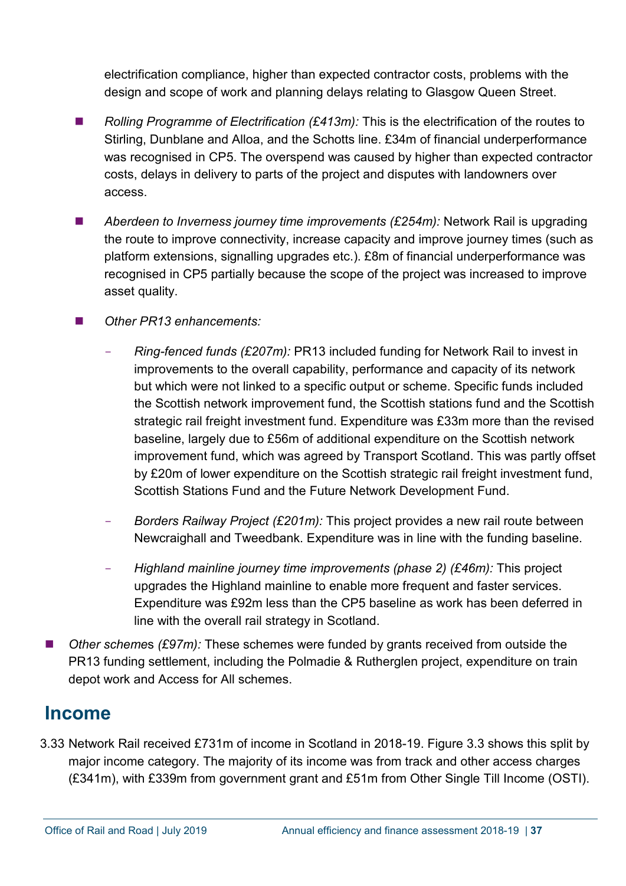electrification compliance, higher than expected contractor costs, problems with the design and scope of work and planning delays relating to Glasgow Queen Street.

- *Rolling Programme of Electrification (£413m):* This is the electrification of the routes to Stirling, Dunblane and Alloa, and the Schotts line. £34m of financial underperformance was recognised in CP5. The overspend was caused by higher than expected contractor costs, delays in delivery to parts of the project and disputes with landowners over access.

- *Aberdeen to Inverness journey time improvements (£254m):* Network Rail is upgrading the route to improve connectivity, increase capacity and improve journey times (such as platform extensions, signalling upgrades etc.). £8m of financial underperformance was recognised in CP5 partially because the scope of the project was increased to improve asset quality.

- *Other PR13 enhancements:*

  - *Ring-fenced funds (£207m):* PR13 included funding for Network Rail to invest in improvements to the overall capability, performance and capacity of its network but which were not linked to a specific output or scheme. Specific funds included the Scottish network improvement fund, the Scottish stations fund and the Scottish strategic rail freight investment fund. Expenditure was £33m more than the revised baseline, largely due to £56m of additional expenditure on the Scottish network improvement fund, which was agreed by Transport Scotland. This was partly offset by £20m of lower expenditure on the Scottish strategic rail freight investment fund, Scottish Stations Fund and the Future Network Development Fund.

  - *Borders Railway Project (£201m):* This project provides a new rail route between Newcraighall and Tweedbank. Expenditure was in line with the funding baseline.

  - *Highland mainline journey time improvements (phase 2) (£46m):* This project upgrades the Highland mainline to enable more frequent and faster services. Expenditure was £92m less than the CP5 baseline as work has been deferred in line with the overall rail strategy in Scotland.

- *Other schemes (£97m):* These schemes were funded by grants received from outside the PR13 funding settlement, including the Polmadie & Rutherglen project, expenditure on train depot work and Access for All schemes.

## Income

3.33 Network Rail received £731m of income in Scotland in 2018-19. Figure 3.3 shows this split by major income category. The majority of its income was from track and other access charges (£341m), with £339m from government grant and £51m from Other Single Till Income (OSTI).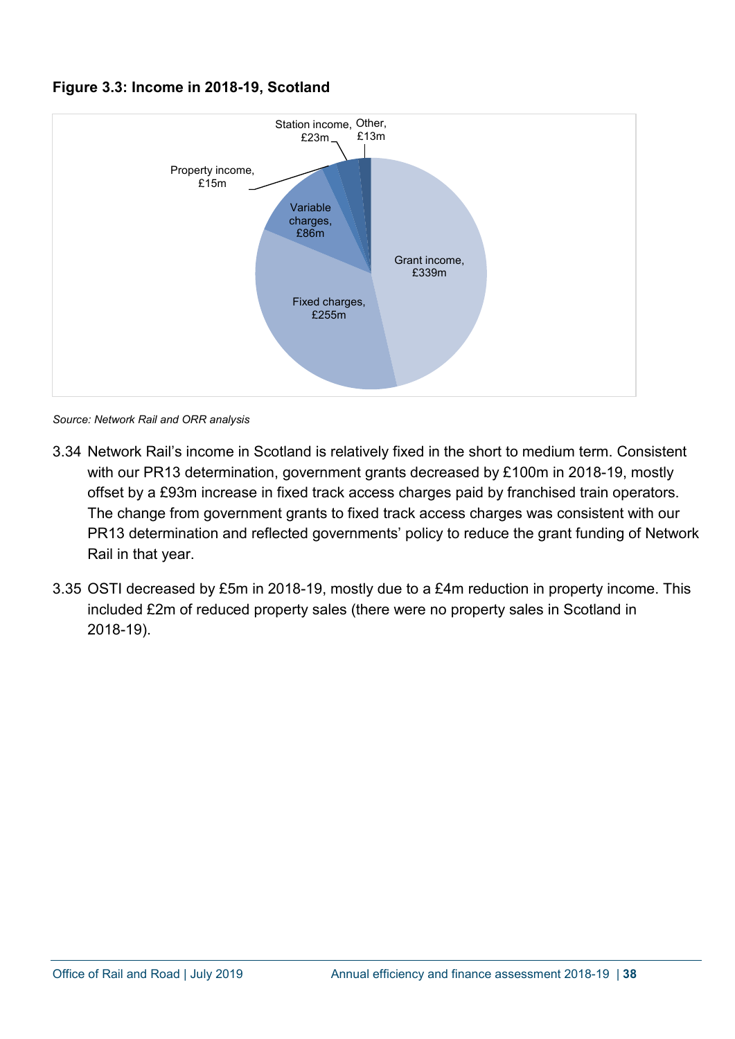**Figure 3.3: Income in 2018-19, Scotland**

Source: Network Rail and ORR analysis

3.34 Network Rail's income in Scotland is relatively fixed in the short to medium term. Consistent with our PR13 determination, government grants decreased by £100m in 2018-19, mostly offset by a £93m increase in fixed track access charges paid by franchised train operators. The change from government grants to fixed track access charges was consistent with our PR13 determination and reflected governments' policy to reduce the grant funding of Network Rail in that year.

3.35 OSTI decreased by £5m in 2018-19, mostly due to a £4m reduction in property income. This included £2m of reduced property sales (there were no property sales in Scotland in 2018-19).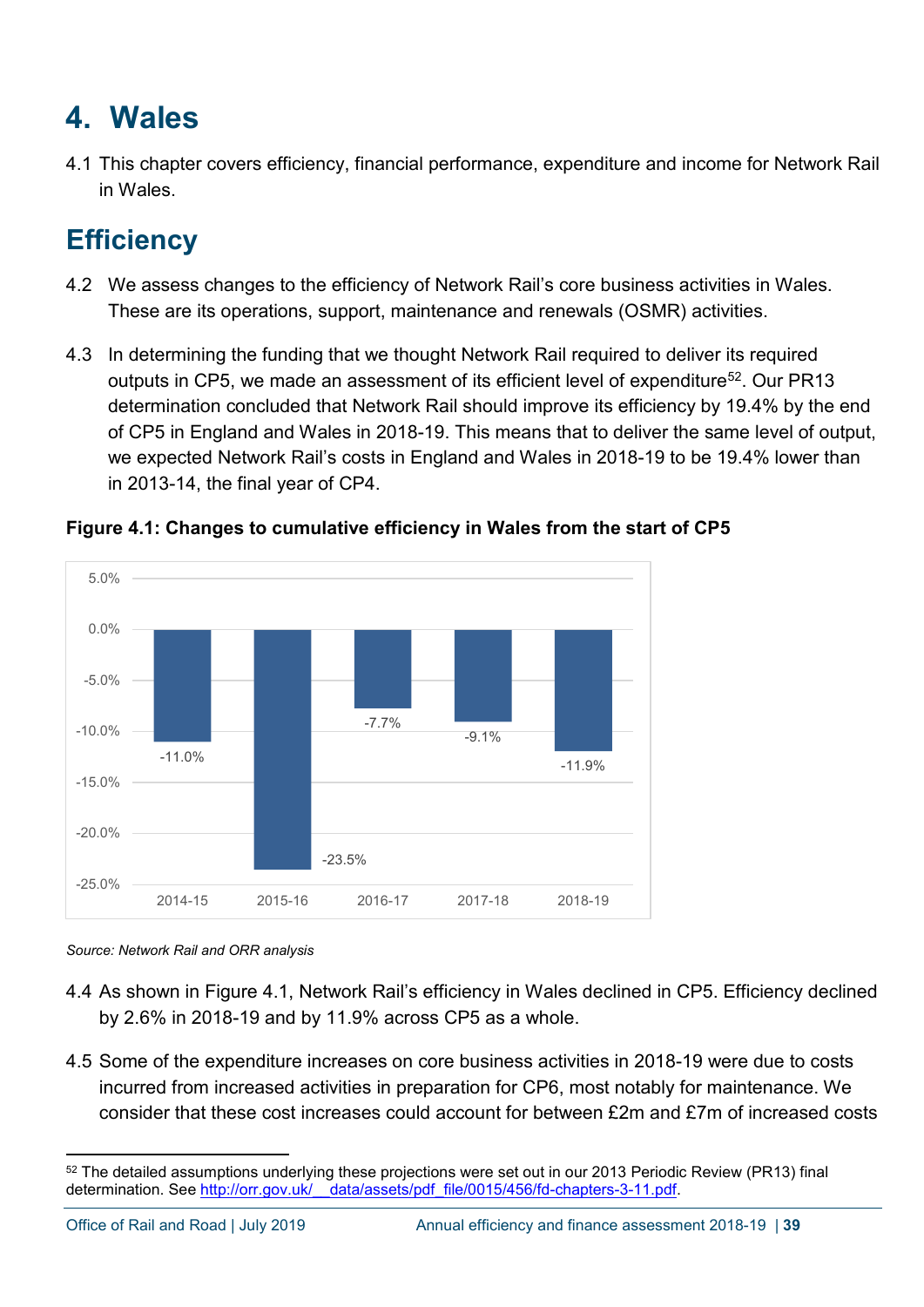# 4. Wales

4.1 This chapter covers efficiency, financial performance, expenditure and income for Network Rail in Wales.

## Efficiency

4.2 We assess changes to the efficiency of Network Rail's core business activities in Wales. These are its operations, support, maintenance and renewals (OSMR) activities.

4.3 In determining the funding that we thought Network Rail required to deliver its required outputs in CP5, we made an assessment of its efficient level of expenditure[52]. Our PR13 determination concluded that Network Rail should improve its efficiency by 19.4% by the end of CP5 in England and Wales in 2018-19. This means that to deliver the same level of output, we expected Network Rail's costs in England and Wales in 2018-19 to be 19.4% lower than in 2013-14, the final year of CP4.

**Figure 4.1: Changes to cumulative efficiency in Wales from the start of CP5**

| Year | Change to cumulative efficiency |
|---|---|
| 2014-15 | -11.0% |
| 2015-16 | -23.5% |
| 2016-17 | -7.7% |
| 2017-18 | -9.1% |
| 2018-19 | -11.9% |

*Source: Network Rail and ORR analysis*

4.4 As shown in Figure 4.1, Network Rail's efficiency in Wales declined in CP5. Efficiency declined by 2.6% in 2018-19 and by 11.9% across CP5 as a whole.

4.5 Some of the expenditure increases on core business activities in 2018-19 were due to costs incurred from increased activities in preparation for CP6, most notably for maintenance. We consider that these cost increases could account for between £2m and £7m of increased costs

---

[52] The detailed assumptions underlying these projections were set out in our 2013 Periodic Review (PR13) final determination. See http://orr.gov.uk/__data/assets/pdf_file/0015/456/fd-chapters-3-11.pdf.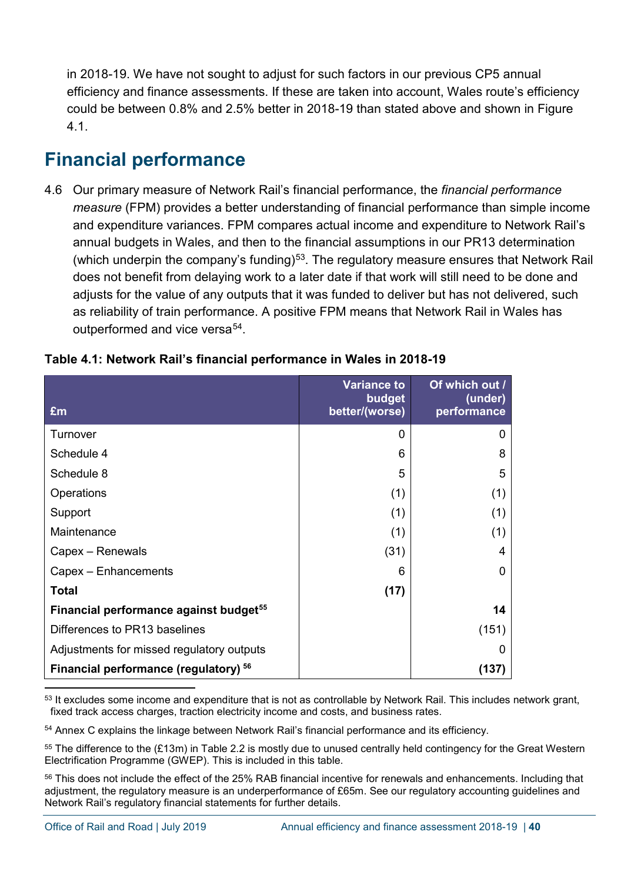in 2018-19. We have not sought to adjust for such factors in our previous CP5 annual efficiency and finance assessments. If these are taken into account, Wales route's efficiency could be between 0.8% and 2.5% better in 2018-19 than stated above and shown in Figure 4.1.

## Financial performance

4.6 Our primary measure of Network Rail's financial performance, the *financial performance measure* (FPM) provides a better understanding of financial performance than simple income and expenditure variances. FPM compares actual income and expenditure to Network Rail's annual budgets in Wales, and then to the financial assumptions in our PR13 determination (which underpin the company's funding)[53]. The regulatory measure ensures that Network Rail does not benefit from delaying work to a later date if that work will still need to be done and adjusts for the value of any outputs that it was funded to deliver but has not delivered, such as reliability of train performance. A positive FPM means that Network Rail in Wales has outperformed and vice versa[54].

**Table 4.1: Network Rail's financial performance in Wales in 2018-19**

| £m | Variance to budget better/(worse) | Of which out / (under) performance |
|---|---|---|
| Turnover | 0 | 0 |
| Schedule 4 | 6 | 8 |
| Schedule 8 | 5 | 5 |
| Operations | (1) | (1) |
| Support | (1) | (1) |
| Maintenance | (1) | (1) |
| Capex – Renewals | (31) | 4 |
| Capex – Enhancements | 6 | 0 |
| **Total** | **(17)** | |
| **Financial performance against budget[55]** | | **14** |
| Differences to PR13 baselines | | (151) |
| Adjustments for missed regulatory outputs | | 0 |
| **Financial performance (regulatory) [56]** | | **(137)** |

[53] It excludes some income and expenditure that is not as controllable by Network Rail. This includes network grant, fixed track access charges, traction electricity income and costs, and business rates.

[54] Annex C explains the linkage between Network Rail's financial performance and its efficiency.

[55] The difference to the (£13m) in Table 2.2 is mostly due to unused centrally held contingency for the Great Western Electrification Programme (GWEP). This is included in this table.

[56] This does not include the effect of the 25% RAB financial incentive for renewals and enhancements. Including that adjustment, the regulatory measure is an underperformance of £65m. See our regulatory accounting guidelines and Network Rail's regulatory financial statements for further details.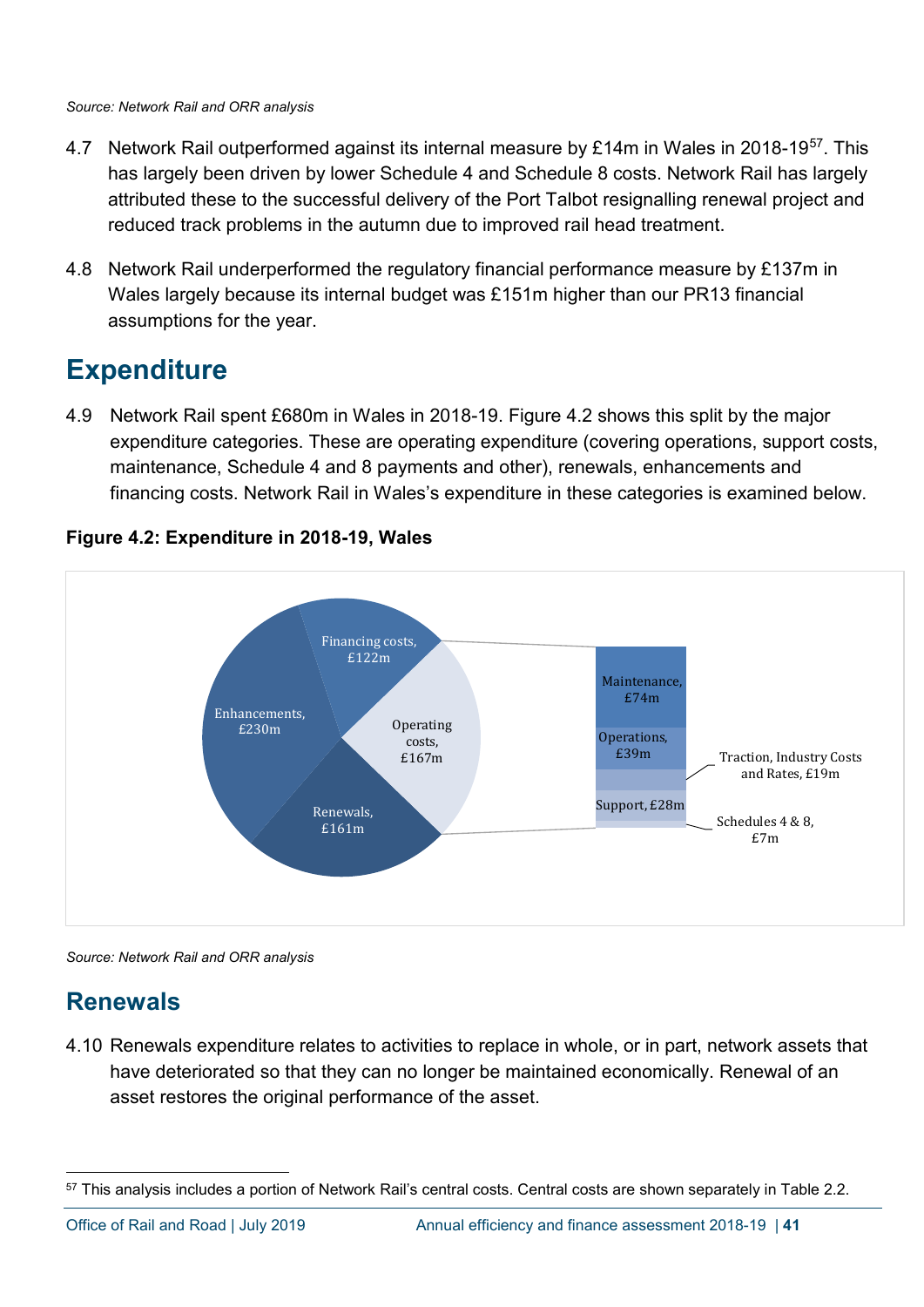*Source: Network Rail and ORR analysis*

4.7 Network Rail outperformed against its internal measure by £14m in Wales in 2018-19[57]. This has largely been driven by lower Schedule 4 and Schedule 8 costs. Network Rail has largely attributed these to the successful delivery of the Port Talbot resignalling renewal project and reduced track problems in the autumn due to improved rail head treatment.

4.8 Network Rail underperformed the regulatory financial performance measure by £137m in Wales largely because its internal budget was £151m higher than our PR13 financial assumptions for the year.

## Expenditure

4.9 Network Rail spent £680m in Wales in 2018-19. Figure 4.2 shows this split by the major expenditure categories. These are operating expenditure (covering operations, support costs, maintenance, Schedule 4 and 8 payments and other), renewals, enhancements and financing costs. Network Rail in Wales's expenditure in these categories is examined below.

**Figure 4.2: Expenditure in 2018-19, Wales**

*Source: Network Rail and ORR analysis*

## Renewals

4.10 Renewals expenditure relates to activities to replace in whole, or in part, network assets that have deteriorated so that they can no longer be maintained economically. Renewal of an asset restores the original performance of the asset.

[57] This analysis includes a portion of Network Rail's central costs. Central costs are shown separately in Table 2.2.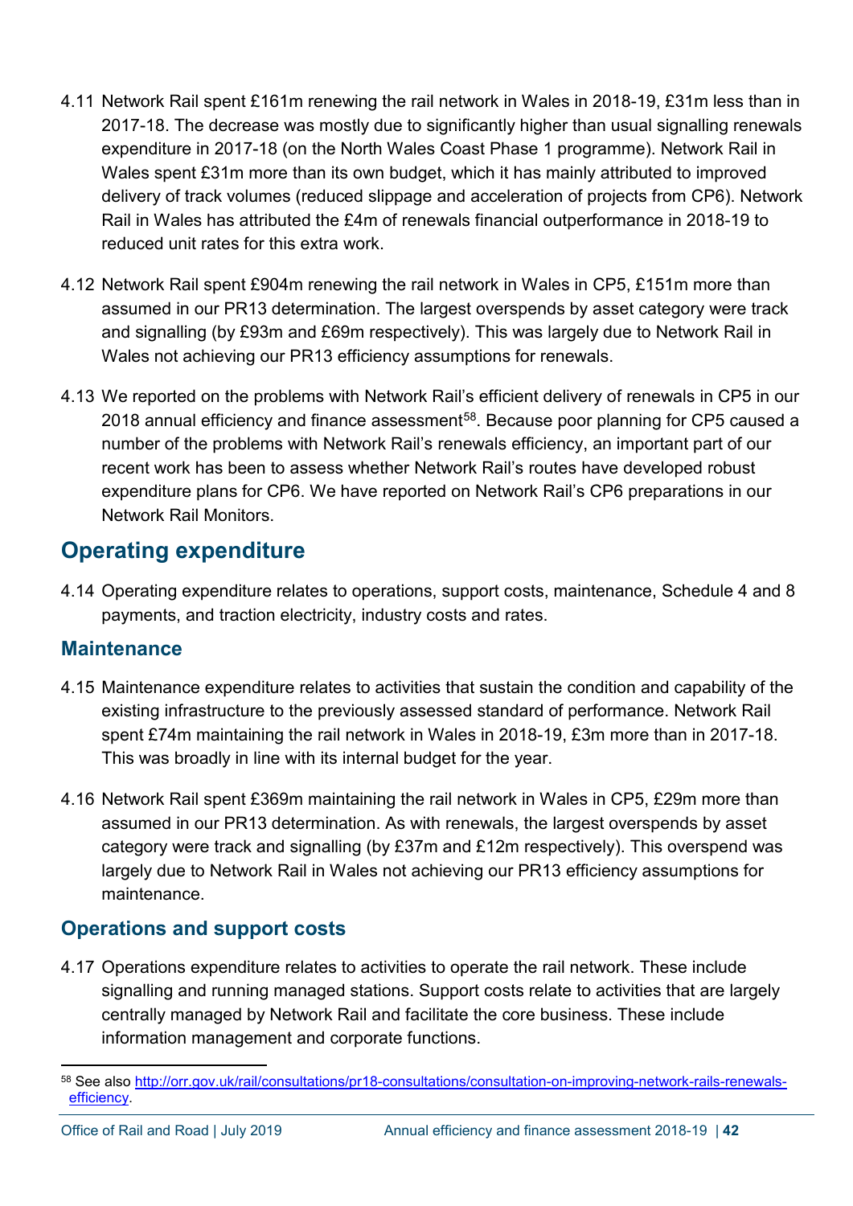4.11 Network Rail spent £161m renewing the rail network in Wales in 2018-19, £31m less than in 2017-18. The decrease was mostly due to significantly higher than usual signalling renewals expenditure in 2017-18 (on the North Wales Coast Phase 1 programme). Network Rail in Wales spent £31m more than its own budget, which it has mainly attributed to improved delivery of track volumes (reduced slippage and acceleration of projects from CP6). Network Rail in Wales has attributed the £4m of renewals financial outperformance in 2018-19 to reduced unit rates for this extra work.

4.12 Network Rail spent £904m renewing the rail network in Wales in CP5, £151m more than assumed in our PR13 determination. The largest overspends by asset category were track and signalling (by £93m and £69m respectively). This was largely due to Network Rail in Wales not achieving our PR13 efficiency assumptions for renewals.

4.13 We reported on the problems with Network Rail's efficient delivery of renewals in CP5 in our 2018 annual efficiency and finance assessment[58]. Because poor planning for CP5 caused a number of the problems with Network Rail's renewals efficiency, an important part of our recent work has been to assess whether Network Rail's routes have developed robust expenditure plans for CP6. We have reported on Network Rail's CP6 preparations in our Network Rail Monitors.

## Operating expenditure

4.14 Operating expenditure relates to operations, support costs, maintenance, Schedule 4 and 8 payments, and traction electricity, industry costs and rates.

### Maintenance

4.15 Maintenance expenditure relates to activities that sustain the condition and capability of the existing infrastructure to the previously assessed standard of performance. Network Rail spent £74m maintaining the rail network in Wales in 2018-19, £3m more than in 2017-18. This was broadly in line with its internal budget for the year.

4.16 Network Rail spent £369m maintaining the rail network in Wales in CP5, £29m more than assumed in our PR13 determination. As with renewals, the largest overspends by asset category were track and signalling (by £37m and £12m respectively). This overspend was largely due to Network Rail in Wales not achieving our PR13 efficiency assumptions for maintenance.

### Operations and support costs

4.17 Operations expenditure relates to activities to operate the rail network. These include signalling and running managed stations. Support costs relate to activities that are largely centrally managed by Network Rail and facilitate the core business. These include information management and corporate functions.

---

[58] See also http://orr.gov.uk/rail/consultations/pr18-consultations/consultation-on-improving-network-rails-renewals-efficiency.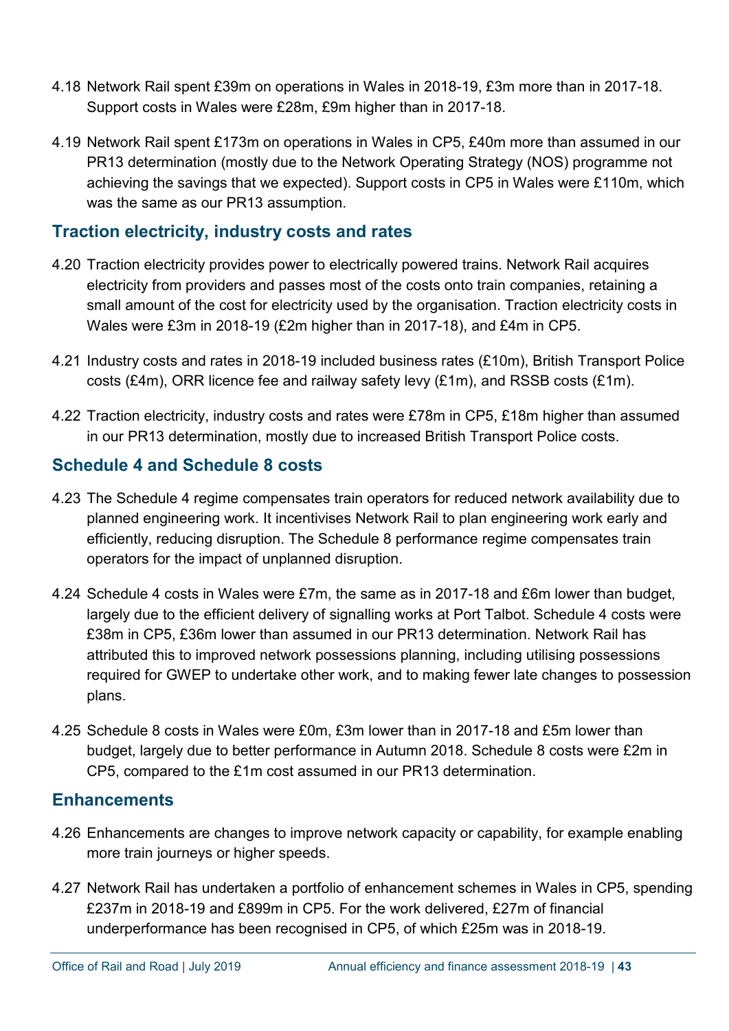4.18 Network Rail spent £39m on operations in Wales in 2018-19, £3m more than in 2017-18. Support costs in Wales were £28m, £9m higher than in 2017-18.

4.19 Network Rail spent £173m on operations in Wales in CP5, £40m more than assumed in our PR13 determination (mostly due to the Network Operating Strategy (NOS) programme not achieving the savings that we expected). Support costs in CP5 in Wales were £110m, which was the same as our PR13 assumption.

## Traction electricity, industry costs and rates

4.20 Traction electricity provides power to electrically powered trains. Network Rail acquires electricity from providers and passes most of the costs onto train companies, retaining a small amount of the cost for electricity used by the organisation. Traction electricity costs in Wales were £3m in 2018-19 (£2m higher than in 2017-18), and £4m in CP5.

4.21 Industry costs and rates in 2018-19 included business rates (£10m), British Transport Police costs (£4m), ORR licence fee and railway safety levy (£1m), and RSSB costs (£1m).

4.22 Traction electricity, industry costs and rates were £78m in CP5, £18m higher than assumed in our PR13 determination, mostly due to increased British Transport Police costs.

## Schedule 4 and Schedule 8 costs

4.23 The Schedule 4 regime compensates train operators for reduced network availability due to planned engineering work. It incentivises Network Rail to plan engineering work early and efficiently, reducing disruption. The Schedule 8 performance regime compensates train operators for the impact of unplanned disruption.

4.24 Schedule 4 costs in Wales were £7m, the same as in 2017-18 and £6m lower than budget, largely due to the efficient delivery of signalling works at Port Talbot. Schedule 4 costs were £38m in CP5, £36m lower than assumed in our PR13 determination. Network Rail has attributed this to improved network possessions planning, including utilising possessions required for GWEP to undertake other work, and to making fewer late changes to possession plans.

4.25 Schedule 8 costs in Wales were £0m, £3m lower than in 2017-18 and £5m lower than budget, largely due to better performance in Autumn 2018. Schedule 8 costs were £2m in CP5, compared to the £1m cost assumed in our PR13 determination.

## Enhancements

4.26 Enhancements are changes to improve network capacity or capability, for example enabling more train journeys or higher speeds.

4.27 Network Rail has undertaken a portfolio of enhancement schemes in Wales in CP5, spending £237m in 2018-19 and £899m in CP5. For the work delivered, £27m of financial underperformance has been recognised in CP5, of which £25m was in 2018-19.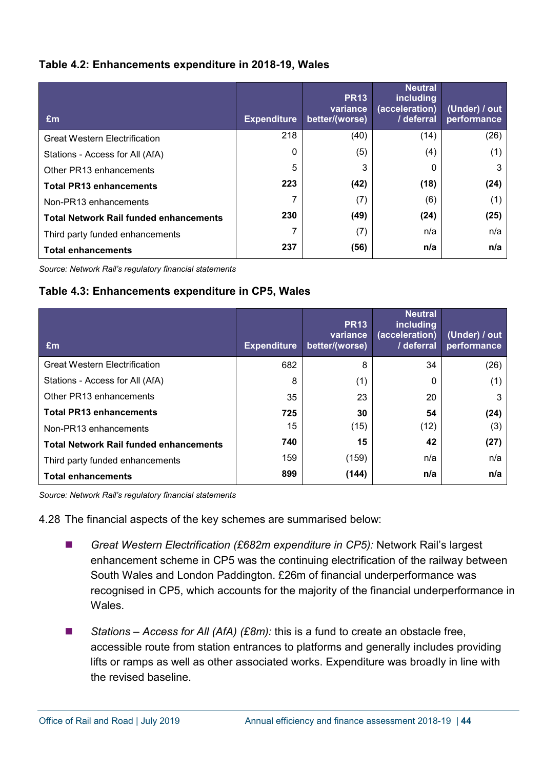**Table 4.2: Enhancements expenditure in 2018-19, Wales**

| £m | Expenditure | PR13 variance better/(worse) | Neutral including (acceleration) / deferral | (Under) / out performance |
|---|---|---|---|---|
| Great Western Electrification | 218 | (40) | (14) | (26) |
| Stations - Access for All (AfA) | 0 | (5) | (4) | (1) |
| Other PR13 enhancements | 5 | 3 | 0 | 3 |
| **Total PR13 enhancements** | **223** | **(42)** | **(18)** | **(24)** |
| Non-PR13 enhancements | 7 | (7) | (6) | (1) |
| **Total Network Rail funded enhancements** | **230** | **(49)** | **(24)** | **(25)** |
| Third party funded enhancements | 7 | (7) | n/a | n/a |
| **Total enhancements** | **237** | **(56)** | **n/a** | **n/a** |

*Source: Network Rail's regulatory financial statements*

**Table 4.3: Enhancements expenditure in CP5, Wales**

| £m | Expenditure | PR13 variance better/(worse) | Neutral including (acceleration) / deferral | (Under) / out performance |
|---|---|---|---|---|
| Great Western Electrification | 682 | 8 | 34 | (26) |
| Stations - Access for All (AfA) | 8 | (1) | 0 | (1) |
| Other PR13 enhancements | 35 | 23 | 20 | 3 |
| **Total PR13 enhancements** | **725** | **30** | **54** | **(24)** |
| Non-PR13 enhancements | 15 | (15) | (12) | (3) |
| **Total Network Rail funded enhancements** | **740** | **15** | **42** | **(27)** |
| Third party funded enhancements | 159 | (159) | n/a | n/a |
| **Total enhancements** | **899** | **(144)** | **n/a** | **n/a** |

*Source: Network Rail's regulatory financial statements*

4.28 The financial aspects of the key schemes are summarised below:

- *Great Western Electrification (£682m expenditure in CP5):* Network Rail's largest enhancement scheme in CP5 was the continuing electrification of the railway between South Wales and London Paddington. £26m of financial underperformance was recognised in CP5, which accounts for the majority of the financial underperformance in Wales.

- *Stations – Access for All (AfA) (£8m):* this is a fund to create an obstacle free, accessible route from station entrances to platforms and generally includes providing lifts or ramps as well as other associated works. Expenditure was broadly in line with the revised baseline.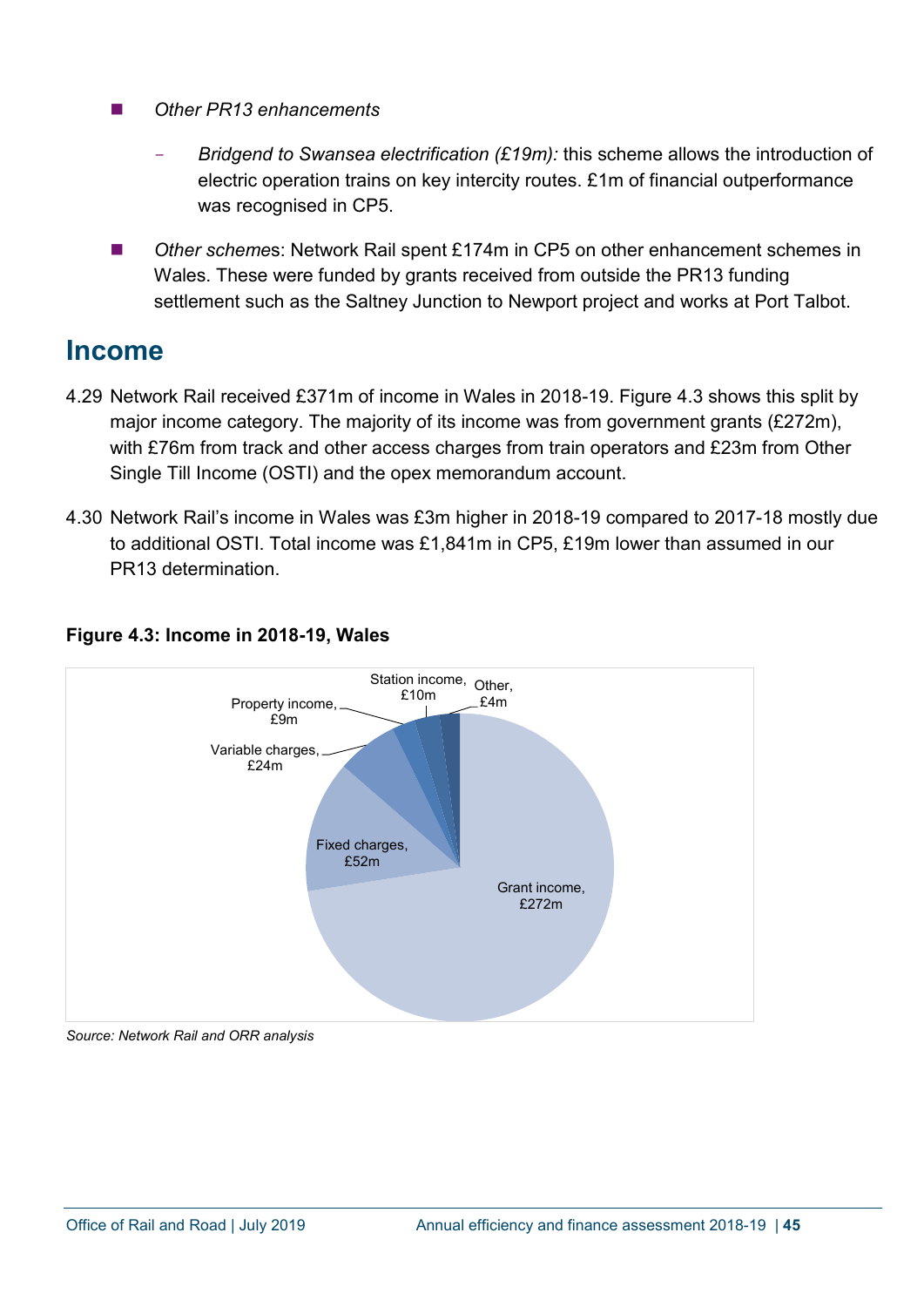- *Other PR13 enhancements*

  - *Bridgend to Swansea electrification (£19m):* this scheme allows the introduction of electric operation trains on key intercity routes. £1m of financial outperformance was recognised in CP5.

- *Other schemes*: Network Rail spent £174m in CP5 on other enhancement schemes in Wales. These were funded by grants received from outside the PR13 funding settlement such as the Saltney Junction to Newport project and works at Port Talbot.

## Income

4.29 Network Rail received £371m of income in Wales in 2018-19. Figure 4.3 shows this split by major income category. The majority of its income was from government grants (£272m), with £76m from track and other access charges from train operators and £23m from Other Single Till Income (OSTI) and the opex memorandum account.

4.30 Network Rail's income in Wales was £3m higher in 2018-19 compared to 2017-18 mostly due to additional OSTI. Total income was £1,841m in CP5, £19m lower than assumed in our PR13 determination.

**Figure 4.3: Income in 2018-19, Wales**

| Category | Income |
|---|---|
| Grant income | £272m |
| Fixed charges | £52m |
| Variable charges | £24m |
| Property income | £9m |
| Station income | £10m |
| Other | £4m |

*Source: Network Rail and ORR analysis*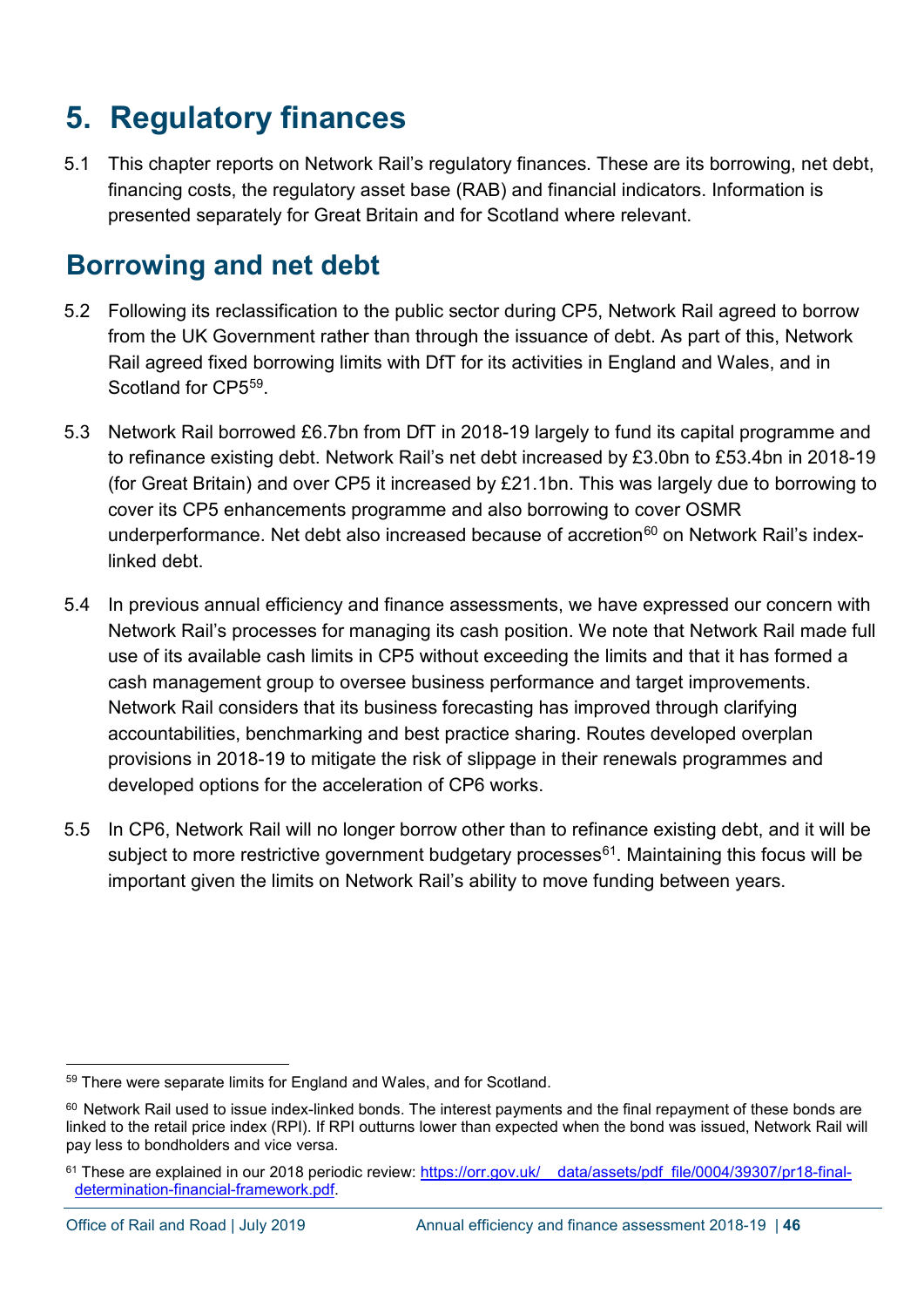# 5. Regulatory finances

5.1 This chapter reports on Network Rail's regulatory finances. These are its borrowing, net debt, financing costs, the regulatory asset base (RAB) and financial indicators. Information is presented separately for Great Britain and for Scotland where relevant.

## Borrowing and net debt

5.2 Following its reclassification to the public sector during CP5, Network Rail agreed to borrow from the UK Government rather than through the issuance of debt. As part of this, Network Rail agreed fixed borrowing limits with DfT for its activities in England and Wales, and in Scotland for CP5[59].

5.3 Network Rail borrowed £6.7bn from DfT in 2018-19 largely to fund its capital programme and to refinance existing debt. Network Rail's net debt increased by £3.0bn to £53.4bn in 2018-19 (for Great Britain) and over CP5 it increased by £21.1bn. This was largely due to borrowing to cover its CP5 enhancements programme and also borrowing to cover OSMR underperformance. Net debt also increased because of accretion[60] on Network Rail's index-linked debt.

5.4 In previous annual efficiency and finance assessments, we have expressed our concern with Network Rail's processes for managing its cash position. We note that Network Rail made full use of its available cash limits in CP5 without exceeding the limits and that it has formed a cash management group to oversee business performance and target improvements. Network Rail considers that its business forecasting has improved through clarifying accountabilities, benchmarking and best practice sharing. Routes developed overplan provisions in 2018-19 to mitigate the risk of slippage in their renewals programmes and developed options for the acceleration of CP6 works.

5.5 In CP6, Network Rail will no longer borrow other than to refinance existing debt, and it will be subject to more restrictive government budgetary processes[61]. Maintaining this focus will be important given the limits on Network Rail's ability to move funding between years.

---

[59] There were separate limits for England and Wales, and for Scotland.

[60] Network Rail used to issue index-linked bonds. The interest payments and the final repayment of these bonds are linked to the retail price index (RPI). If RPI outturns lower than expected when the bond was issued, Network Rail will pay less to bondholders and vice versa.

[61] These are explained in our 2018 periodic review: https://orr.gov.uk/__data/assets/pdf_file/0004/39307/pr18-final-determination-financial-framework.pdf.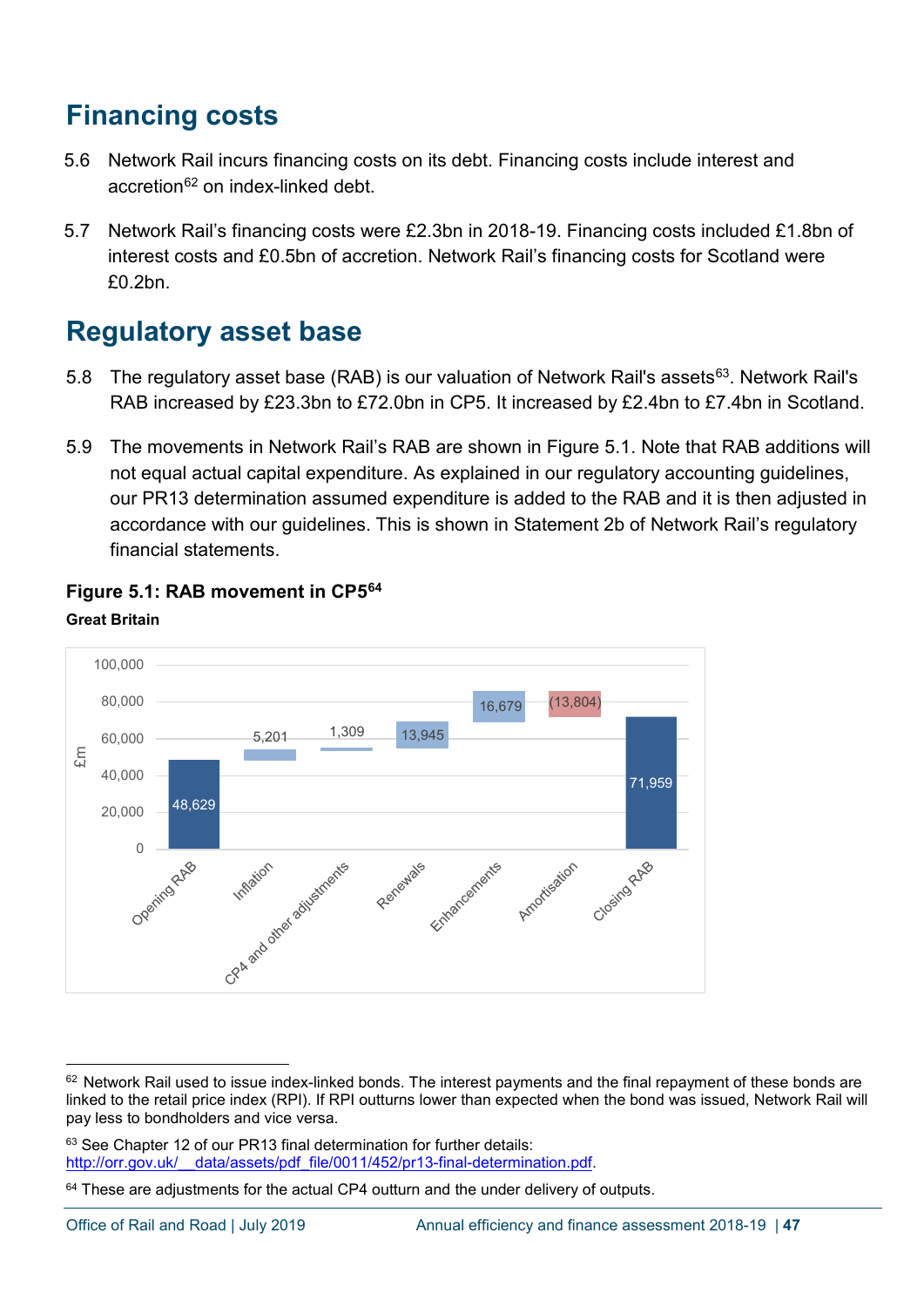## Financing costs

5.6 Network Rail incurs financing costs on its debt. Financing costs include interest and accretion[62] on index-linked debt.

5.7 Network Rail's financing costs were £2.3bn in 2018-19. Financing costs included £1.8bn of interest costs and £0.5bn of accretion. Network Rail's financing costs for Scotland were £0.2bn.

## Regulatory asset base

5.8 The regulatory asset base (RAB) is our valuation of Network Rail's assets[63]. Network Rail's RAB increased by £23.3bn to £72.0bn in CP5. It increased by £2.4bn to £7.4bn in Scotland.

5.9 The movements in Network Rail's RAB are shown in Figure 5.1. Note that RAB additions will not equal actual capital expenditure. As explained in our regulatory accounting guidelines, our PR13 determination assumed expenditure is added to the RAB and it is then adjusted in accordance with our guidelines. This is shown in Statement 2b of Network Rail's regulatory financial statements.

**Figure 5.1: RAB movement in CP5[64]**

**Great Britain**

| £m | Opening RAB | Inflation | CP4 and other adjustments | Renewals | Enhancements | Amortisation | Closing RAB |
|---|---|---|---|---|---|---|---|
| Value | 48,629 | 5,201 | 1,309 | 13,945 | 16,679 | (13,804) | 71,959 |

---

[62] Network Rail used to issue index-linked bonds. The interest payments and the final repayment of these bonds are linked to the retail price index (RPI). If RPI outturns lower than expected when the bond was issued, Network Rail will pay less to bondholders and vice versa.

[63] See Chapter 12 of our PR13 final determination for further details: http://orr.gov.uk/__data/assets/pdf_file/0011/452/pr13-final-determination.pdf.

[64] These are adjustments for the actual CP4 outturn and the under delivery of outputs.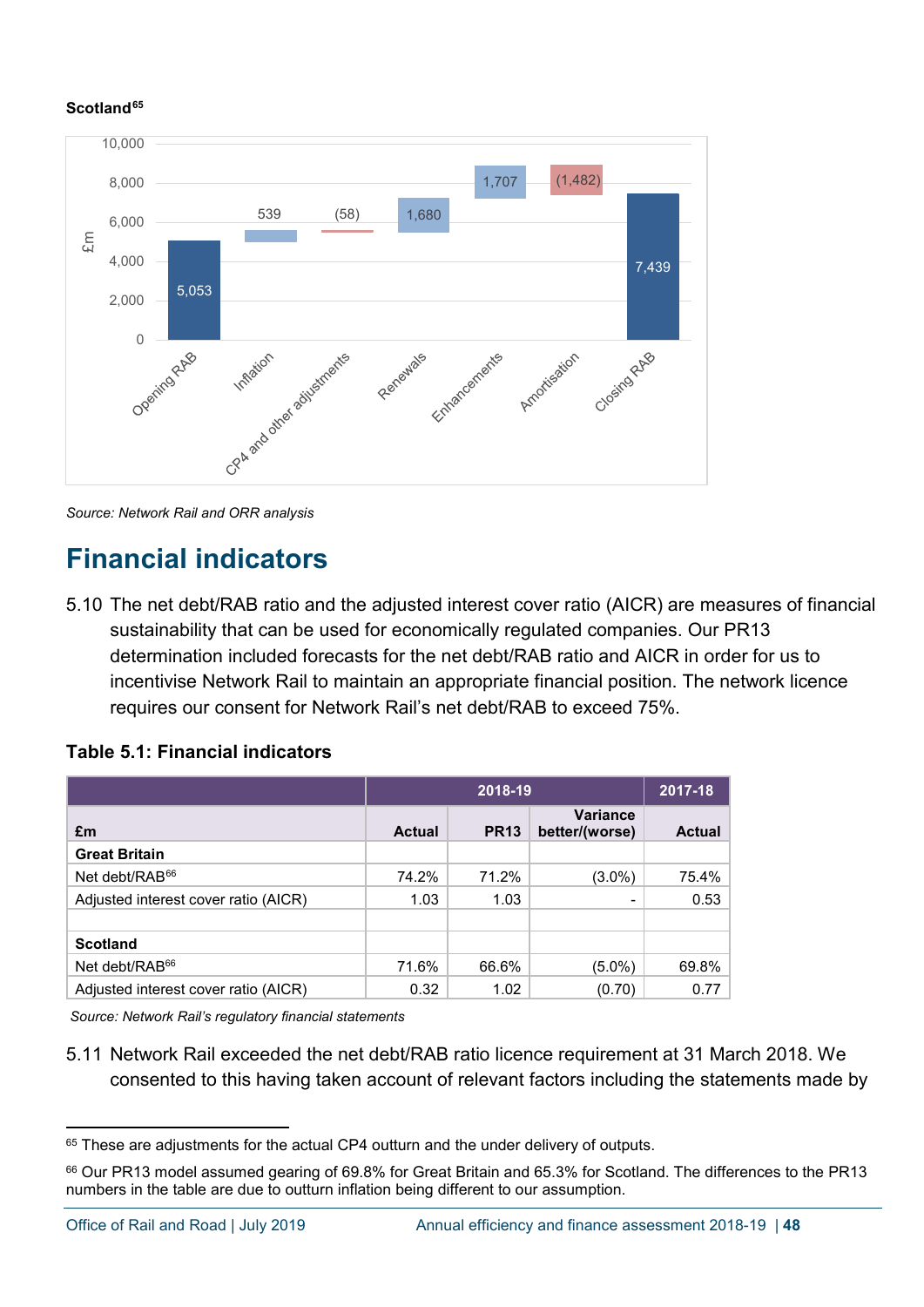**Scotland**[65]

Source: Network Rail and ORR analysis

## Financial indicators

5.10 The net debt/RAB ratio and the adjusted interest cover ratio (AICR) are measures of financial sustainability that can be used for economically regulated companies. Our PR13 determination included forecasts for the net debt/RAB ratio and AICR in order for us to incentivise Network Rail to maintain an appropriate financial position. The network licence requires our consent for Network Rail's net debt/RAB to exceed 75%.

**Table 5.1: Financial indicators**

| | 2018-19 | | | 2017-18 |
|---|---|---|---|---|
| **£m** | **Actual** | **PR13** | **Variance better/(worse)** | **Actual** |
| **Great Britain** | | | | |
| Net debt/RAB[66] | 74.2% | 71.2% | (3.0%) | 75.4% |
| Adjusted interest cover ratio (AICR) | 1.03 | 1.03 | - | 0.53 |
| | | | | |
| **Scotland** | | | | |
| Net debt/RAB[66] | 71.6% | 66.6% | (5.0%) | 69.8% |
| Adjusted interest cover ratio (AICR) | 0.32 | 1.02 | (0.70) | 0.77 |

*Source: Network Rail's regulatory financial statements*

5.11 Network Rail exceeded the net debt/RAB ratio licence requirement at 31 March 2018. We consented to this having taken account of relevant factors including the statements made by

[65] These are adjustments for the actual CP4 outturn and the under delivery of outputs.

[66] Our PR13 model assumed gearing of 69.8% for Great Britain and 65.3% for Scotland. The differences to the PR13 numbers in the table are due to outturn inflation being different to our assumption.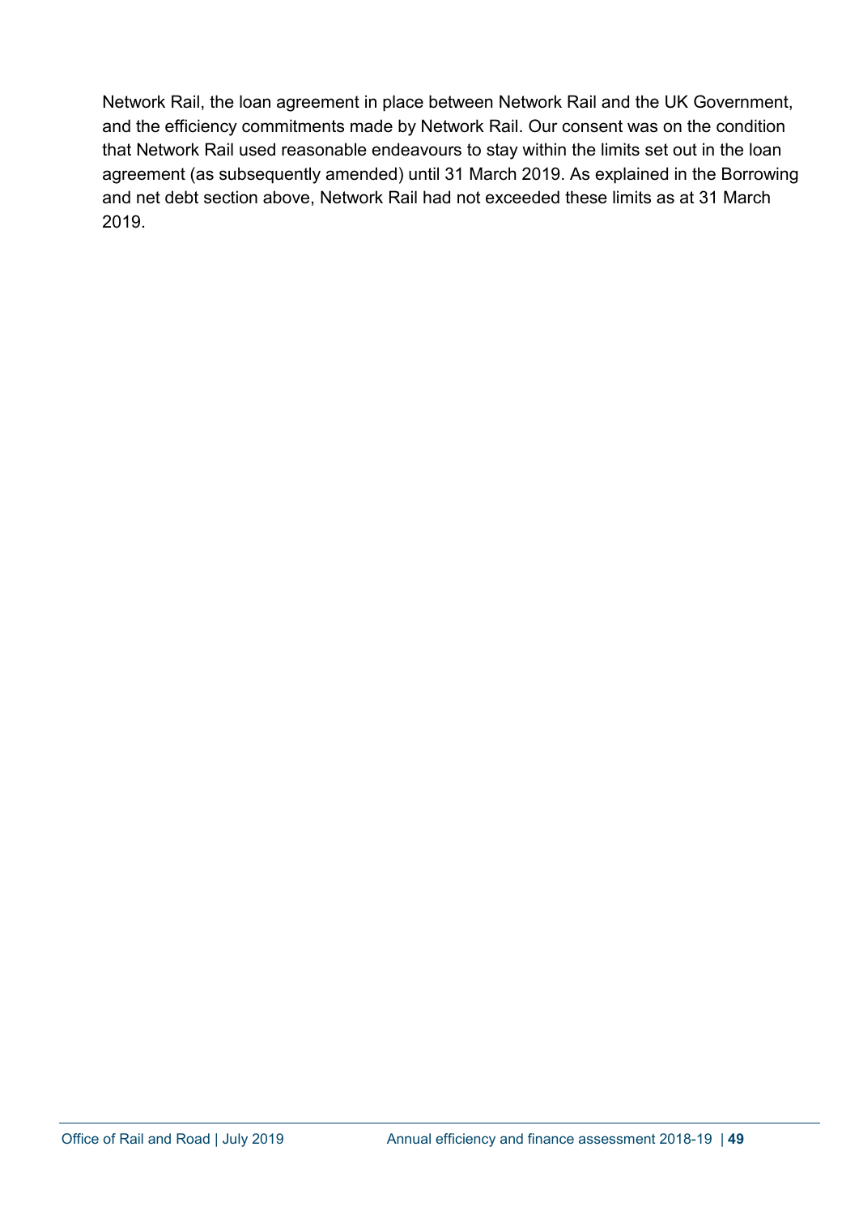Network Rail, the loan agreement in place between Network Rail and the UK Government, and the efficiency commitments made by Network Rail. Our consent was on the condition that Network Rail used reasonable endeavours to stay within the limits set out in the loan agreement (as subsequently amended) until 31 March 2019. As explained in the Borrowing and net debt section above, Network Rail had not exceeded these limits as at 31 March 2019.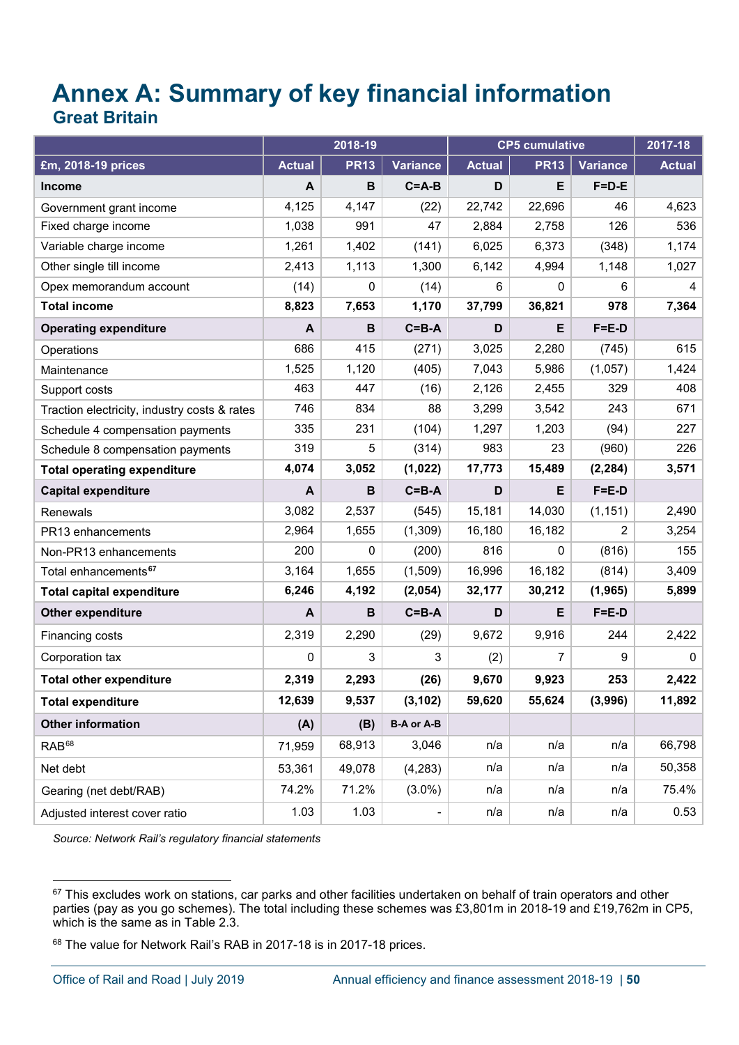# Annex A: Summary of key financial information

## Great Britain

| | 2018-19 | | | CP5 cumulative | | | 2017-18 |
|---|---|---|---|---|---|---|---|
| **£m, 2018-19 prices** | **Actual** | **PR13** | **Variance** | **Actual** | **PR13** | **Variance** | **Actual** |
| **Income** | **A** | **B** | **C=A-B** | **D** | **E** | **F=D-E** | |
| Government grant income | 4,125 | 4,147 | (22) | 22,742 | 22,696 | 46 | 4,623 |
| Fixed charge income | 1,038 | 991 | 47 | 2,884 | 2,758 | 126 | 536 |
| Variable charge income | 1,261 | 1,402 | (141) | 6,025 | 6,373 | (348) | 1,174 |
| Other single till income | 2,413 | 1,113 | 1,300 | 6,142 | 4,994 | 1,148 | 1,027 |
| Opex memorandum account | (14) | 0 | (14) | 6 | 0 | 6 | 4 |
| **Total income** | **8,823** | **7,653** | **1,170** | **37,799** | **36,821** | **978** | **7,364** |
| **Operating expenditure** | **A** | **B** | **C=B-A** | **D** | **E** | **F=E-D** | |
| Operations | 686 | 415 | (271) | 3,025 | 2,280 | (745) | 615 |
| Maintenance | 1,525 | 1,120 | (405) | 7,043 | 5,986 | (1,057) | 1,424 |
| Support costs | 463 | 447 | (16) | 2,126 | 2,455 | 329 | 408 |
| Traction electricity, industry costs & rates | 746 | 834 | 88 | 3,299 | 3,542 | 243 | 671 |
| Schedule 4 compensation payments | 335 | 231 | (104) | 1,297 | 1,203 | (94) | 227 |
| Schedule 8 compensation payments | 319 | 5 | (314) | 983 | 23 | (960) | 226 |
| **Total operating expenditure** | **4,074** | **3,052** | **(1,022)** | **17,773** | **15,489** | **(2,284)** | **3,571** |
| **Capital expenditure** | **A** | **B** | **C=B-A** | **D** | **E** | **F=E-D** | |
| Renewals | 3,082 | 2,537 | (545) | 15,181 | 14,030 | (1,151) | 2,490 |
| PR13 enhancements | 2,964 | 1,655 | (1,309) | 16,180 | 16,182 | 2 | 3,254 |
| Non-PR13 enhancements | 200 | 0 | (200) | 816 | 0 | (816) | 155 |
| Total enhancements[67] | 3,164 | 1,655 | (1,509) | 16,996 | 16,182 | (814) | 3,409 |
| **Total capital expenditure** | **6,246** | **4,192** | **(2,054)** | **32,177** | **30,212** | **(1,965)** | **5,899** |
| **Other expenditure** | **A** | **B** | **C=B-A** | **D** | **E** | **F=E-D** | |
| Financing costs | 2,319 | 2,290 | (29) | 9,672 | 9,916 | 244 | 2,422 |
| Corporation tax | 0 | 3 | 3 | (2) | 7 | 9 | 0 |
| **Total other expenditure** | **2,319** | **2,293** | **(26)** | **9,670** | **9,923** | **253** | **2,422** |
| **Total expenditure** | **12,639** | **9,537** | **(3,102)** | **59,620** | **55,624** | **(3,996)** | **11,892** |
| **Other information** | **(A)** | **(B)** | **B-A or A-B** | | | | |
| RAB[68] | 71,959 | 68,913 | 3,046 | n/a | n/a | n/a | 66,798 |
| Net debt | 53,361 | 49,078 | (4,283) | n/a | n/a | n/a | 50,358 |
| Gearing (net debt/RAB) | 74.2% | 71.2% | (3.0%) | n/a | n/a | n/a | 75.4% |
| Adjusted interest cover ratio | 1.03 | 1.03 | - | n/a | n/a | n/a | 0.53 |

*Source: Network Rail's regulatory financial statements*

[67] This excludes work on stations, car parks and other facilities undertaken on behalf of train operators and other parties (pay as you go schemes). The total including these schemes was £3,801m in 2018-19 and £19,762m in CP5, which is the same as in Table 2.3.

[68] The value for Network Rail's RAB in 2017-18 is in 2017-18 prices.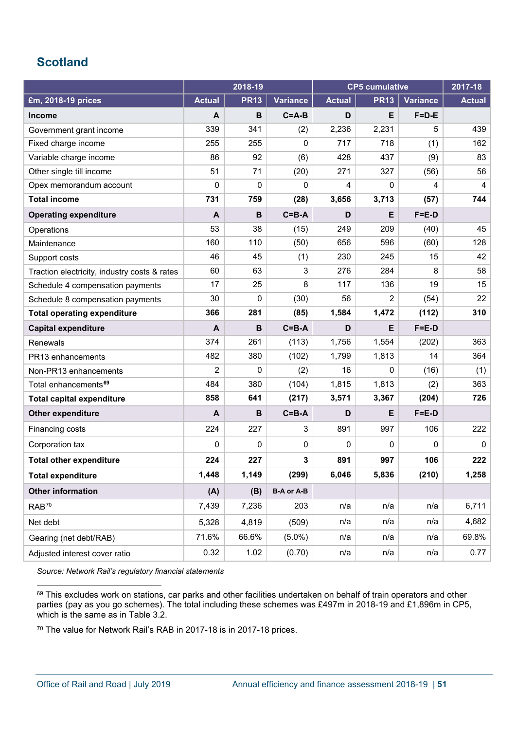## Scotland

| £m, 2018-19 prices | 2018-19 | | | CP5 cumulative | | | 2017-18 |
|---|---|---|---|---|---|---|---|
| | Actual | PR13 | Variance | Actual | PR13 | Variance | Actual |
| **Income** | **A** | **B** | **C=A-B** | **D** | **E** | **F=D-E** | |
| Government grant income | 339 | 341 | (2) | 2,236 | 2,231 | 5 | 439 |
| Fixed charge income | 255 | 255 | 0 | 717 | 718 | (1) | 162 |
| Variable charge income | 86 | 92 | (6) | 428 | 437 | (9) | 83 |
| Other single till income | 51 | 71 | (20) | 271 | 327 | (56) | 56 |
| Opex memorandum account | 0 | 0 | 0 | 4 | 0 | 4 | 4 |
| **Total income** | **731** | **759** | **(28)** | **3,656** | **3,713** | **(57)** | **744** |
| **Operating expenditure** | **A** | **B** | **C=B-A** | **D** | **E** | **F=E-D** | |
| Operations | 53 | 38 | (15) | 249 | 209 | (40) | 45 |
| Maintenance | 160 | 110 | (50) | 656 | 596 | (60) | 128 |
| Support costs | 46 | 45 | (1) | 230 | 245 | 15 | 42 |
| Traction electricity, industry costs & rates | 60 | 63 | 3 | 276 | 284 | 8 | 58 |
| Schedule 4 compensation payments | 17 | 25 | 8 | 117 | 136 | 19 | 15 |
| Schedule 8 compensation payments | 30 | 0 | (30) | 56 | 2 | (54) | 22 |
| **Total operating expenditure** | **366** | **281** | **(85)** | **1,584** | **1,472** | **(112)** | **310** |
| **Capital expenditure** | **A** | **B** | **C=B-A** | **D** | **E** | **F=E-D** | |
| Renewals | 374 | 261 | (113) | 1,756 | 1,554 | (202) | 363 |
| PR13 enhancements | 482 | 380 | (102) | 1,799 | 1,813 | 14 | 364 |
| Non-PR13 enhancements | 2 | 0 | (2) | 16 | 0 | (16) | (1) |
| Total enhancements[69] | 484 | 380 | (104) | 1,815 | 1,813 | (2) | 363 |
| **Total capital expenditure** | **858** | **641** | **(217)** | **3,571** | **3,367** | **(204)** | **726** |
| **Other expenditure** | **A** | **B** | **C=B-A** | **D** | **E** | **F=E-D** | |
| Financing costs | 224 | 227 | 3 | 891 | 997 | 106 | 222 |
| Corporation tax | 0 | 0 | 0 | 0 | 0 | 0 | 0 |
| **Total other expenditure** | **224** | **227** | **3** | **891** | **997** | **106** | **222** |
| **Total expenditure** | **1,448** | **1,149** | **(299)** | **6,046** | **5,836** | **(210)** | **1,258** |
| **Other information** | **(A)** | **(B)** | **B-A or A-B** | | | | |
| RAB[70] | 7,439 | 7,236 | 203 | n/a | n/a | n/a | 6,711 |
| Net debt | 5,328 | 4,819 | (509) | n/a | n/a | n/a | 4,682 |
| Gearing (net debt/RAB) | 71.6% | 66.6% | (5.0%) | n/a | n/a | n/a | 69.8% |
| Adjusted interest cover ratio | 0.32 | 1.02 | (0.70) | n/a | n/a | n/a | 0.77 |

*Source: Network Rail's regulatory financial statements*

[69] This excludes work on stations, car parks and other facilities undertaken on behalf of train operators and other parties (pay as you go schemes). The total including these schemes was £497m in 2018-19 and £1,896m in CP5, which is the same as in Table 3.2.

[70] The value for Network Rail's RAB in 2017-18 is in 2017-18 prices.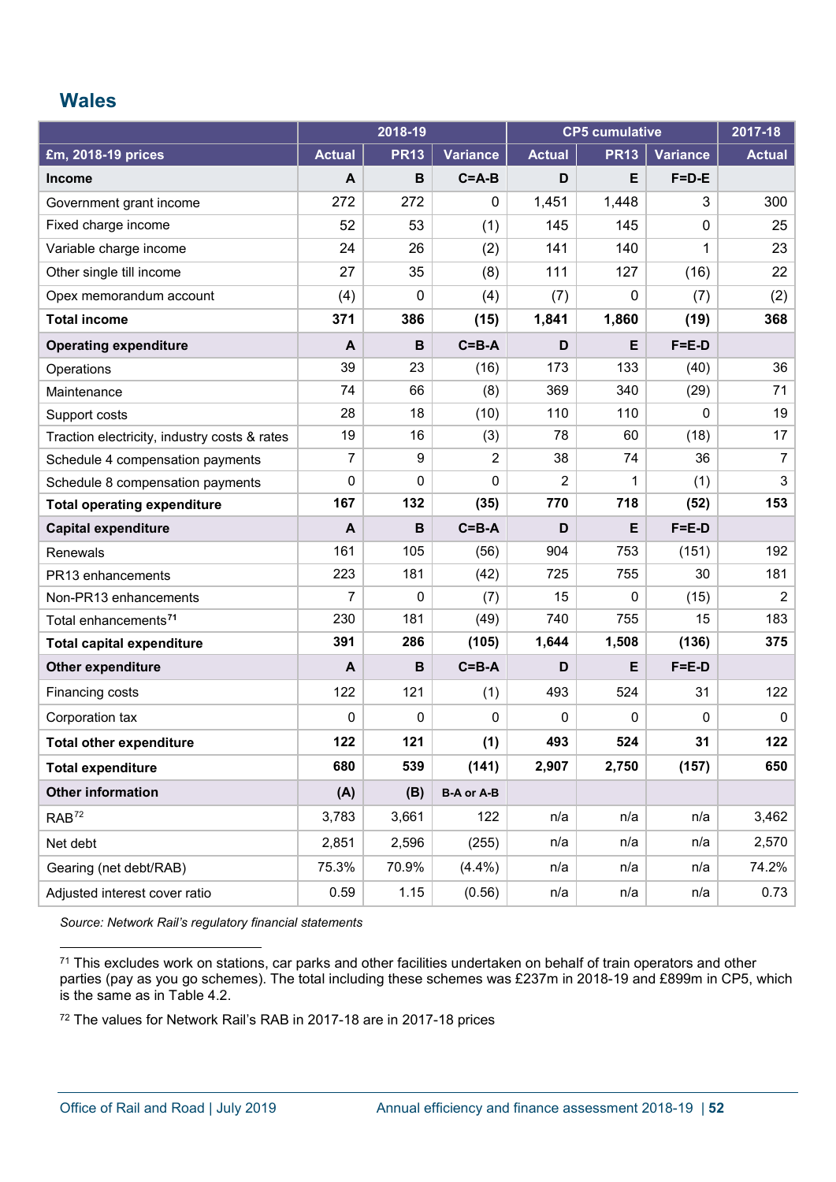## Wales

| £m, 2018-19 prices | 2018-19 | | | CP5 cumulative | | | 2017-18 |
|---|---|---|---|---|---|---|---|
| | Actual | PR13 | Variance | Actual | PR13 | Variance | Actual |
| **Income** | **A** | **B** | **C=A-B** | **D** | **E** | **F=D-E** | |
| Government grant income | 272 | 272 | 0 | 1,451 | 1,448 | 3 | 300 |
| Fixed charge income | 52 | 53 | (1) | 145 | 145 | 0 | 25 |
| Variable charge income | 24 | 26 | (2) | 141 | 140 | 1 | 23 |
| Other single till income | 27 | 35 | (8) | 111 | 127 | (16) | 22 |
| Opex memorandum account | (4) | 0 | (4) | (7) | 0 | (7) | (2) |
| **Total income** | **371** | **386** | **(15)** | **1,841** | **1,860** | **(19)** | **368** |
| **Operating expenditure** | **A** | **B** | **C=B-A** | **D** | **E** | **F=E-D** | |
| Operations | 39 | 23 | (16) | 173 | 133 | (40) | 36 |
| Maintenance | 74 | 66 | (8) | 369 | 340 | (29) | 71 |
| Support costs | 28 | 18 | (10) | 110 | 110 | 0 | 19 |
| Traction electricity, industry costs & rates | 19 | 16 | (3) | 78 | 60 | (18) | 17 |
| Schedule 4 compensation payments | 7 | 9 | 2 | 38 | 74 | 36 | 7 |
| Schedule 8 compensation payments | 0 | 0 | 0 | 2 | 1 | (1) | 3 |
| **Total operating expenditure** | **167** | **132** | **(35)** | **770** | **718** | **(52)** | **153** |
| **Capital expenditure** | **A** | **B** | **C=B-A** | **D** | **E** | **F=E-D** | |
| Renewals | 161 | 105 | (56) | 904 | 753 | (151) | 192 |
| PR13 enhancements | 223 | 181 | (42) | 725 | 755 | 30 | 181 |
| Non-PR13 enhancements | 7 | 0 | (7) | 15 | 0 | (15) | 2 |
| Total enhancements[71] | 230 | 181 | (49) | 740 | 755 | 15 | 183 |
| **Total capital expenditure** | **391** | **286** | **(105)** | **1,644** | **1,508** | **(136)** | **375** |
| **Other expenditure** | **A** | **B** | **C=B-A** | **D** | **E** | **F=E-D** | |
| Financing costs | 122 | 121 | (1) | 493 | 524 | 31 | 122 |
| Corporation tax | 0 | 0 | 0 | 0 | 0 | 0 | 0 |
| **Total other expenditure** | **122** | **121** | **(1)** | **493** | **524** | **31** | **122** |
| **Total expenditure** | **680** | **539** | **(141)** | **2,907** | **2,750** | **(157)** | **650** |
| **Other information** | **(A)** | **(B)** | **B-A or A-B** | | | | |
| RAB[72] | 3,783 | 3,661 | 122 | n/a | n/a | n/a | 3,462 |
| Net debt | 2,851 | 2,596 | (255) | n/a | n/a | n/a | 2,570 |
| Gearing (net debt/RAB) | 75.3% | 70.9% | (4.4%) | n/a | n/a | n/a | 74.2% |
| Adjusted interest cover ratio | 0.59 | 1.15 | (0.56) | n/a | n/a | n/a | 0.73 |

*Source: Network Rail's regulatory financial statements*

[71] This excludes work on stations, car parks and other facilities undertaken on behalf of train operators and other parties (pay as you go schemes). The total including these schemes was £237m in 2018-19 and £899m in CP5, which is the same as in Table 4.2.

[72] The values for Network Rail's RAB in 2017-18 are in 2017-18 prices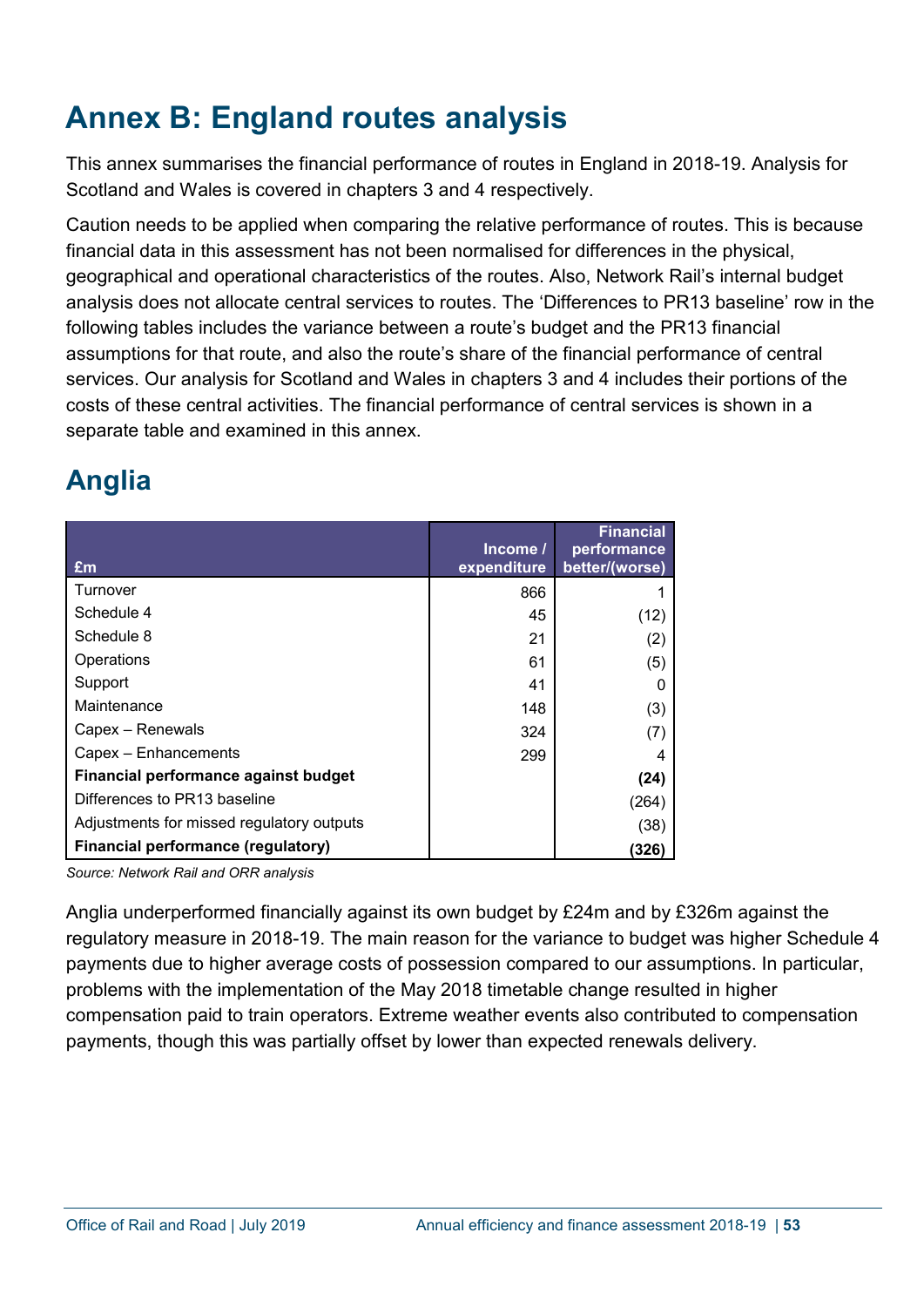# Annex B: England routes analysis

This annex summarises the financial performance of routes in England in 2018-19. Analysis for Scotland and Wales is covered in chapters 3 and 4 respectively.

Caution needs to be applied when comparing the relative performance of routes. This is because financial data in this assessment has not been normalised for differences in the physical, geographical and operational characteristics of the routes. Also, Network Rail's internal budget analysis does not allocate central services to routes. The 'Differences to PR13 baseline' row in the following tables includes the variance between a route's budget and the PR13 financial assumptions for that route, and also the route's share of the financial performance of central services. Our analysis for Scotland and Wales in chapters 3 and 4 includes their portions of the costs of these central activities. The financial performance of central services is shown in a separate table and examined in this annex.

## Anglia

| £m | Income / expenditure | Financial performance better/(worse) |
|---|---|---|
| Turnover | 866 | 1 |
| Schedule 4 | 45 | (12) |
| Schedule 8 | 21 | (2) |
| Operations | 61 | (5) |
| Support | 41 | 0 |
| Maintenance | 148 | (3) |
| Capex – Renewals | 324 | (7) |
| Capex – Enhancements | 299 | 4 |
| **Financial performance against budget** | | **(24)** |
| Differences to PR13 baseline | | (264) |
| Adjustments for missed regulatory outputs | | (38) |
| **Financial performance (regulatory)** | | **(326)** |

*Source: Network Rail and ORR analysis*

Anglia underperformed financially against its own budget by £24m and by £326m against the regulatory measure in 2018-19. The main reason for the variance to budget was higher Schedule 4 payments due to higher average costs of possession compared to our assumptions. In particular, problems with the implementation of the May 2018 timetable change resulted in higher compensation paid to train operators. Extreme weather events also contributed to compensation payments, though this was partially offset by lower than expected renewals delivery.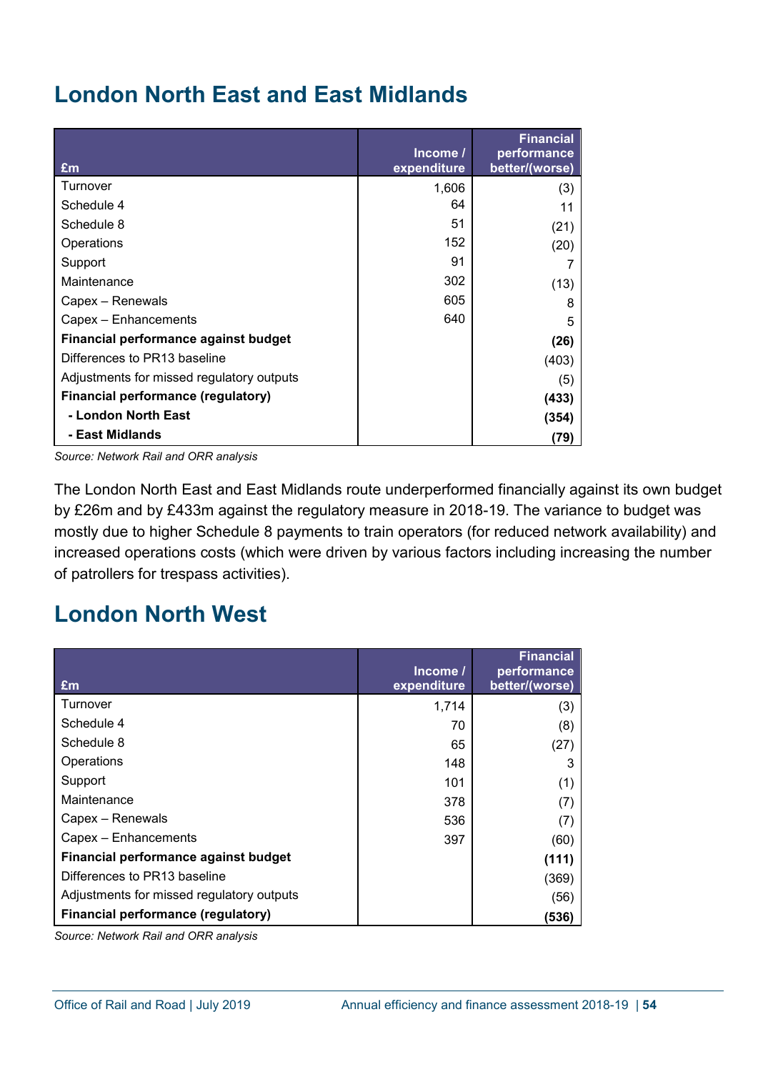## London North East and East Midlands

| £m | Income / expenditure | Financial performance better/(worse) |
|---|---|---|
| Turnover | 1,606 | (3) |
| Schedule 4 | 64 | 11 |
| Schedule 8 | 51 | (21) |
| Operations | 152 | (20) |
| Support | 91 | 7 |
| Maintenance | 302 | (13) |
| Capex – Renewals | 605 | 8 |
| Capex – Enhancements | 640 | 5 |
| **Financial performance against budget** | | **(26)** |
| Differences to PR13 baseline | | (403) |
| Adjustments for missed regulatory outputs | | (5) |
| **Financial performance (regulatory)** | | **(433)** |
| **- London North East** | | **(354)** |
| **- East Midlands** | | **(79)** |

*Source: Network Rail and ORR analysis*

The London North East and East Midlands route underperformed financially against its own budget by £26m and by £433m against the regulatory measure in 2018-19. The variance to budget was mostly due to higher Schedule 8 payments to train operators (for reduced network availability) and increased operations costs (which were driven by various factors including increasing the number of patrollers for trespass activities).

## London North West

| £m | Income / expenditure | Financial performance better/(worse) |
|---|---|---|
| Turnover | 1,714 | (3) |
| Schedule 4 | 70 | (8) |
| Schedule 8 | 65 | (27) |
| Operations | 148 | 3 |
| Support | 101 | (1) |
| Maintenance | 378 | (7) |
| Capex – Renewals | 536 | (7) |
| Capex – Enhancements | 397 | (60) |
| **Financial performance against budget** | | **(111)** |
| Differences to PR13 baseline | | (369) |
| Adjustments for missed regulatory outputs | | (56) |
| **Financial performance (regulatory)** | | **(536)** |

*Source: Network Rail and ORR analysis*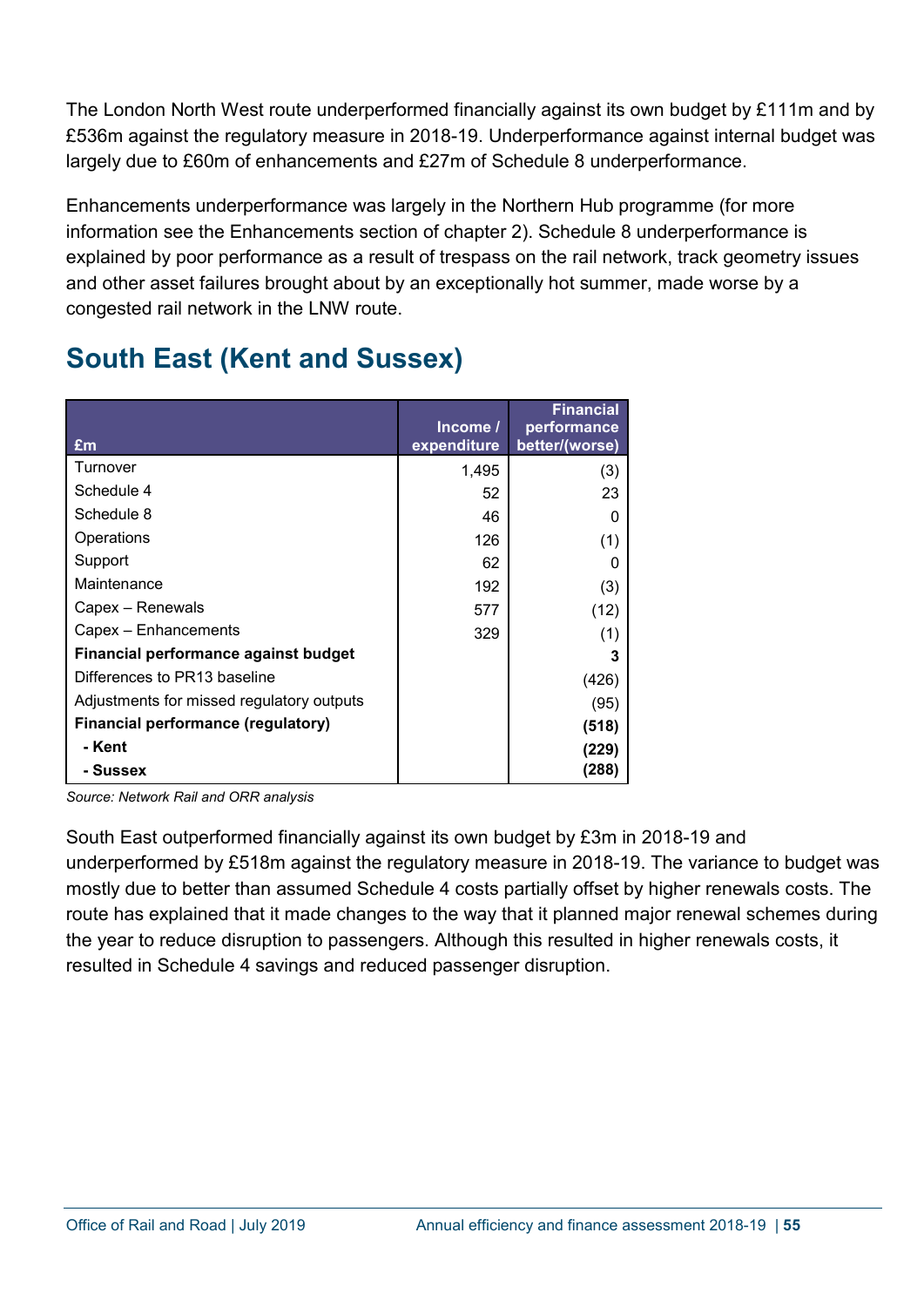The London North West route underperformed financially against its own budget by £111m and by £536m against the regulatory measure in 2018-19. Underperformance against internal budget was largely due to £60m of enhancements and £27m of Schedule 8 underperformance.

Enhancements underperformance was largely in the Northern Hub programme (for more information see the Enhancements section of chapter 2). Schedule 8 underperformance is explained by poor performance as a result of trespass on the rail network, track geometry issues and other asset failures brought about by an exceptionally hot summer, made worse by a congested rail network in the LNW route.

## South East (Kent and Sussex)

| £m | Income / expenditure | Financial performance better/(worse) |
|---|---|---|
| Turnover | 1,495 | (3) |
| Schedule 4 | 52 | 23 |
| Schedule 8 | 46 | 0 |
| Operations | 126 | (1) |
| Support | 62 | 0 |
| Maintenance | 192 | (3) |
| Capex – Renewals | 577 | (12) |
| Capex – Enhancements | 329 | (1) |
| **Financial performance against budget** | | **3** |
| Differences to PR13 baseline | | (426) |
| Adjustments for missed regulatory outputs | | (95) |
| **Financial performance (regulatory)** | | **(518)** |
| **- Kent** | | **(229)** |
| **- Sussex** | | **(288)** |

*Source: Network Rail and ORR analysis*

South East outperformed financially against its own budget by £3m in 2018-19 and underperformed by £518m against the regulatory measure in 2018-19. The variance to budget was mostly due to better than assumed Schedule 4 costs partially offset by higher renewals costs. The route has explained that it made changes to the way that it planned major renewal schemes during the year to reduce disruption to passengers. Although this resulted in higher renewals costs, it resulted in Schedule 4 savings and reduced passenger disruption.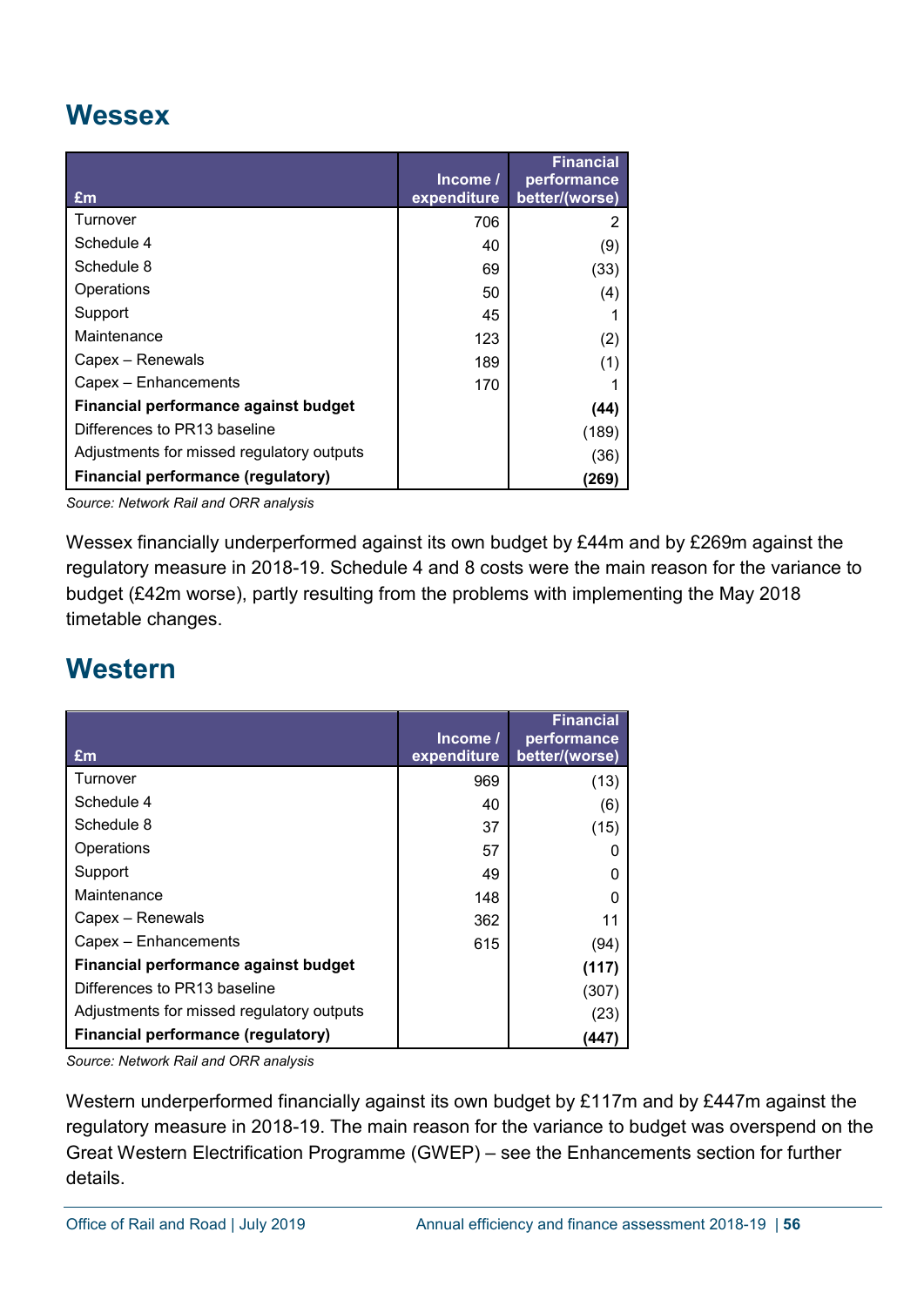## Wessex

| £m | Income / expenditure | Financial performance better/(worse) |
|---|---|---|
| Turnover | 706 | 2 |
| Schedule 4 | 40 | (9) |
| Schedule 8 | 69 | (33) |
| Operations | 50 | (4) |
| Support | 45 | 1 |
| Maintenance | 123 | (2) |
| Capex – Renewals | 189 | (1) |
| Capex – Enhancements | 170 | 1 |
| **Financial performance against budget** | | **(44)** |
| Differences to PR13 baseline | | (189) |
| Adjustments for missed regulatory outputs | | (36) |
| **Financial performance (regulatory)** | | **(269)** |

*Source: Network Rail and ORR analysis*

Wessex financially underperformed against its own budget by £44m and by £269m against the regulatory measure in 2018-19. Schedule 4 and 8 costs were the main reason for the variance to budget (£42m worse), partly resulting from the problems with implementing the May 2018 timetable changes.

## Western

| £m | Income / expenditure | Financial performance better/(worse) |
|---|---|---|
| Turnover | 969 | (13) |
| Schedule 4 | 40 | (6) |
| Schedule 8 | 37 | (15) |
| Operations | 57 | 0 |
| Support | 49 | 0 |
| Maintenance | 148 | 0 |
| Capex – Renewals | 362 | 11 |
| Capex – Enhancements | 615 | (94) |
| **Financial performance against budget** | | **(117)** |
| Differences to PR13 baseline | | (307) |
| Adjustments for missed regulatory outputs | | (23) |
| **Financial performance (regulatory)** | | **(447)** |

*Source: Network Rail and ORR analysis*

Western underperformed financially against its own budget by £117m and by £447m against the regulatory measure in 2018-19. The main reason for the variance to budget was overspend on the Great Western Electrification Programme (GWEP) – see the Enhancements section for further details.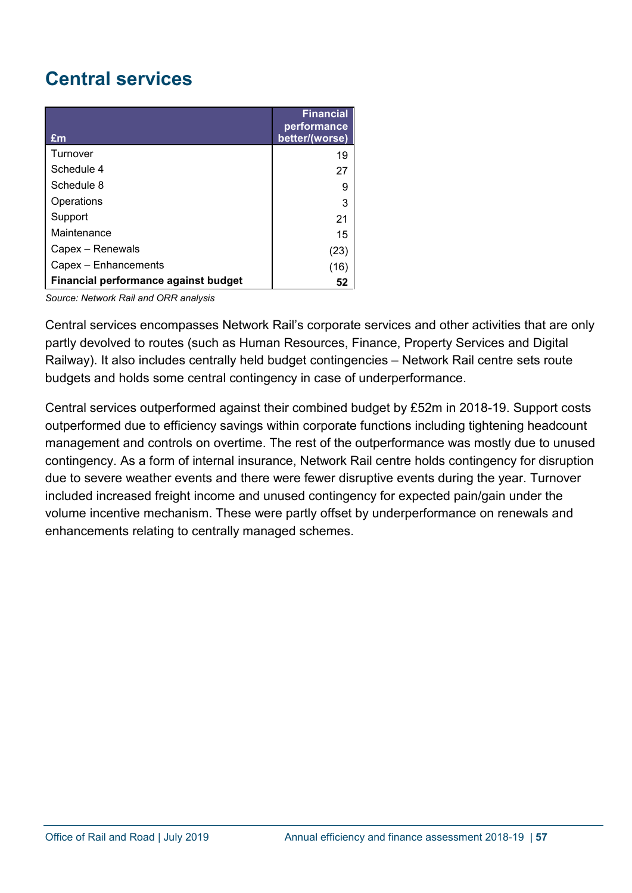# Central services

| £m | Financial performance better/(worse) |
|---|---|
| Turnover | 19 |
| Schedule 4 | 27 |
| Schedule 8 | 9 |
| Operations | 3 |
| Support | 21 |
| Maintenance | 15 |
| Capex – Renewals | (23) |
| Capex – Enhancements | (16) |
| **Financial performance against budget** | **52** |

*Source: Network Rail and ORR analysis*

Central services encompasses Network Rail's corporate services and other activities that are only partly devolved to routes (such as Human Resources, Finance, Property Services and Digital Railway). It also includes centrally held budget contingencies – Network Rail centre sets route budgets and holds some central contingency in case of underperformance.

Central services outperformed against their combined budget by £52m in 2018-19. Support costs outperformed due to efficiency savings within corporate functions including tightening headcount management and controls on overtime. The rest of the outperformance was mostly due to unused contingency. As a form of internal insurance, Network Rail centre holds contingency for disruption due to severe weather events and there were fewer disruptive events during the year. Turnover included increased freight income and unused contingency for expected pain/gain under the volume incentive mechanism. These were partly offset by underperformance on renewals and enhancements relating to centrally managed schemes.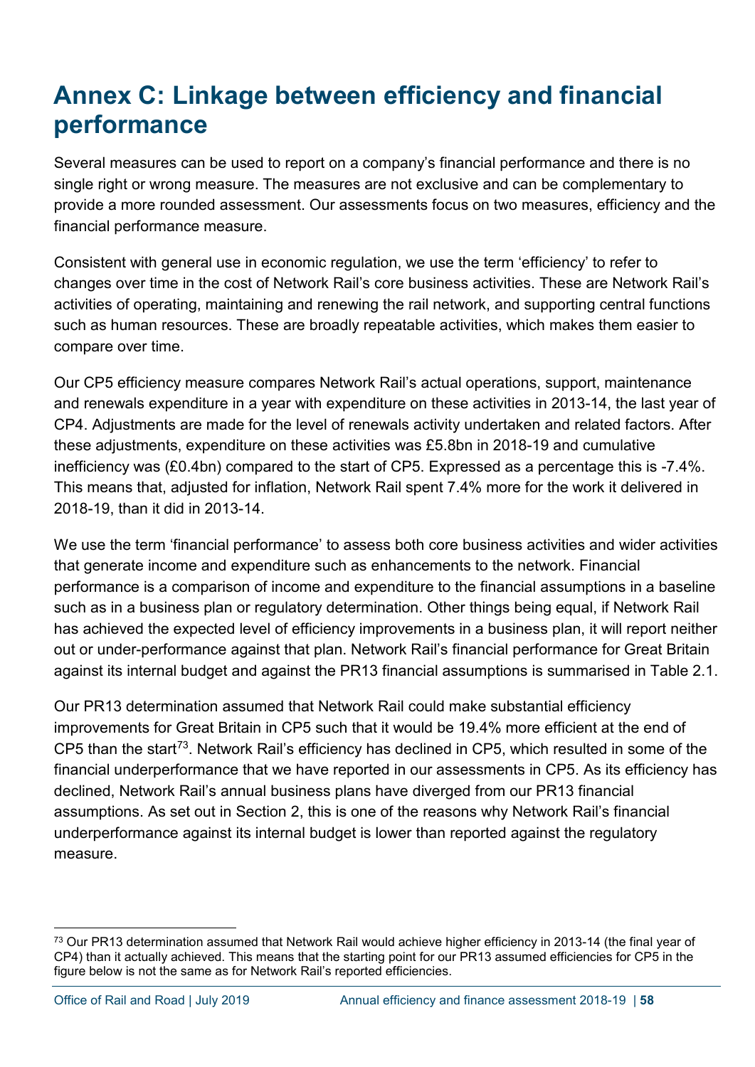# Annex C: Linkage between efficiency and financial performance

Several measures can be used to report on a company's financial performance and there is no single right or wrong measure. The measures are not exclusive and can be complementary to provide a more rounded assessment. Our assessments focus on two measures, efficiency and the financial performance measure.

Consistent with general use in economic regulation, we use the term 'efficiency' to refer to changes over time in the cost of Network Rail's core business activities. These are Network Rail's activities of operating, maintaining and renewing the rail network, and supporting central functions such as human resources. These are broadly repeatable activities, which makes them easier to compare over time.

Our CP5 efficiency measure compares Network Rail's actual operations, support, maintenance and renewals expenditure in a year with expenditure on these activities in 2013-14, the last year of CP4. Adjustments are made for the level of renewals activity undertaken and related factors. After these adjustments, expenditure on these activities was £5.8bn in 2018-19 and cumulative inefficiency was (£0.4bn) compared to the start of CP5. Expressed as a percentage this is -7.4%. This means that, adjusted for inflation, Network Rail spent 7.4% more for the work it delivered in 2018-19, than it did in 2013-14.

We use the term 'financial performance' to assess both core business activities and wider activities that generate income and expenditure such as enhancements to the network. Financial performance is a comparison of income and expenditure to the financial assumptions in a baseline such as in a business plan or regulatory determination. Other things being equal, if Network Rail has achieved the expected level of efficiency improvements in a business plan, it will report neither out or under-performance against that plan. Network Rail's financial performance for Great Britain against its internal budget and against the PR13 financial assumptions is summarised in Table 2.1.

Our PR13 determination assumed that Network Rail could make substantial efficiency improvements for Great Britain in CP5 such that it would be 19.4% more efficient at the end of CP5 than the start[73]. Network Rail's efficiency has declined in CP5, which resulted in some of the financial underperformance that we have reported in our assessments in CP5. As its efficiency has declined, Network Rail's annual business plans have diverged from our PR13 financial assumptions. As set out in Section 2, this is one of the reasons why Network Rail's financial underperformance against its internal budget is lower than reported against the regulatory measure.

[73] Our PR13 determination assumed that Network Rail would achieve higher efficiency in 2013-14 (the final year of CP4) than it actually achieved. This means that the starting point for our PR13 assumed efficiencies for CP5 in the figure below is not the same as for Network Rail's reported efficiencies.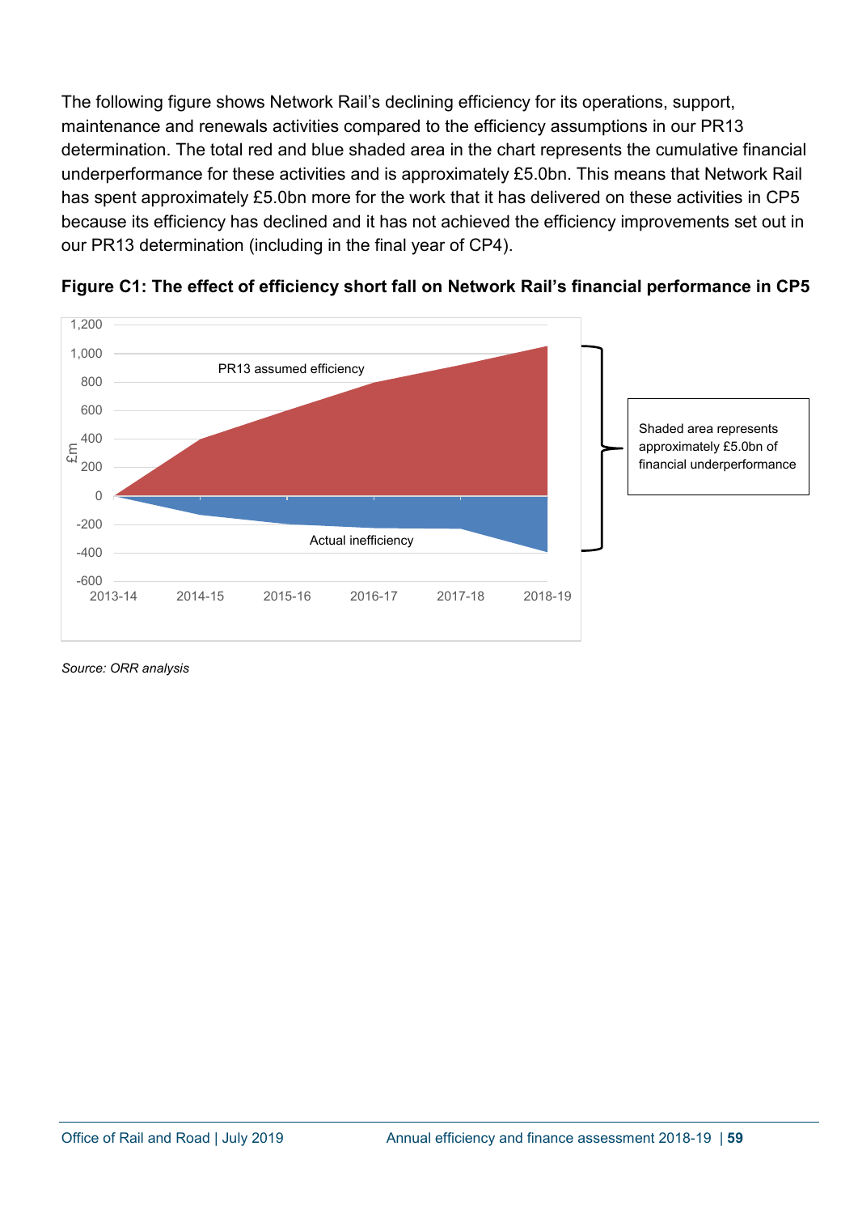The following figure shows Network Rail's declining efficiency for its operations, support, maintenance and renewals activities compared to the efficiency assumptions in our PR13 determination. The total red and blue shaded area in the chart represents the cumulative financial underperformance for these activities and is approximately £5.0bn. This means that Network Rail has spent approximately £5.0bn more for the work that it has delivered on these activities in CP5 because its efficiency has declined and it has not achieved the efficiency improvements set out in our PR13 determination (including in the final year of CP4).

**Figure C1: The effect of efficiency short fall on Network Rail's financial performance in CP5**

*Source: ORR analysis*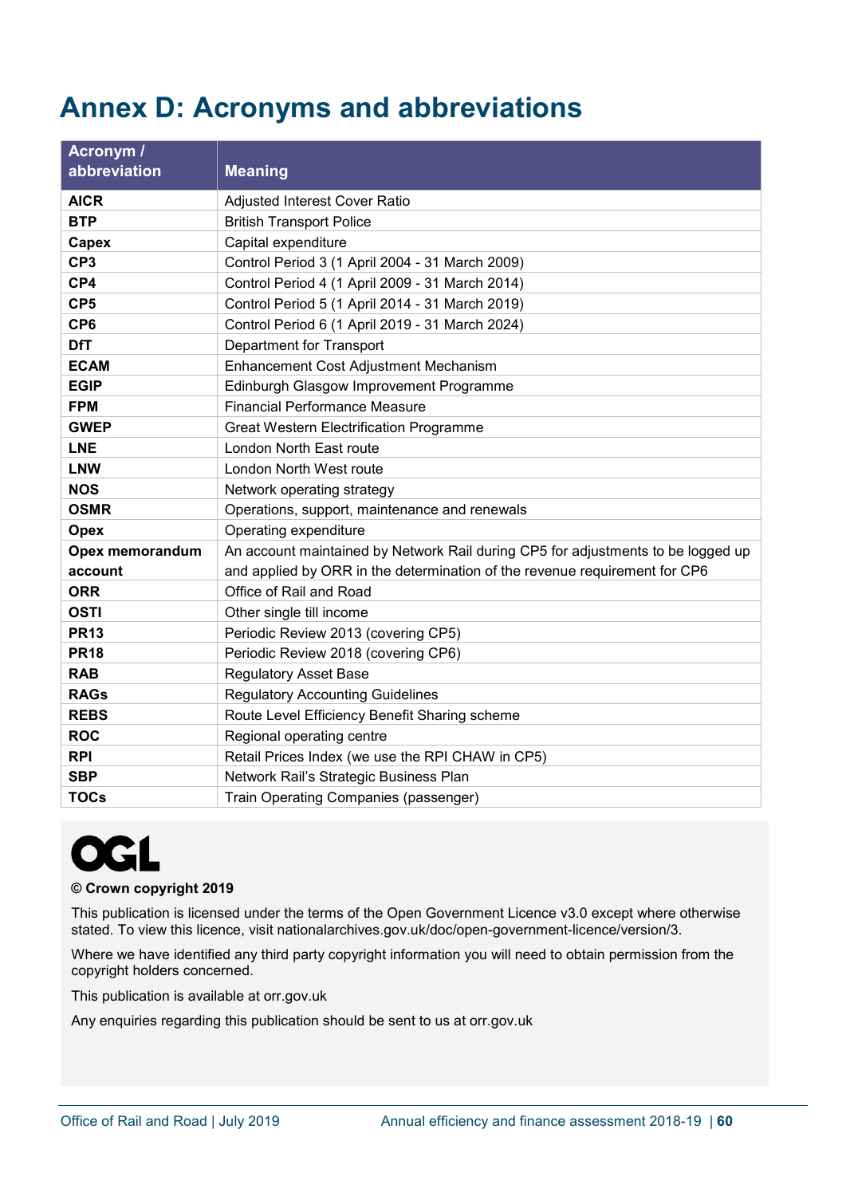# Annex D: Acronyms and abbreviations

| Acronym / abbreviation | Meaning |
|---|---|
| **AICR** | Adjusted Interest Cover Ratio |
| **BTP** | British Transport Police |
| **Capex** | Capital expenditure |
| **CP3** | Control Period 3 (1 April 2004 - 31 March 2009) |
| **CP4** | Control Period 4 (1 April 2009 - 31 March 2014) |
| **CP5** | Control Period 5 (1 April 2014 - 31 March 2019) |
| **CP6** | Control Period 6 (1 April 2019 - 31 March 2024) |
| **DfT** | Department for Transport |
| **ECAM** | Enhancement Cost Adjustment Mechanism |
| **EGIP** | Edinburgh Glasgow Improvement Programme |
| **FPM** | Financial Performance Measure |
| **GWEP** | Great Western Electrification Programme |
| **LNE** | London North East route |
| **LNW** | London North West route |
| **NOS** | Network operating strategy |
| **OSMR** | Operations, support, maintenance and renewals |
| **Opex** | Operating expenditure |
| **Opex memorandum account** | An account maintained by Network Rail during CP5 for adjustments to be logged up and applied by ORR in the determination of the revenue requirement for CP6 |
| **ORR** | Office of Rail and Road |
| **OSTI** | Other single till income |
| **PR13** | Periodic Review 2013 (covering CP5) |
| **PR18** | Periodic Review 2018 (covering CP6) |
| **RAB** | Regulatory Asset Base |
| **RAGs** | Regulatory Accounting Guidelines |
| **REBS** | Route Level Efficiency Benefit Sharing scheme |
| **ROC** | Regional operating centre |
| **RPI** | Retail Prices Index (we use the RPI CHAW in CP5) |
| **SBP** | Network Rail's Strategic Business Plan |
| **TOCs** | Train Operating Companies (passenger) |

OGL

**© Crown copyright 2019**

This publication is licensed under the terms of the Open Government Licence v3.0 except where otherwise stated. To view this licence, visit nationalarchives.gov.uk/doc/open-government-licence/version/3.

Where we have identified any third party copyright information you will need to obtain permission from the copyright holders concerned.

This publication is available at orr.gov.uk

Any enquiries regarding this publication should be sent to us at orr.gov.uk